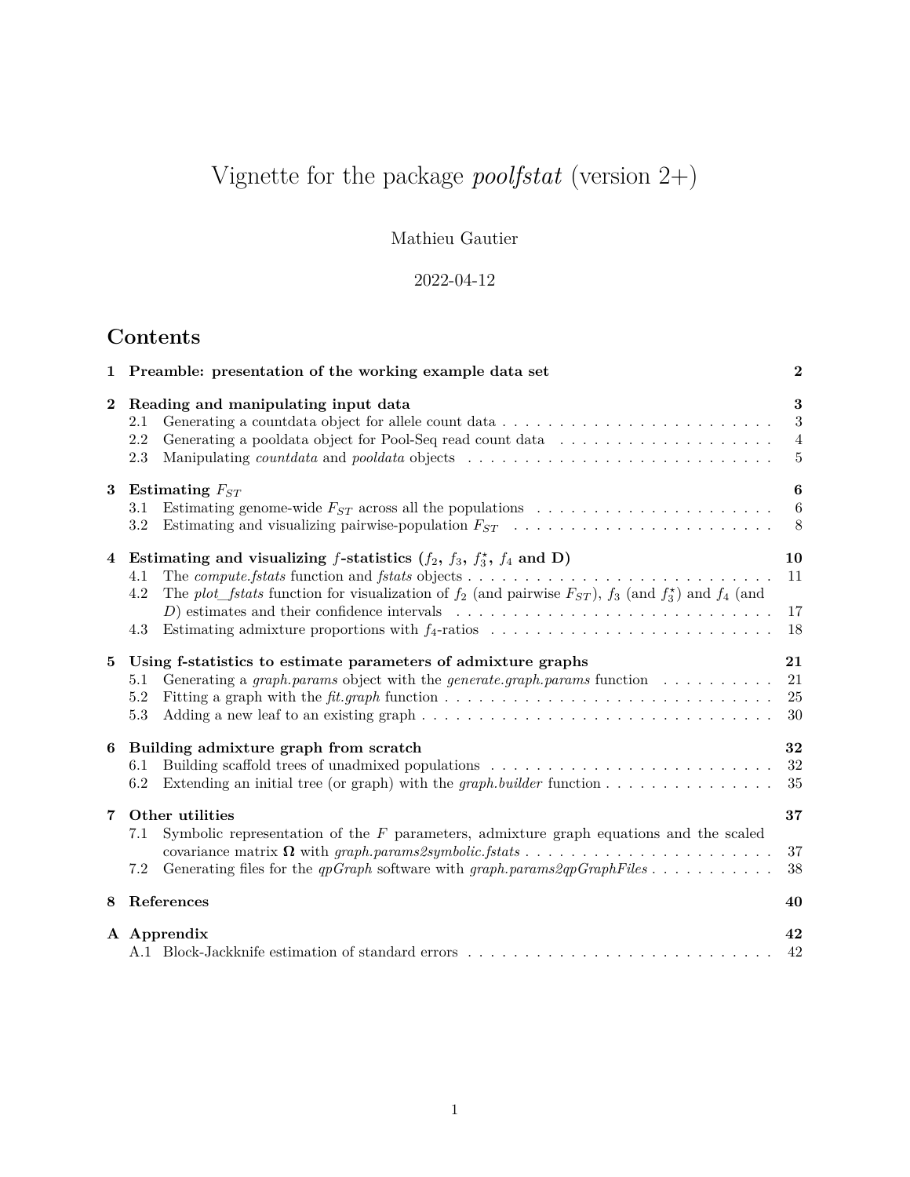# Vignette for the package *poolfstat* (version 2+)

Mathieu Gautier

2022-04-12

## Contents

**1 Preamble: presentation of the working example data set** — **2**

**2 Reading and manipulating input data** — **3**
- 2.1 Generating a countdata object for allele count data — 3
- 2.2 Generating a pooldata object for Pool-Seq read count data — 4
- 2.3 Manipulating *countdata* and *pooldata* objects — 5

**3 Estimating $F_{ST}$** — **6**
- 3.1 Estimating genome-wide $F_{ST}$ across all the populations — 6
- 3.2 Estimating and visualizing pairwise-population $F_{ST}$ — 8

**4 Estimating and visualizing $f$-statistics ($f_2$, $f_3$, $f_3^\star$, $f_4$ and D)** — **10**
- 4.1 The *compute.fstats* function and *fstats* objects — 11
- 4.2 The *plot_fstats* function for visualization of $f_2$ (and pairwise $F_{ST}$), $f_3$ (and $f_3^\star$) and $f_4$ (and $D$) estimates and their confidence intervals — 17
- 4.3 Estimating admixture proportions with $f_4$-ratios — 18

**5 Using f-statistics to estimate parameters of admixture graphs** — **21**
- 5.1 Generating a *graph.params* object with the *generate.graph.params* function — 21
- 5.2 Fitting a graph with the *fit.graph* function — 25
- 5.3 Adding a new leaf to an existing graph — 30

**6 Building admixture graph from scratch** — **32**
- 6.1 Building scaffold trees of unadmixed populations — 32
- 6.2 Extending an initial tree (or graph) with the *graph.builder* function — 35

**7 Other utilities** — **37**
- 7.1 Symbolic representation of the $F$ parameters, admixture graph equations and the scaled covariance matrix $\mathbf{\Omega}$ with *graph.params2symbolic.fstats* — 37
- 7.2 Generating files for the *qpGraph* software with *graph.params2qpGraphFiles* — 38

**8 References** — **40**

**A Apprendix** — **42**
- A.1 Block-Jackknife estimation of standard errors — 42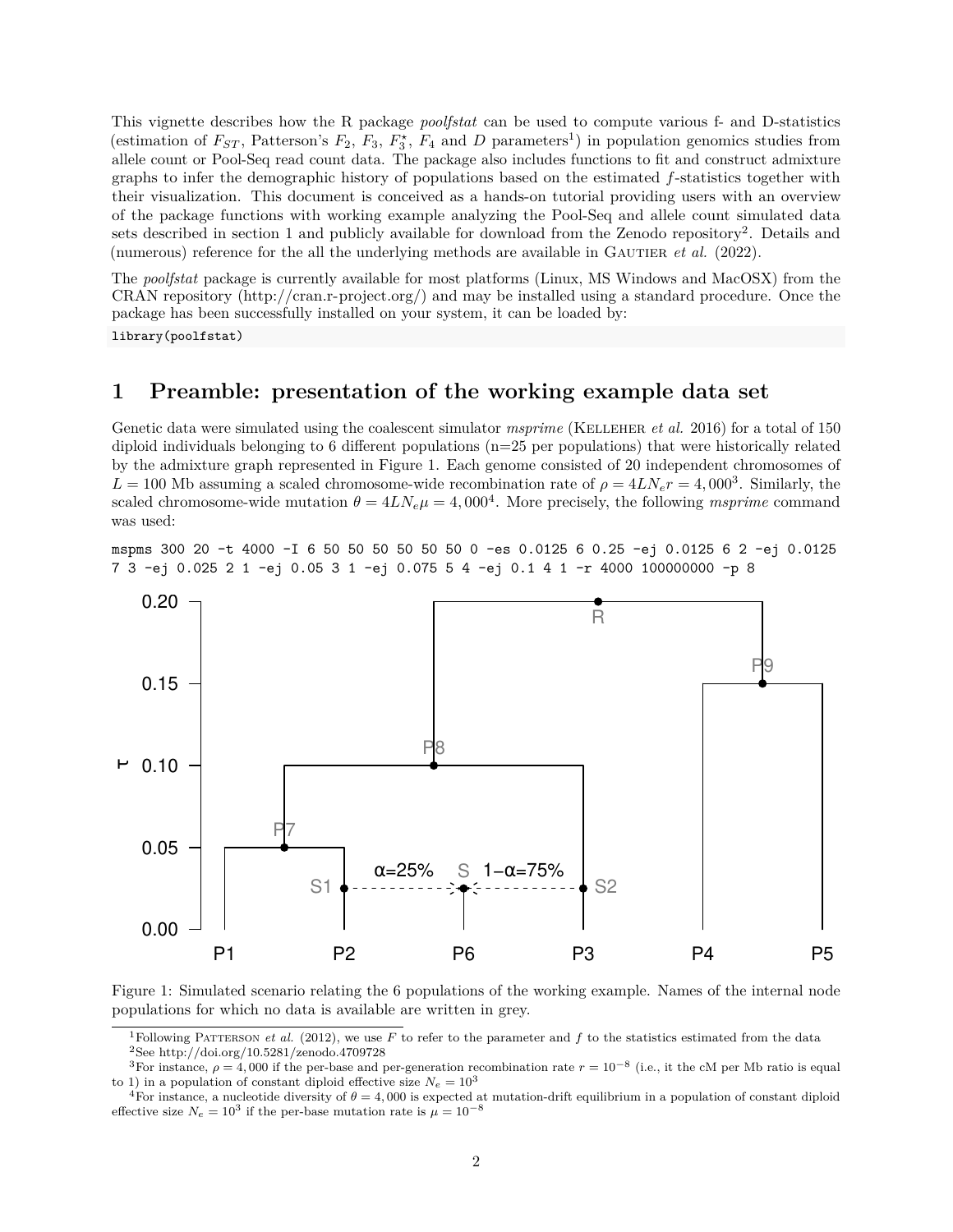This vignette describes how the R package *poolfstat* can be used to compute various f- and D-statistics (estimation of $F_{ST}$, Patterson's $F_2$, $F_3$, $F_3^\star$, $F_4$ and $D$ parameters[1]) in population genomics studies from allele count or Pool-Seq read count data. The package also includes functions to fit and construct admixture graphs to infer the demographic history of populations based on the estimated $f$-statistics together with their visualization. This document is conceived as a hands-on tutorial providing users with an overview of the package functions with working example analyzing the Pool-Seq and allele count simulated data sets described in section 1 and publicly available for download from the Zenodo repository[2]. Details and (numerous) reference for the all the underlying methods are available in Gautier *et al.* (2022).

The *poolfstat* package is currently available for most platforms (Linux, MS Windows and MacOSX) from the CRAN repository (http://cran.r-project.org/) and may be installed using a standard procedure. Once the package has been successfully installed on your system, it can be loaded by:

```
library(poolfstat)
```

# 1 Preamble: presentation of the working example data set

Genetic data were simulated using the coalescent simulator *msprime* (Kelleher *et al.* 2016) for a total of 150 diploid individuals belonging to 6 different populations (n=25 per populations) that were historically related by the admixture graph represented in Figure 1. Each genome consisted of 20 independent chromosomes of $L = 100$ Mb assuming a scaled chromosome-wide recombination rate of $\rho = 4LN_e r = 4,000$[3]. Similarly, the scaled chromosome-wide mutation $\theta = 4LN_e\mu = 4,000$[4]. More precisely, the following *msprime* command was used:

```
mspms 300 20 -t 4000 -I 6 50 50 50 50 50 50 0 -es 0.0125 6 0.25 -ej 0.0125 6 2 -ej 0.0125
7 3 -ej 0.025 2 1 -ej 0.05 3 1 -ej 0.075 5 4 -ej 0.1 4 1 -r 4000 100000000 -p 8
```

Figure 1: Simulated scenario relating the 6 populations of the working example. Names of the internal node populations for which no data is available are written in grey.

[1] Following Patterson *et al.* (2012), we use $F$ to refer to the parameter and $f$ to the statistics estimated from the data

[2] See http://doi.org/10.5281/zenodo.4709728

[3] For instance, $\rho = 4,000$ if the per-base and per-generation recombination rate $r = 10^{-8}$ (i.e., it the cM per Mb ratio is equal to 1) in a population of constant diploid effective size $N_e = 10^3$

[4] For instance, a nucleotide diversity of $\theta = 4,000$ is expected at mutation-drift equilibrium in a population of constant diploid effective size $N_e = 10^3$ if the per-base mutation rate is $\mu = 10^{-8}$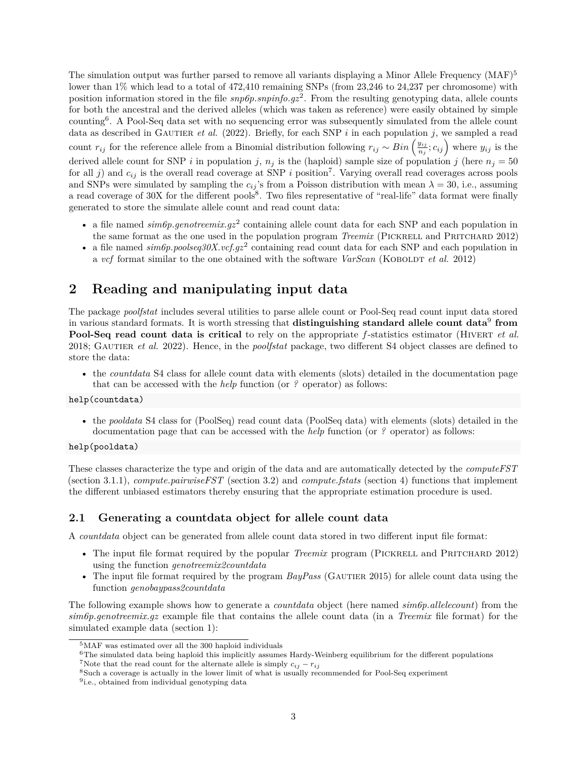The simulation output was further parsed to remove all variants displaying a Minor Allele Frequency (MAF)[5] lower than 1% which lead to a total of 472,410 remaining SNPs (from 23,246 to 24,237 per chromosome) with position information stored in the file *snp6p.snpinfo.gz*[2]. From the resulting genotyping data, allele counts for both the ancestral and the derived alleles (which was taken as reference) were easily obtained by simple counting[6]. A Pool-Seq data set with no sequencing error was subsequently simulated from the allele count data as described in Gautier *et al.* (2022). Briefly, for each SNP $i$ in each population $j$, we sampled a read count $r_{ij}$ for the reference allele from a Binomial distribution following $r_{ij} \sim Bin\left(\frac{y_{ij}}{n_j}; c_{ij}\right)$ where $y_{ij}$ is the derived allele count for SNP $i$ in population $j$, $n_j$ is the (haploid) sample size of population $j$ (here $n_j = 50$ for all $j$) and $c_{ij}$ is the overall read coverage at SNP $i$ position[7]. Varying overall read coverages across pools and SNPs were simulated by sampling the $c_{ij}$'s from a Poisson distribution with mean $\lambda = 30$, i.e., assuming a read coverage of 30X for the different pools[8]. Two files representative of "real-life" data format were finally generated to store the simulate allele count and read count data:

- a file named *sim6p.genotreemix.gz*[2] containing allele count data for each SNP and each population in the same format as the one used in the population program *Treemix* (Pickrell and Pritchard 2012)
- a file named *sim6p.poolseq30X.vcf.gz*[2] containing read count data for each SNP and each population in a *vcf* format similar to the one obtained with the software *VarScan* (Koboldt *et al.* 2012)

# 2 Reading and manipulating input data

The package *poolfstat* includes several utilities to parse allele count or Pool-Seq read count input data stored in various standard formats. It is worth stressing that **distinguishing standard allele count data**[9] **from Pool-Seq read count data is critical** to rely on the appropriate $f$-statistics estimator (Hivert *et al.* 2018; Gautier *et al.* 2022). Hence, in the *poolfstat* package, two different S4 object classes are defined to store the data:

- the *countdata* S4 class for allele count data with elements (slots) detailed in the documentation page that can be accessed with the *help* function (or *?* operator) as follows:

```
help(countdata)
```

- the *pooldata* S4 class for (PoolSeq) read count data (PoolSeq data) with elements (slots) detailed in the documentation page that can be accessed with the *help* function (or *?* operator) as follows:

```
help(pooldata)
```

These classes characterize the type and origin of the data and are automatically detected by the *computeFST* (section 3.1.1), *compute.pairwiseFST* (section 3.2) and *compute.fstats* (section 4) functions that implement the different unbiased estimators thereby ensuring that the appropriate estimation procedure is used.

## 2.1 Generating a countdata object for allele count data

A *countdata* object can be generated from allele count data stored in two different input file format:

- The input file format required by the popular *Treemix* program (Pickrell and Pritchard 2012) using the function *genotreemix2countdata*
- The input file format required by the program *BayPass* (Gautier 2015) for allele count data using the function *genobaypass2countdata*

The following example shows how to generate a *countdata* object (here named *sim6p.allelecount*) from the *sim6p.genotreemix.gz* example file that contains the allele count data (in a *Treemix* file format) for the simulated example data (section 1):

[5] MAF was estimated over all the 300 haploid individuals

[6] The simulated data being haploid this implicitly assumes Hardy-Weinberg equilibrium for the different populations

[7] Note that the read count for the alternate allele is simply $c_{ij} - r_{ij}$

[8] Such a coverage is actually in the lower limit of what is usually recommended for Pool-Seq experiment

[9] i.e., obtained from individual genotyping data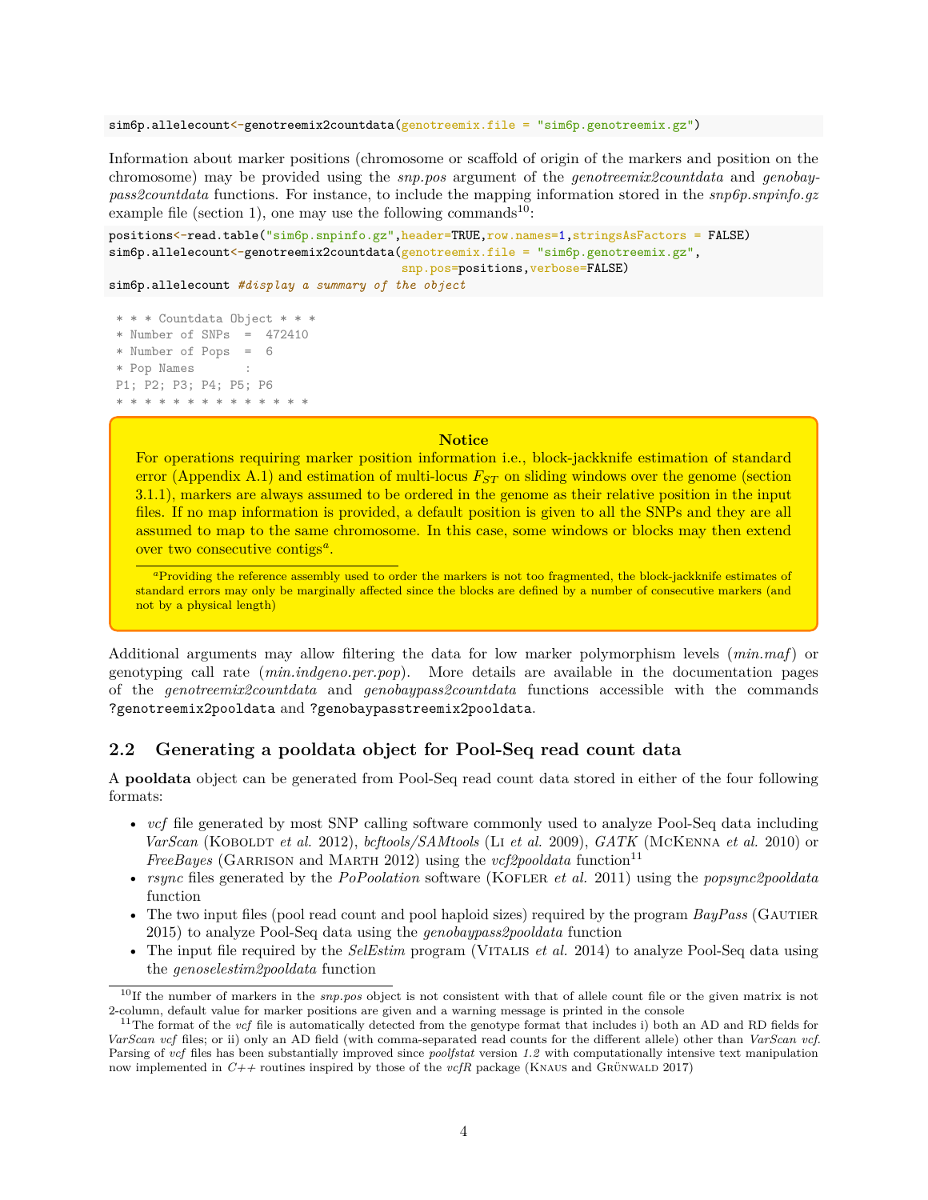```
sim6p.allelecount<-genotreemix2countdata(genotreemix.file = "sim6p.genotreemix.gz")
```

Information about marker positions (chromosome or scaffold of origin of the markers and position on the chromosome) may be provided using the *snp.pos* argument of the *genotreemix2countdata* and *genobaypass2countdata* functions. For instance, to include the mapping information stored in the *snp6p.snpinfo.gz* example file (section 1), one may use the following commands[10]:

```
positions<-read.table("sim6p.snpinfo.gz",header=TRUE,row.names=1,stringsAsFactors = FALSE)
sim6p.allelecount<-genotreemix2countdata(genotreemix.file = "sim6p.genotreemix.gz",
                                          snp.pos=positions,verbose=FALSE)
sim6p.allelecount #display a summary of the object
```

```
 * * * Countdata Object * * *
 * Number of SNPs  =  472410
 * Number of Pops  =  6
 * Pop Names       :
 P1; P2; P3; P4; P5; P6
 * * * * * * * * * * * * * *
```

**Notice**

For operations requiring marker position information i.e., block-jackknife estimation of standard error (Appendix A.1) and estimation of multi-locus $F_{ST}$ on sliding windows over the genome (section 3.1.1), markers are always assumed to be ordered in the genome as their relative position in the input files. If no map information is provided, a default position is given to all the SNPs and they are all assumed to map to the same chromosome. In this case, some windows or blocks may then extend over two consecutive contigs[a].

[a]Providing the reference assembly used to order the markers is not too fragmented, the block-jackknife estimates of standard errors may only be marginally affected since the blocks are defined by a number of consecutive markers (and not by a physical length)

Additional arguments may allow filtering the data for low marker polymorphism levels (*min.maf*) or genotyping call rate (*min.indgeno.per.pop*). More details are available in the documentation pages of the *genotreemix2countdata* and *genobaypass2countdata* functions accessible with the commands `?genotreemix2pooldata` and `?genobaypasstreemix2pooldata`.

## 2.2 Generating a pooldata object for Pool-Seq read count data

A **pooldata** object can be generated from Pool-Seq read count data stored in either of the four following formats:

- *vcf* file generated by most SNP calling software commonly used to analyze Pool-Seq data including *VarScan* (Koboldt *et al.* 2012), *bcftools/SAMtools* (Li *et al.* 2009), *GATK* (McKenna *et al.* 2010) or *FreeBayes* (Garrison and Marth 2012) using the *vcf2pooldata* function[11]
- *rsync* files generated by the *PoPoolation* software (Kofler *et al.* 2011) using the *popsync2pooldata* function
- The two input files (pool read count and pool haploid sizes) required by the program *BayPass* (Gautier 2015) to analyze Pool-Seq data using the *genobaypass2pooldata* function
- The input file required by the *SelEstim* program (Vitalis *et al.* 2014) to analyze Pool-Seq data using the *genoselestim2pooldata* function

[10]If the number of markers in the *snp.pos* object is not consistent with that of allele count file or the given matrix is not 2-column, default value for marker positions are given and a warning message is printed in the console

[11]The format of the *vcf* file is automatically detected from the genotype format that includes i) both an AD and RD fields for *VarScan vcf* files; or ii) only an AD field (with comma-separated read counts for the different allele) other than *VarScan vcf*. Parsing of *vcf* files has been substantially improved since *poolfstat* version *1.2* with computationally intensive text manipulation now implemented in *C++* routines inspired by those of the *vcfR* package (Knaus and Grünwald 2017)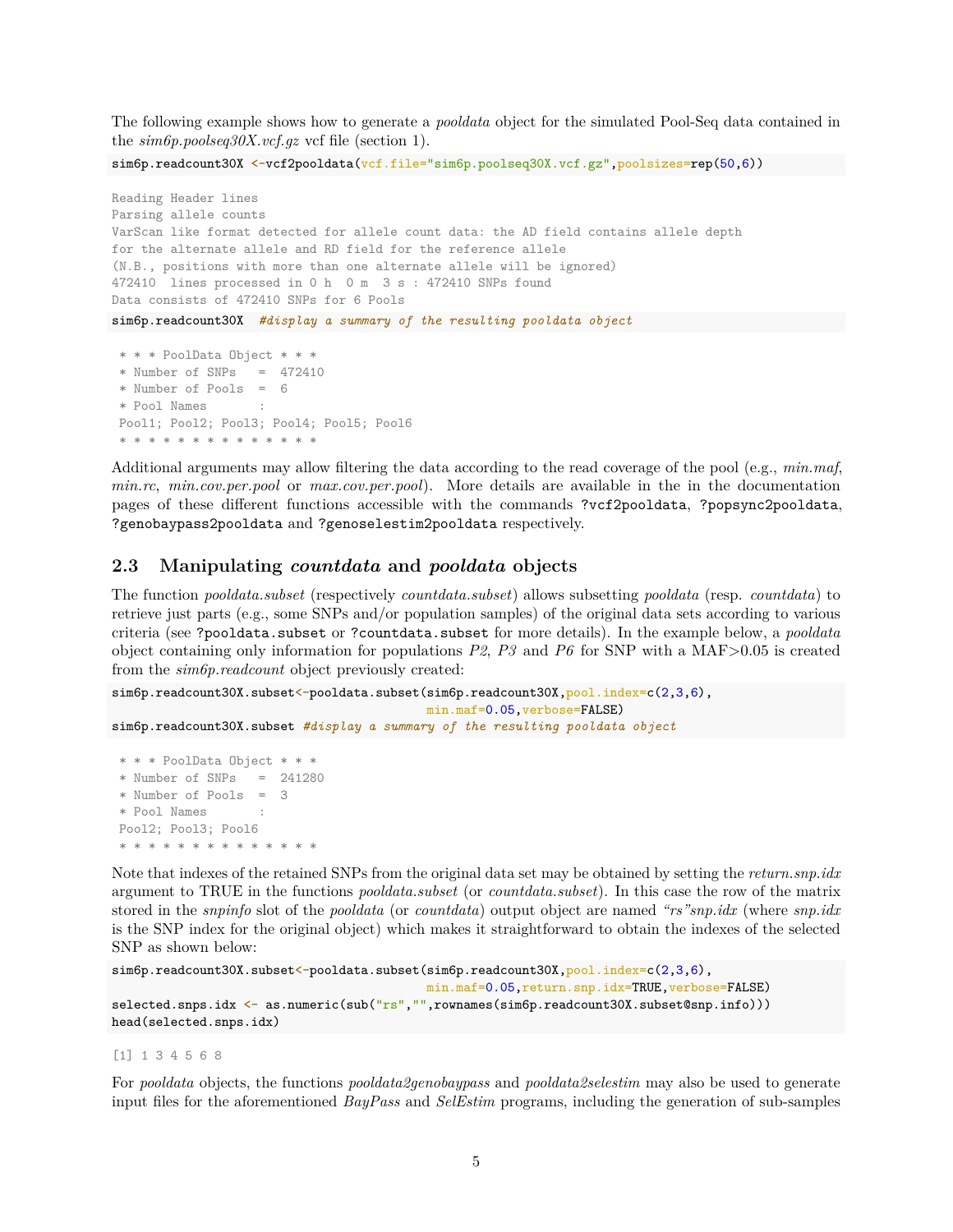The following example shows how to generate a *pooldata* object for the simulated Pool-Seq data contained in the *sim6p.poolseq30X.vcf.gz* vcf file (section 1).

```
sim6p.readcount30X <-vcf2pooldata(vcf.file="sim6p.poolseq30X.vcf.gz",poolsizes=rep(50,6))
```

```
Reading Header lines
Parsing allele counts
VarScan like format detected for allele count data: the AD field contains allele depth
for the alternate allele and RD field for the reference allele
(N.B., positions with more than one alternate allele will be ignored)
472410  lines processed in 0 h  0 m  3 s : 472410 SNPs found
Data consists of 472410 SNPs for 6 Pools
```

```
sim6p.readcount30X  #display a summary of the resulting pooldata object
```

```
 * * * PoolData Object * * *
 * Number of SNPs   =  472410
 * Number of Pools  =  6
 * Pool Names       :
 Pool1; Pool2; Pool3; Pool4; Pool5; Pool6
 * * * * * * * * * * * * * *
```

Additional arguments may allow filtering the data according to the read coverage of the pool (e.g., *min.maf*, *min.rc*, *min.cov.per.pool* or *max.cov.per.pool*). More details are available in the in the documentation pages of these different functions accessible with the commands `?vcf2pooldata`, `?popsync2pooldata`, `?genobaypass2pooldata` and `?genoselestim2pooldata` respectively.

## 2.3 Manipulating *countdata* and *pooldata* objects

The function *pooldata.subset* (respectively *countdata.subset*) allows subsetting *pooldata* (resp. *countdata*) to retrieve just parts (e.g., some SNPs and/or population samples) of the original data sets according to various criteria (see `?pooldata.subset` or `?countdata.subset` for more details). In the example below, a *pooldata* object containing only information for populations *P2*, *P3* and *P6* for SNP with a MAF>0.05 is created from the *sim6p.readcount* object previously created:

```
sim6p.readcount30X.subset<-pooldata.subset(sim6p.readcount30X,pool.index=c(2,3,6),
                                           min.maf=0.05,verbose=FALSE)
sim6p.readcount30X.subset #display a summary of the resulting pooldata object
```

```
 * * * PoolData Object * * *
 * Number of SNPs   =  241280
 * Number of Pools  =  3
 * Pool Names       :
 Pool2; Pool3; Pool6
 * * * * * * * * * * * * * *
```

Note that indexes of the retained SNPs from the original data set may be obtained by setting the *return.snp.idx* argument to TRUE in the functions *pooldata.subset* (or *countdata.subset*). In this case the row of the matrix stored in the *snpinfo* slot of the *pooldata* (or *countdata*) output object are named *"rs"snp.idx* (where *snp.idx* is the SNP index for the original object) which makes it straightforward to obtain the indexes of the selected SNP as shown below:

```
sim6p.readcount30X.subset<-pooldata.subset(sim6p.readcount30X,pool.index=c(2,3,6),
                                           min.maf=0.05,return.snp.idx=TRUE,verbose=FALSE)
selected.snps.idx <- as.numeric(sub("rs","",rownames(sim6p.readcount30X.subset@snp.info)))
head(selected.snps.idx)
```

```
[1] 1 3 4 5 6 8
```

For *pooldata* objects, the functions *pooldata2genobaypass* and *pooldata2selestim* may also be used to generate input files for the aforementioned *BayPass* and *SelEstim* programs, including the generation of sub-samples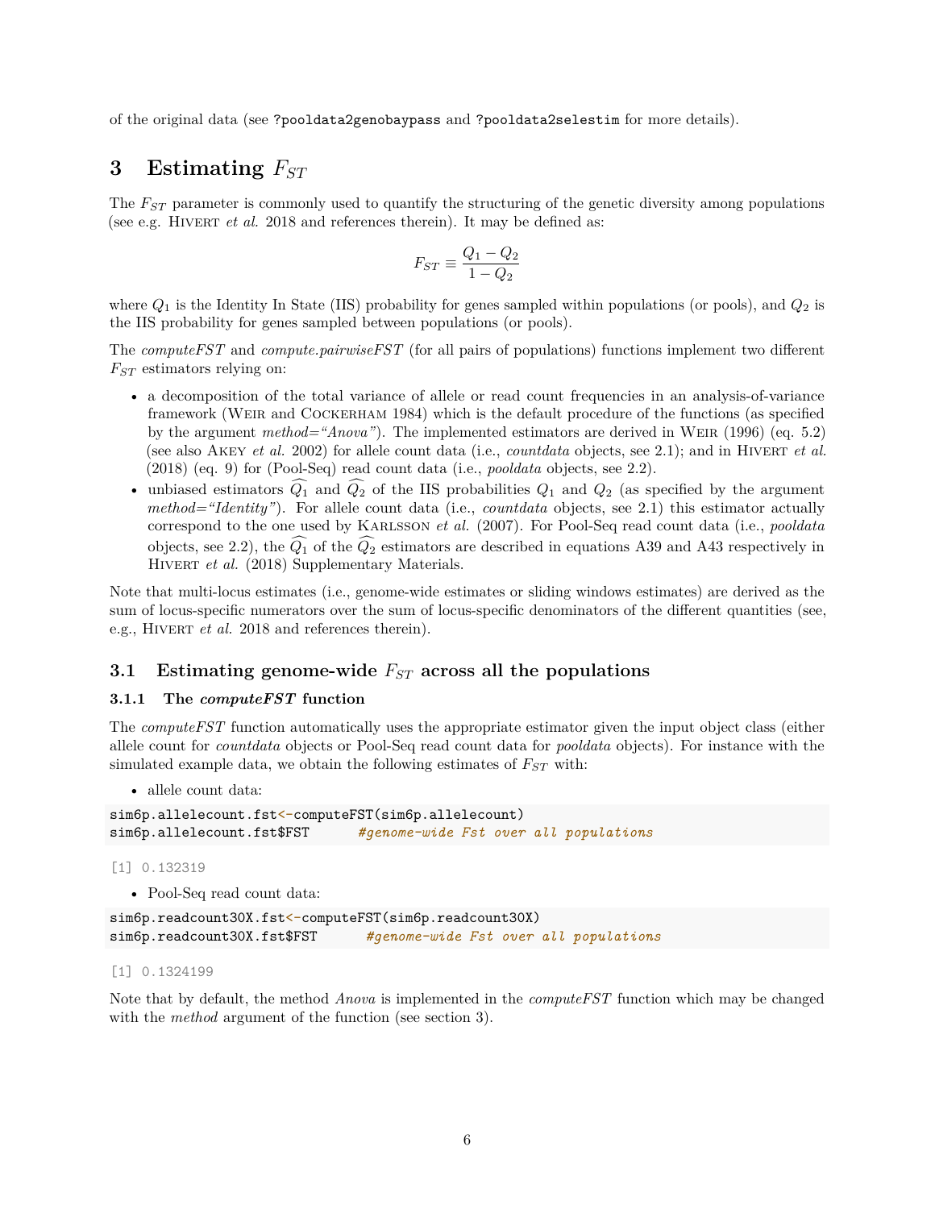of the original data (see ?pooldata2genobaypass and ?pooldata2selestim for more details).

# 3 Estimating $F_{ST}$

The $F_{ST}$ parameter is commonly used to quantify the structuring of the genetic diversity among populations (see e.g. Hivert *et al.* 2018 and references therein). It may be defined as:

$$F_{ST} \equiv \frac{Q_1 - Q_2}{1 - Q_2}$$

where $Q_1$ is the Identity In State (IIS) probability for genes sampled within populations (or pools), and $Q_2$ is the IIS probability for genes sampled between populations (or pools).

The *computeFST* and *compute.pairwiseFST* (for all pairs of populations) functions implement two different $F_{ST}$ estimators relying on:

- a decomposition of the total variance of allele or read count frequencies in an analysis-of-variance framework (Weir and Cockerham 1984) which is the default procedure of the functions (as specified by the argument *method="Anova"*). The implemented estimators are derived in Weir (1996) (eq. 5.2) (see also Akey *et al.* 2002) for allele count data (i.e., *countdata* objects, see 2.1); and in Hivert *et al.* (2018) (eq. 9) for (Pool-Seq) read count data (i.e., *pooldata* objects, see 2.2).
- unbiased estimators $\widehat{Q_1}$ and $\widehat{Q_2}$ of the IIS probabilities $Q_1$ and $Q_2$ (as specified by the argument *method="Identity"*). For allele count data (i.e., *countdata* objects, see 2.1) this estimator actually correspond to the one used by Karlsson *et al.* (2007). For Pool-Seq read count data (i.e., *pooldata* objects, see 2.2), the $\widehat{Q_1}$ of the $\widehat{Q_2}$ estimators are described in equations A39 and A43 respectively in Hivert *et al.* (2018) Supplementary Materials.

Note that multi-locus estimates (i.e., genome-wide estimates or sliding windows estimates) are derived as the sum of locus-specific numerators over the sum of locus-specific denominators of the different quantities (see, e.g., Hivert *et al.* 2018 and references therein).

## 3.1 Estimating genome-wide $F_{ST}$ across all the populations

### 3.1.1 The *computeFST* function

The *computeFST* function automatically uses the appropriate estimator given the input object class (either allele count for *countdata* objects or Pool-Seq read count data for *pooldata* objects). For instance with the simulated example data, we obtain the following estimates of $F_{ST}$ with:

- allele count data:

```
sim6p.allelecount.fst<-computeFST(sim6p.allelecount)
sim6p.allelecount.fst$FST      #genome-wide Fst over all populations
```

```
[1] 0.132319
```

- Pool-Seq read count data:

```
sim6p.readcount30X.fst<-computeFST(sim6p.readcount30X)
sim6p.readcount30X.fst$FST      #genome-wide Fst over all populations
```

```
[1] 0.1324199
```

Note that by default, the method *Anova* is implemented in the *computeFST* function which may be changed with the *method* argument of the function (see section 3).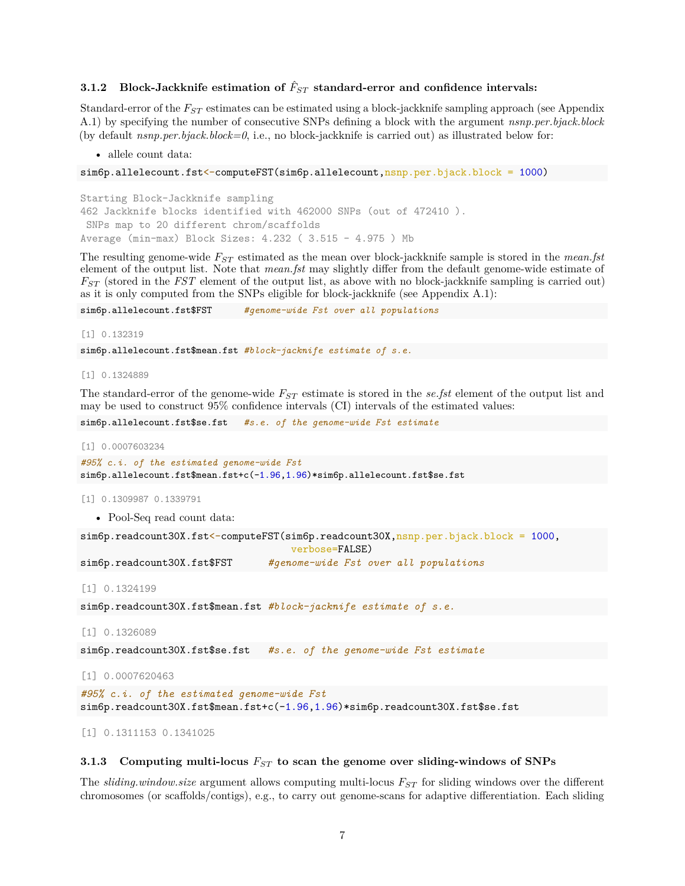### 3.1.2 Block-Jackknife estimation of $\hat{F}_{ST}$ standard-error and confidence intervals:

Standard-error of the $F_{ST}$ estimates can be estimated using a block-jackknife sampling approach (see Appendix A.1) by specifying the number of consecutive SNPs defining a block with the argument *nsnp.per.bjack.block* (by default *nsnp.per.bjack.block=0*, i.e., no block-jackknife is carried out) as illustrated below for:

- allele count data:

```
sim6p.allelecount.fst<-computeFST(sim6p.allelecount,nsnp.per.bjack.block = 1000)
```

```
Starting Block-Jackknife sampling
462 Jackknife blocks identified with 462000 SNPs (out of 472410 ).
 SNPs map to 20 different chrom/scaffolds
Average (min-max) Block Sizes: 4.232 ( 3.515 - 4.975 ) Mb
```

The resulting genome-wide $F_{ST}$ estimated as the mean over block-jackknife sample is stored in the *mean.fst* element of the output list. Note that *mean.fst* may slightly differ from the default genome-wide estimate of $F_{ST}$ (stored in the *FST* element of the output list, as above with no block-jackknife sampling is carried out) as it is only computed from the SNPs eligible for block-jackknife (see Appendix A.1):

```
sim6p.allelecount.fst$FST      #genome-wide Fst over all populations
```

```
[1] 0.132319
```

```
sim6p.allelecount.fst$mean.fst #block-jacknife estimate of s.e.
```

```
[1] 0.1324889
```

The standard-error of the genome-wide $F_{ST}$ estimate is stored in the *se.fst* element of the output list and may be used to construct 95% confidence intervals (CI) intervals of the estimated values:

```
sim6p.allelecount.fst$se.fst   #s.e. of the genome-wide Fst estimate
```

```
[1] 0.0007603234
```

```
#95% c.i. of the estimated genome-wide Fst
sim6p.allelecount.fst$mean.fst+c(-1.96,1.96)*sim6p.allelecount.fst$se.fst
```

```
[1] 0.1309987 0.1339791
```

- Pool-Seq read count data:

```
sim6p.readcount30X.fst<-computeFST(sim6p.readcount30X,nsnp.per.bjack.block = 1000,
                                   verbose=FALSE)
sim6p.readcount30X.fst$FST      #genome-wide Fst over all populations
```

```
[1] 0.1324199
```

```
sim6p.readcount30X.fst$mean.fst #block-jacknife estimate of s.e.
```

```
[1] 0.1326089
```

```
sim6p.readcount30X.fst$se.fst   #s.e. of the genome-wide Fst estimate
```

```
[1] 0.0007620463
```

```
#95% c.i. of the estimated genome-wide Fst
sim6p.readcount30X.fst$mean.fst+c(-1.96,1.96)*sim6p.readcount30X.fst$se.fst
```

```
[1] 0.1311153 0.1341025
```

### 3.1.3 Computing multi-locus $F_{ST}$ to scan the genome over sliding-windows of SNPs

The *sliding.window.size* argument allows computing multi-locus $F_{ST}$ for sliding windows over the different chromosomes (or scaffolds/contigs), e.g., to carry out genome-scans for adaptive differentiation. Each sliding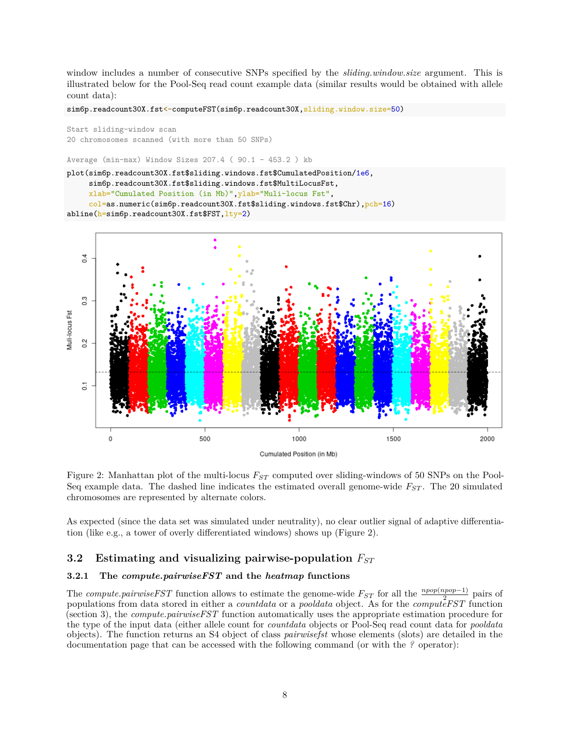window includes a number of consecutive SNPs specified by the *sliding.window.size* argument. This is illustrated below for the Pool-Seq read count example data (similar results would be obtained with allele count data):

```
sim6p.readcount30X.fst<-computeFST(sim6p.readcount30X,sliding.window.size=50)
```

```
Start sliding-window scan
20 chromosomes scanned (with more than 50 SNPs)

Average (min-max) Window Sizes 207.4 ( 90.1 - 453.2 ) kb
```

```
plot(sim6p.readcount30X.fst$sliding.windows.fst$CumulatedPosition/1e6,
     sim6p.readcount30X.fst$sliding.windows.fst$MultiLocusFst,
     xlab="Cumulated Position (in Mb)",ylab="Muli-locus Fst",
     col=as.numeric(sim6p.readcount30X.fst$sliding.windows.fst$Chr),pch=16)
abline(h=sim6p.readcount30X.fst$FST,lty=2)
```

Figure 2: Manhattan plot of the multi-locus $F_{ST}$ computed over sliding-windows of 50 SNPs on the Pool-Seq example data. The dashed line indicates the estimated overall genome-wide $F_{ST}$. The 20 simulated chromosomes are represented by alternate colors.

As expected (since the data set was simulated under neutrality), no clear outlier signal of adaptive differentiation (like e.g., a tower of overly differentiated windows) shows up (Figure 2).

## 3.2 Estimating and visualizing pairwise-population $F_{ST}$

### 3.2.1 The *compute.pairwiseFST* and the *heatmap* functions

The *compute.pairwiseFST* function allows to estimate the genome-wide $F_{ST}$ for all the $\frac{npop(npop-1)}{2}$ pairs of populations from data stored in either a *countdata* or a *pooldata* object. As for the *computeFST* function (section 3), the *compute.pairwiseFST* function automatically uses the appropriate estimation procedure for the type of the input data (either allele count for *countdata* objects or Pool-Seq read count data for *pooldata* objects). The function returns an S4 object of class *pairwisefst* whose elements (slots) are detailed in the documentation page that can be accessed with the following command (or with the *?* operator):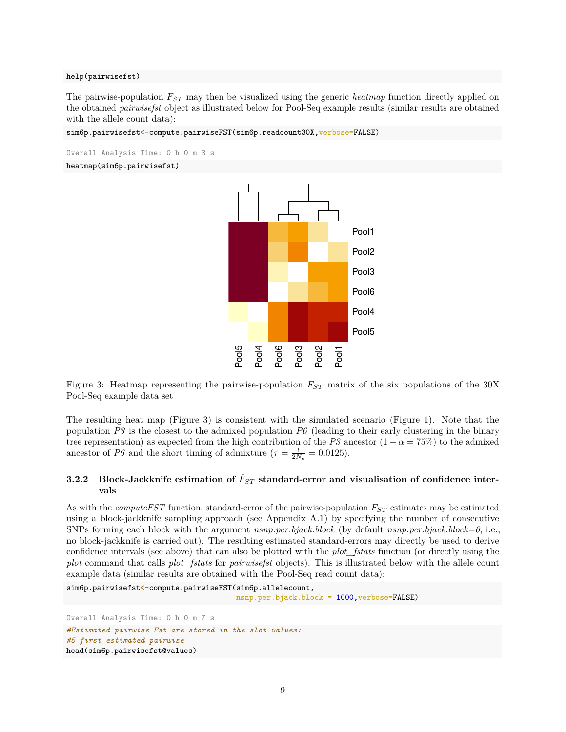```
help(pairwisefst)
```

The pairwise-population $F_{ST}$ may then be visualized using the generic *heatmap* function directly applied on the obtained *pairwisefst* object as illustrated below for Pool-Seq example results (similar results are obtained with the allele count data):

```
sim6p.pairwisefst<-compute.pairwiseFST(sim6p.readcount30X,verbose=FALSE)
```

```
Overall Analysis Time: 0 h 0 m 3 s
```

```
heatmap(sim6p.pairwisefst)
```

Figure 3: Heatmap representing the pairwise-population $F_{ST}$ matrix of the six populations of the 30X Pool-Seq example data set

The resulting heat map (Figure 3) is consistent with the simulated scenario (Figure 1). Note that the population *P3* is the closest to the admixed population *P6* (leading to their early clustering in the binary tree representation) as expected from the high contribution of the *P3* ancestor ($1 - \alpha = 75\%$) to the admixed ancestor of *P6* and the short timing of admixture ($\tau = \frac{t}{2N_e} = 0.0125$).

### 3.2.2 Block-Jackknife estimation of $\hat{F}_{ST}$ standard-error and visualisation of confidence intervals

As with the *computeFST* function, standard-error of the pairwise-population $F_{ST}$ estimates may be estimated using a block-jackknife sampling approach (see Appendix A.1) by specifying the number of consecutive SNPs forming each block with the argument *nsnp.per.bjack.block* (by default *nsnp.per.bjack.block=0*, i.e., no block-jackknife is carried out). The resulting estimated standard-errors may directly be used to derive confidence intervals (see above) that can also be plotted with the *plot_fstats* function (or directly using the *plot* command that calls *plot_fstats* for *pairwisefst* objects). This is illustrated below with the allele count example data (similar results are obtained with the Pool-Seq read count data):

```
sim6p.pairwisefst<-compute.pairwiseFST(sim6p.allelecount,
                                       nsnp.per.bjack.block = 1000,verbose=FALSE)
```

```
Overall Analysis Time: 0 h 0 m 7 s
```

```
#Estimated pairwise Fst are stored in the slot values:
#5 first estimated pairwise
head(sim6p.pairwisefst@values)
```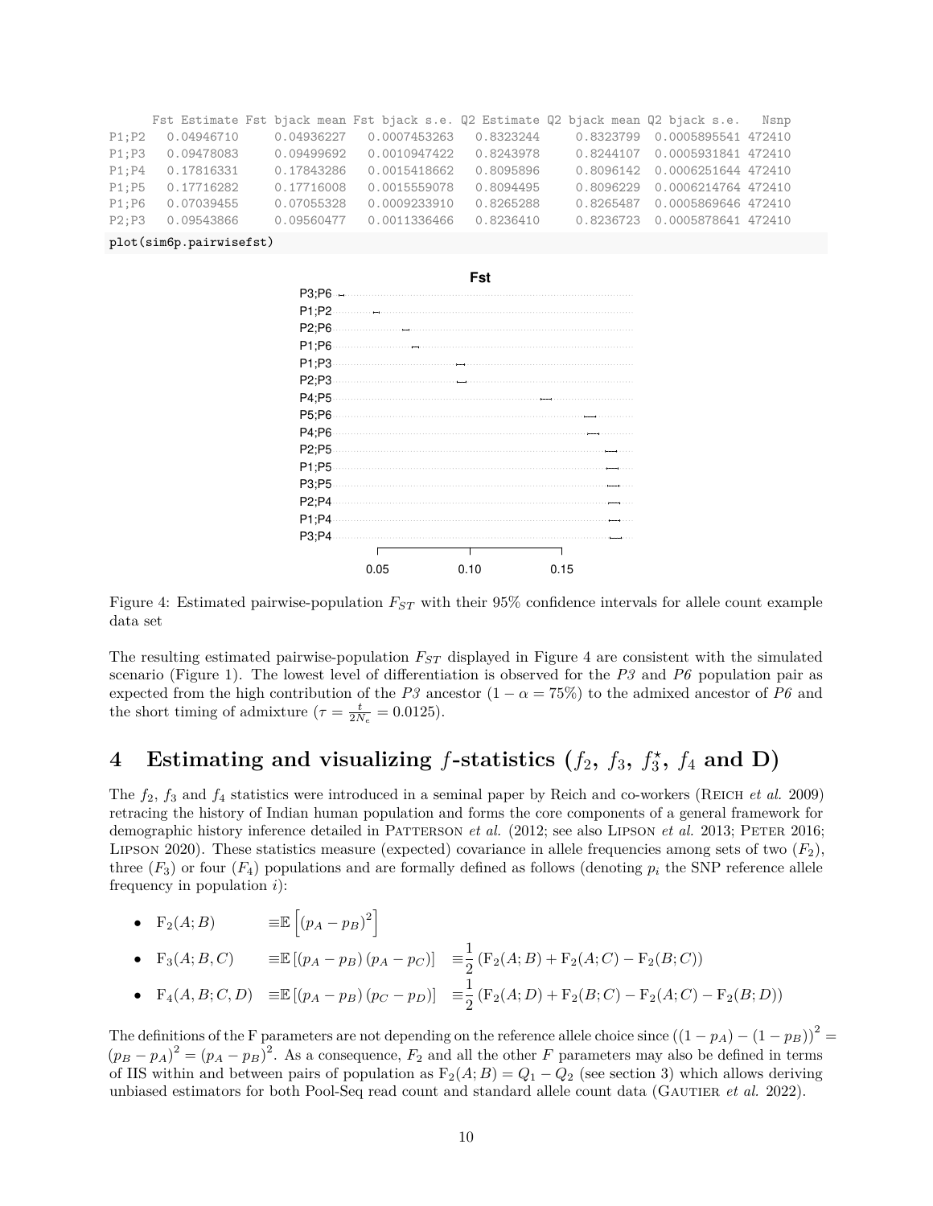```
      Fst Estimate Fst bjack mean Fst bjack s.e. Q2 Estimate Q2 bjack mean Q2 bjack s.e.   Nsnp
P1;P2   0.04946710     0.04936227   0.0007453263   0.8323244     0.8323799  0.0005895541 472410
P1;P3   0.09478083     0.09499692   0.0010947422   0.8243978     0.8244107  0.0005931841 472410
P1;P4   0.17816331     0.17843286   0.0015418662   0.8095896     0.8096142  0.0006251644 472410
P1;P5   0.17716282     0.17716008   0.0015559078   0.8094495     0.8096229  0.0006214764 472410
P1;P6   0.07039455     0.07055328   0.0009233910   0.8265288     0.8265487  0.0005869646 472410
P2;P3   0.09543866     0.09560477   0.0011336466   0.8236410     0.8236723  0.0005878641 472410
```

```
plot(sim6p.pairwisefst)
```

Figure 4: Estimated pairwise-population $F_{ST}$ with their 95% confidence intervals for allele count example data set

The resulting estimated pairwise-population $F_{ST}$ displayed in Figure 4 are consistent with the simulated scenario (Figure 1). The lowest level of differentiation is observed for the *P3* and *P6* population pair as expected from the high contribution of the *P3* ancestor ($1 - \alpha = 75\%$) to the admixed ancestor of *P6* and the short timing of admixture ($\tau = \frac{t}{2N_e} = 0.0125$).

# 4 Estimating and visualizing $f$-statistics ($f_2$, $f_3$, $f_3^\star$, $f_4$ and D)

The $f_2$, $f_3$ and $f_4$ statistics were introduced in a seminal paper by Reich and co-workers (Reich *et al.* 2009) retracing the history of Indian human population and forms the core components of a general framework for demographic history inference detailed in Patterson *et al.* (2012; see also Lipson *et al.* 2013; Peter 2016; Lipson 2020). These statistics measure (expected) covariance in allele frequencies among sets of two ($F_2$), three ($F_3$) or four ($F_4$) populations and are formally defined as follows (denoting $p_i$ the SNP reference allele frequency in population $i$):

- $\mathrm{F}_2(A;B) \equiv \mathbb{E}\left[(p_A - p_B)^2\right]$
- $\mathrm{F}_3(A;B,C) \equiv \mathbb{E}\left[(p_A - p_B)(p_A - p_C)\right] \equiv \frac{1}{2}\left(\mathrm{F}_2(A;B) + \mathrm{F}_2(A;C) - \mathrm{F}_2(B;C)\right)$
- $\mathrm{F}_4(A,B;C,D) \equiv \mathbb{E}\left[(p_A - p_B)(p_C - p_D)\right] \equiv \frac{1}{2}\left(\mathrm{F}_2(A;D) + \mathrm{F}_2(B;C) - \mathrm{F}_2(A;C) - \mathrm{F}_2(B;D)\right)$

The definitions of the F parameters are not depending on the reference allele choice since $((1-p_A)-(1-p_B))^2 = (p_B - p_A)^2 = (p_A - p_B)^2$. As a consequence, $F_2$ and all the other $F$ parameters may also be defined in terms of IIS within and between pairs of population as $\mathrm{F}_2(A;B) = Q_1 - Q_2$ (see section 3) which allows deriving unbiased estimators for both Pool-Seq read count and standard allele count data (Gautier *et al.* 2022).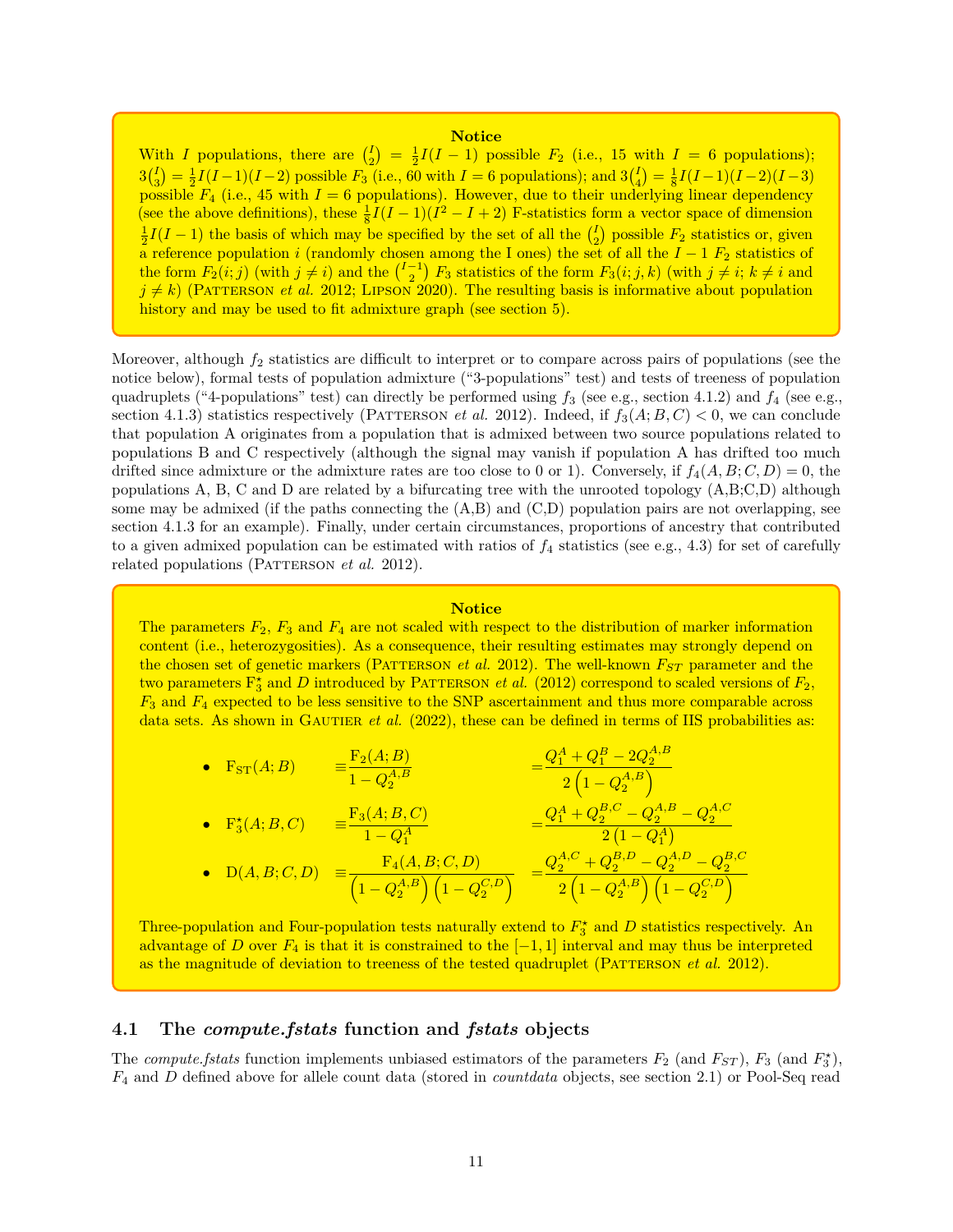**Notice**

With $I$ populations, there are $\binom{I}{2} = \frac{1}{2}I(I-1)$ possible $F_2$ (i.e., 15 with $I = 6$ populations); $3\binom{I}{3} = \frac{1}{2}I(I-1)(I-2)$ possible $F_3$ (i.e., 60 with $I = 6$ populations); and $3\binom{I}{4} = \frac{1}{8}I(I-1)(I-2)(I-3)$ possible $F_4$ (i.e., 45 with $I = 6$ populations). However, due to their underlying linear dependency (see the above definitions), these $\frac{1}{8}I(I-1)(I^2-I+2)$ F-statistics form a vector space of dimension $\frac{1}{2}I(I-1)$ the basis of which may be specified by the set of all the $\binom{I}{2}$ possible $F_2$ statistics or, given a reference population $i$ (randomly chosen among the I ones) the set of all the $I-1$ $F_2$ statistics of the form $F_2(i;j)$ (with $j \neq i$) and the $\binom{I-1}{2}$ $F_3$ statistics of the form $F_3(i;j,k)$ (with $j \neq i$; $k \neq i$ and $j \neq k$) (Patterson *et al.* 2012; Lipson 2020). The resulting basis is informative about population history and may be used to fit admixture graph (see section 5).

Moreover, although $f_2$ statistics are difficult to interpret or to compare across pairs of populations (see the notice below), formal tests of population admixture ("3-populations" test) and tests of treeness of population quadruplets ("4-populations" test) can directly be performed using $f_3$ (see e.g., section 4.1.2) and $f_4$ (see e.g., section 4.1.3) statistics respectively (Patterson *et al.* 2012). Indeed, if $f_3(A;B,C) < 0$, we can conclude that population A originates from a population that is admixed between two source populations related to populations B and C respectively (although the signal may vanish if population A has drifted too much drifted since admixture or the admixture rates are too close to 0 or 1). Conversely, if $f_4(A,B;C,D) = 0$, the populations A, B, C and D are related by a bifurcating tree with the unrooted topology (A,B;C,D) although some may be admixed (if the paths connecting the (A,B) and (C,D) population pairs are not overlapping, see section 4.1.3 for an example). Finally, under certain circumstances, proportions of ancestry that contributed to a given admixed population can be estimated with ratios of $f_4$ statistics (see e.g., 4.3) for set of carefully related populations (Patterson *et al.* 2012).

**Notice**

The parameters $F_2$, $F_3$ and $F_4$ are not scaled with respect to the distribution of marker information content (i.e., heterozygosities). As a consequence, their resulting estimates may strongly depend on the chosen set of genetic markers (Patterson *et al.* 2012). The well-known $F_{ST}$ parameter and the two parameters $\mathrm{F}_3^\star$ and $D$ introduced by Patterson *et al.* (2012) correspond to scaled versions of $F_2$, $F_3$ and $F_4$ expected to be less sensitive to the SNP ascertainment and thus more comparable across data sets. As shown in Gautier *et al.* (2022), these can be defined in terms of IIS probabilities as:

- $\mathrm{F_{ST}}(A;B) \equiv \dfrac{\mathrm{F}_2(A;B)}{1-Q_2^{A,B}} = \dfrac{Q_1^A + Q_1^B - 2Q_2^{A,B}}{2\left(1-Q_2^{A,B}\right)}$
- $\mathrm{F}_3^\star(A;B,C) \equiv \dfrac{\mathrm{F}_3(A;B,C)}{1-Q_1^A} = \dfrac{Q_1^A + Q_2^{B,C} - Q_2^{A,B} - Q_2^{A,C}}{2\left(1-Q_1^A\right)}$
- $\mathrm{D}(A,B;C,D) \equiv \dfrac{\mathrm{F}_4(A,B;C,D)}{\left(1-Q_2^{A,B}\right)\left(1-Q_2^{C,D}\right)} = \dfrac{Q_2^{A,C} + Q_2^{B,D} - Q_2^{A,D} - Q_2^{B,C}}{2\left(1-Q_2^{A,B}\right)\left(1-Q_2^{C,D}\right)}$

Three-population and Four-population tests naturally extend to $F_3^\star$ and $D$ statistics respectively. An advantage of $D$ over $F_4$ is that it is constrained to the $[-1,1]$ interval and may thus be interpreted as the magnitude of deviation to treeness of the tested quadruplet (Patterson *et al.* 2012).

## 4.1 The *compute.fstats* function and *fstats* objects

The *compute.fstats* function implements unbiased estimators of the parameters $F_2$ (and $F_{ST}$), $F_3$ (and $F_3^\star$), $F_4$ and $D$ defined above for allele count data (stored in *countdata* objects, see section 2.1) or Pool-Seq read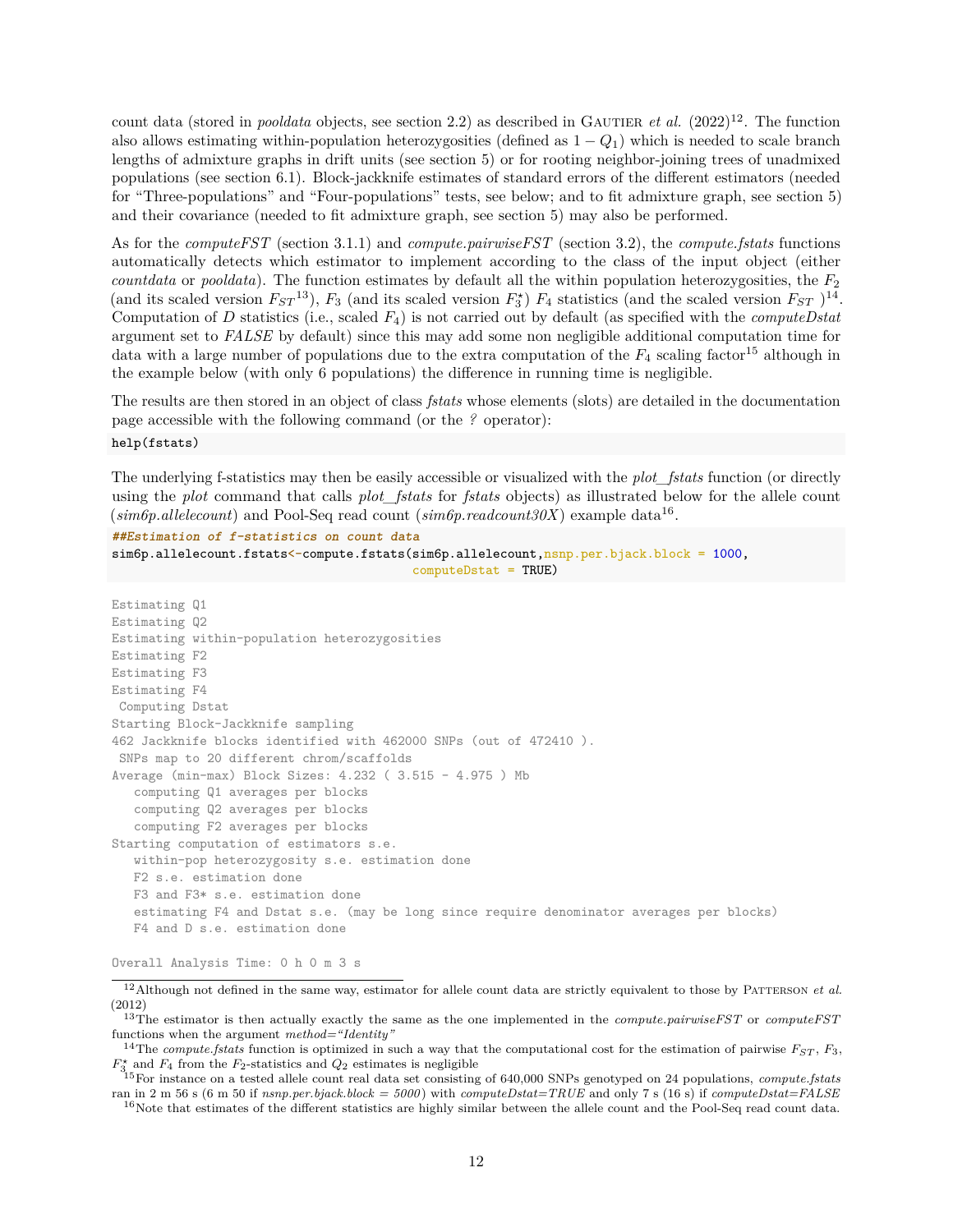count data (stored in *pooldata* objects, see section 2.2) as described in Gautier *et al.* (2022)[12]. The function also allows estimating within-population heterozygosities (defined as $1 - Q_1$) which is needed to scale branch lengths of admixture graphs in drift units (see section 5) or for rooting neighbor-joining trees of unadmixed populations (see section 6.1). Block-jackknife estimates of standard errors of the different estimators (needed for "Three-populations" and "Four-populations" tests, see below; and to fit admixture graph, see section 5) and their covariance (needed to fit admixture graph, see section 5) may also be performed.

As for the *computeFST* (section 3.1.1) and *compute.pairwiseFST* (section 3.2), the *compute.fstats* functions automatically detects which estimator to implement according to the class of the input object (either *countdata* or *pooldata*). The function estimates by default all the within population heterozygosities, the $F_2$ (and its scaled version $F_{ST}$[13]), $F_3$ (and its scaled version $F_3^{\star}$) $F_4$ statistics (and the scaled version $F_{ST}$ )[14]. Computation of $D$ statistics (i.e., scaled $F_4$) is not carried out by default (as specified with the *computeDstat* argument set to *FALSE* by default) since this may add some non negligible additional computation time for data with a large number of populations due to the extra computation of the $F_4$ scaling factor[15] although in the example below (with only 6 populations) the difference in running time is negligible.

The results are then stored in an object of class *fstats* whose elements (slots) are detailed in the documentation page accessible with the following command (or the *?* operator):

```
help(fstats)
```

The underlying f-statistics may then be easily accessible or visualized with the *plot_fstats* function (or directly using the *plot* command that calls *plot_fstats* for *fstats* objects) as illustrated below for the allele count (*sim6p.allelecount*) and Pool-Seq read count (*sim6p.readcount30X*) example data[16].

```
##Estimation of f-statistics on count data
sim6p.allelecount.fstats<-compute.fstats(sim6p.allelecount,nsnp.per.bjack.block = 1000,
                                         computeDstat = TRUE)
```

```
Estimating Q1
Estimating Q2
Estimating within-population heterozygosities
Estimating F2
Estimating F3
Estimating F4
 Computing Dstat
Starting Block-Jackknife sampling
462 Jackknife blocks identified with 462000 SNPs (out of 472410 ).
 SNPs map to 20 different chrom/scaffolds
Average (min-max) Block Sizes: 4.232 ( 3.515 - 4.975 ) Mb
   computing Q1 averages per blocks
   computing Q2 averages per blocks
   computing F2 averages per blocks
Starting computation of estimators s.e.
   within-pop heterozygosity s.e. estimation done
   F2 s.e. estimation done
   F3 and F3* s.e. estimation done
   estimating F4 and Dstat s.e. (may be long since require denominator averages per blocks)
   F4 and D s.e. estimation done

Overall Analysis Time: 0 h 0 m 3 s
```

[12] Although not defined in the same way, estimator for allele count data are strictly equivalent to those by Patterson *et al.* (2012)

[13] The estimator is then actually exactly the same as the one implemented in the *compute.pairwiseFST* or *computeFST* functions when the argument *method="Identity"*

[14] The *compute.fstats* function is optimized in such a way that the computational cost for the estimation of pairwise $F_{ST}$, $F_3$, $F_3^{\star}$ and $F_4$ from the $F_2$-statistics and $Q_2$ estimates is negligible

[15] For instance on a tested allele count real data set consisting of 640,000 SNPs genotyped on 24 populations, *compute.fstats* ran in 2 m 56 s (6 m 50 if *nsnp.per.bjack.block = 5000*) with *computeDstat=TRUE* and only 7 s (16 s) if *computeDstat=FALSE*

[16] Note that estimates of the different statistics are highly similar between the allele count and the Pool-Seq read count data.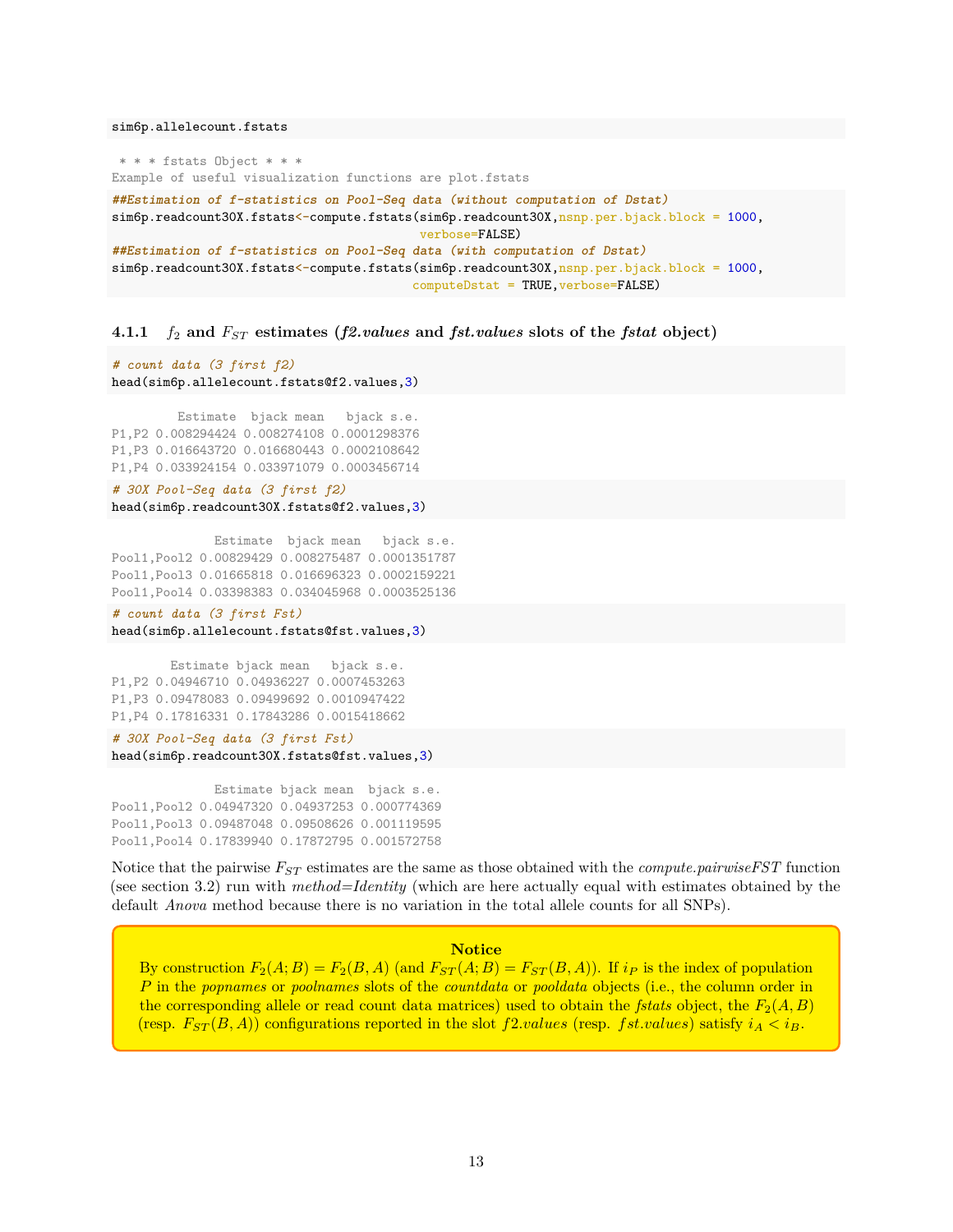```
sim6p.allelecount.fstats
```

```
 * * * fstats Object * * *
Example of useful visualization functions are plot.fstats
```

```
##Estimation of f-statistics on Pool-Seq data (without computation of Dstat)
sim6p.readcount30X.fstats<-compute.fstats(sim6p.readcount30X,nsnp.per.bjack.block = 1000,
                                          verbose=FALSE)
##Estimation of f-statistics on Pool-Seq data (with computation of Dstat)
sim6p.readcount30X.fstats<-compute.fstats(sim6p.readcount30X,nsnp.per.bjack.block = 1000,
                                          computeDstat = TRUE,verbose=FALSE)
```

### 4.1.1 $f_2$ and $F_{ST}$ estimates (*f2.values* and *fst.values* slots of the *fstat* object)

```
# count data (3 first f2)
head(sim6p.allelecount.fstats@f2.values,3)
```

```
         Estimate  bjack mean   bjack s.e.
P1,P2 0.008294424 0.008274108 0.0001298376
P1,P3 0.016643720 0.016680443 0.0002108642
P1,P4 0.033924154 0.033971079 0.0003456714
```

```
# 30X Pool-Seq data (3 first f2)
head(sim6p.readcount30X.fstats@f2.values,3)
```

```
              Estimate  bjack mean   bjack s.e.
Pool1,Pool2 0.00829429 0.008275487 0.0001351787
Pool1,Pool3 0.01665818 0.016696323 0.0002159221
Pool1,Pool4 0.03398383 0.034045968 0.0003525136
```

```
# count data (3 first Fst)
head(sim6p.allelecount.fstats@fst.values,3)
```

```
        Estimate bjack mean   bjack s.e.
P1,P2 0.04946710 0.04936227 0.0007453263
P1,P3 0.09478083 0.09499692 0.0010947422
P1,P4 0.17816331 0.17843286 0.0015418662
```

```
# 30X Pool-Seq data (3 first Fst)
head(sim6p.readcount30X.fstats@fst.values,3)
```

```
              Estimate bjack mean  bjack s.e.
Pool1,Pool2 0.04947320 0.04937253 0.000774369
Pool1,Pool3 0.09487048 0.09508626 0.001119595
Pool1,Pool4 0.17839940 0.17872795 0.001572758
```

Notice that the pairwise $F_{ST}$ estimates are the same as those obtained with the *compute.pairwiseFST* function (see section 3.2) run with *method=Identity* (which are here actually equal with estimates obtained by the default *Anova* method because there is no variation in the total allele counts for all SNPs).

> **Notice**
>
> By construction $F_2(A;B) = F_2(B,A)$ (and $F_{ST}(A;B) = F_{ST}(B,A)$). If $i_P$ is the index of population $P$ in the *popnames* or *poolnames* slots of the *countdata* or *pooldata* objects (i.e., the column order in the corresponding allele or read count data matrices) used to obtain the *fstats* object, the $F_2(A,B)$ (resp. $F_{ST}(B,A)$) configurations reported in the slot *f2.values* (resp. *fst.values*) satisfy $i_A < i_B$.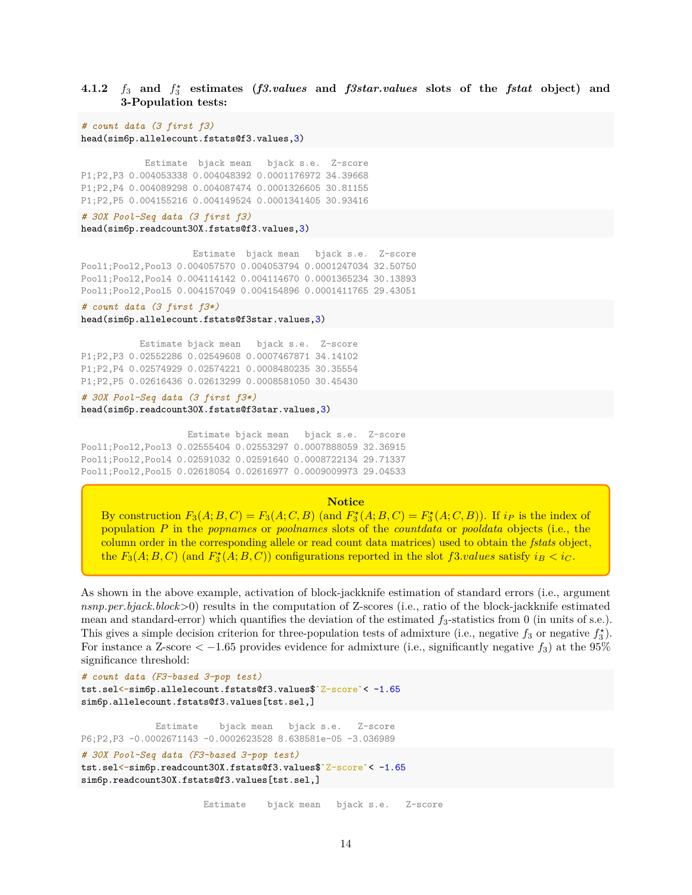#### 4.1.2 $f_3$ and $f_3^\star$ estimates (*f3.values* and *f3star.values* slots of the *fstat* object) and 3-Population tests:

```
# count data (3 first f3)
head(sim6p.allelecount.fstats@f3.values,3)
```

```
            Estimate  bjack mean   bjack s.e.  Z-score
P1;P2,P3 0.004053338 0.004048392 0.0001176972 34.39668
P1;P2,P4 0.004089298 0.004087474 0.0001326605 30.81155
P1;P2,P5 0.004155216 0.004149524 0.0001341405 30.93416
```

```
# 30X Pool-Seq data (3 first f3)
head(sim6p.readcount30X.fstats@f3.values,3)
```

```
                        Estimate  bjack mean   bjack s.e.  Z-score
Pool1;Pool2,Pool3 0.004057570 0.004053794 0.0001247034 32.50750
Pool1;Pool2,Pool4 0.004114142 0.004114670 0.0001365234 30.13893
Pool1;Pool2,Pool5 0.004157049 0.004154896 0.0001411765 29.43051
```

```
# count data (3 first f3*)
head(sim6p.allelecount.fstats@f3star.values,3)
```

```
           Estimate bjack mean   bjack s.e.  Z-score
P1;P2,P3 0.02552286 0.02549608 0.0007467871 34.14102
P1;P2,P4 0.02574929 0.02574221 0.0008480235 30.35554
P1;P2,P5 0.02616436 0.02613299 0.0008581050 30.45430
```

```
# 30X Pool-Seq data (3 first f3*)
head(sim6p.readcount30X.fstats@f3star.values,3)
```

```
                    Estimate bjack mean   bjack s.e.  Z-score
Pool1;Pool2,Pool3 0.02555404 0.02553297 0.0007888059 32.36915
Pool1;Pool2,Pool4 0.02591032 0.02591640 0.0008722134 29.71337
Pool1;Pool2,Pool5 0.02618054 0.02616977 0.0009009973 29.04533
```

> **Notice**
>
> By construction $F_3(A;B,C) = F_3(A;C,B)$ (and $F_3^\star(A;B,C) = F_3^\star(A;C,B)$). If $i_P$ is the index of population $P$ in the *popnames* or *poolnames* slots of the *countdata* or *pooldata* objects (i.e., the column order in the corresponding allele or read count data matrices) used to obtain the *fstats* object, the $F_3(A;B,C)$ (and $F_3^\star(A;B,C)$) configurations reported in the slot *f3.values* satisfy $i_B < i_C$.

As shown in the above example, activation of block-jackknife estimation of standard errors (i.e., argument *nsnp.per.bjack.block*>0) results in the computation of Z-scores (i.e., ratio of the block-jackknife estimated mean and standard-error) which quantifies the deviation of the estimated $f_3$-statistics from 0 (in units of s.e.). This gives a simple decision criterion for three-population tests of admixture (i.e., negative $f_3$ or negative $f_3^\star$). For instance a Z-score $< -1.65$ provides evidence for admixture (i.e., significantly negative $f_3$) at the 95% significance threshold:

```
# count data (F3-based 3-pop test)
tst.sel<-sim6p.allelecount.fstats@f3.values$`Z-score`< -1.65
sim6p.allelecount.fstats@f3.values[tst.sel,]
```

```
              Estimate    bjack mean   bjack s.e.   Z-score
P6;P2,P3 -0.0002671143 -0.0002623528 8.638581e-05 -3.036989
```

```
# 30X Pool-Seq data (F3-based 3-pop test)
tst.sel<-sim6p.readcount30X.fstats@f3.values$`Z-score`< -1.65
sim6p.readcount30X.fstats@f3.values[tst.sel,]
```

```
                         Estimate    bjack mean   bjack s.e.   Z-score
```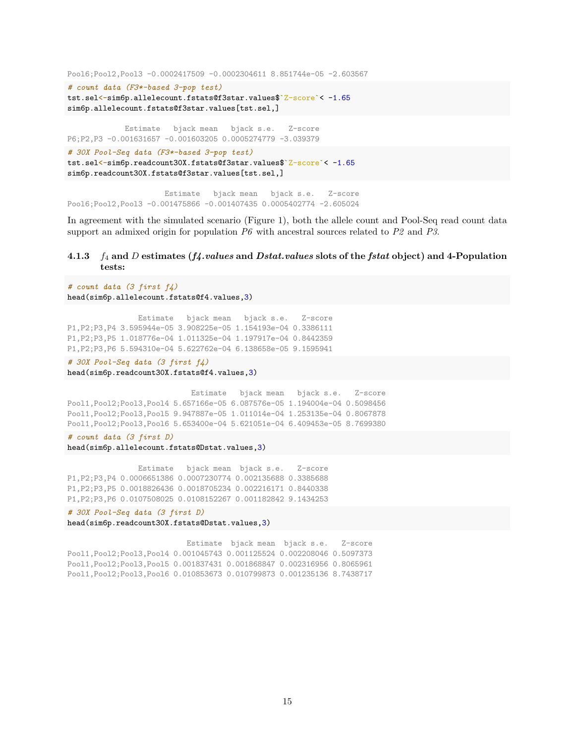```
Pool6;Pool2,Pool3 -0.0002417509 -0.0002304611 8.851744e-05 -2.603567
```

```
# count data (F3*-based 3-pop test)
tst.sel<-sim6p.allelecount.fstats@f3star.values$`Z-score`< -1.65
sim6p.allelecount.fstats@f3star.values[tst.sel,]
```

```
             Estimate   bjack mean   bjack s.e.   Z-score
P6;P2,P3 -0.001631657 -0.001603205 0.0005274779 -3.039379
```

```
# 30X Pool-Seq data (F3*-based 3-pop test)
tst.sel<-sim6p.readcount30X.fstats@f3star.values$`Z-score`< -1.65
sim6p.readcount30X.fstats@f3star.values[tst.sel,]
```

```
                      Estimate   bjack mean   bjack s.e.   Z-score
Pool6;Pool2,Pool3 -0.001475866 -0.001407435 0.0005402774 -2.605024
```

In agreement with the simulated scenario (Figure 1), both the allele count and Pool-Seq read count data support an admixed origin for population *P6* with ancestral sources related to *P2* and *P3*.

#### 4.1.3 $f_4$ and $D$ estimates (*f4.values* and *Dstat.values* slots of the *fstat* object) and 4-Population tests:

```
# count data (3 first f4)
head(sim6p.allelecount.fstats@f4.values,3)
```

```
                Estimate   bjack mean   bjack s.e.   Z-score
P1,P2;P3,P4 3.595944e-05 3.908225e-05 1.154193e-04 0.3386111
P1,P2;P3,P5 1.018776e-04 1.011325e-04 1.197917e-04 0.8442359
P1,P2;P3,P6 5.594310e-04 5.622762e-04 6.138658e-05 9.1595941
```

```
# 30X Pool-Seq data (3 first f4)
head(sim6p.readcount30X.fstats@f4.values,3)
```

```
                            Estimate   bjack mean   bjack s.e.   Z-score
Pool1,Pool2;Pool3,Pool4 5.657166e-05 6.087576e-05 1.194004e-04 0.5098456
Pool1,Pool2;Pool3,Pool5 9.947887e-05 1.011014e-04 1.253135e-04 0.8067878
Pool1,Pool2;Pool3,Pool6 5.653400e-04 5.621051e-04 6.409453e-05 8.7699380
```

```
# count data (3 first D)
head(sim6p.allelecount.fstats@Dstat.values,3)
```

```
                Estimate   bjack mean  bjack s.e.   Z-score
P1,P2;P3,P4 0.0006651386 0.0007230774 0.002135688 0.3385688
P1,P2;P3,P5 0.0018826436 0.0018705234 0.002216171 0.8440338
P1,P2;P3,P6 0.0107508025 0.0108152267 0.001182842 9.1434253
```

```
# 30X Pool-Seq data (3 first D)
head(sim6p.readcount30X.fstats@Dstat.values,3)
```

```
                           Estimate  bjack mean  bjack s.e.   Z-score
Pool1,Pool2;Pool3,Pool4 0.001045743 0.001125524 0.002208046 0.5097373
Pool1,Pool2;Pool3,Pool5 0.001837431 0.001868847 0.002316956 0.8065961
Pool1,Pool2;Pool3,Pool6 0.010853673 0.010799873 0.001235136 8.7438717
```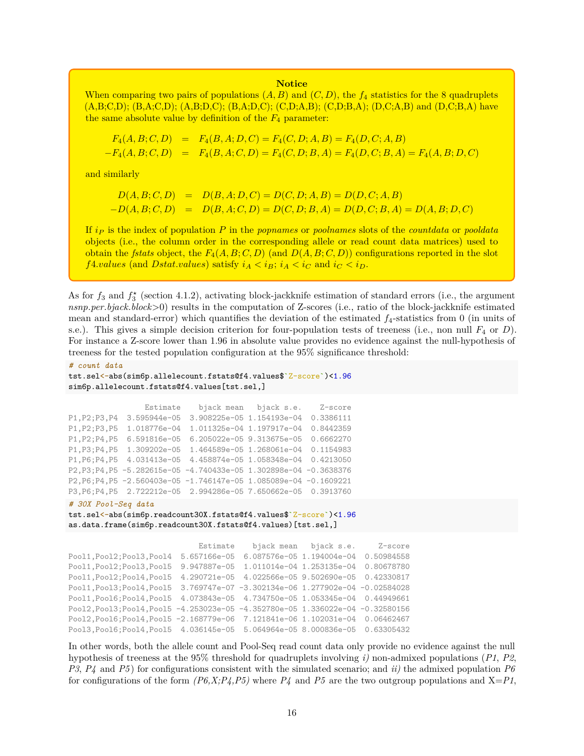> **Notice**
>
> When comparing two pairs of populations $(A, B)$ and $(C, D)$, the $f_4$ statistics for the 8 quadruplets (A,B;C,D); (B,A;C,D); (A,B;D,C); (B,A;D,C); (C,D;A,B); (C,D;B,A); (D,C;A,B) and (D,C;B,A) have the same absolute value by definition of the $F_4$ parameter:
>
> $$F_4(A, B; C, D) = F_4(B, A; D, C) = F_4(C, D; A, B) = F_4(D, C; A, B)$$
> $$-F_4(A, B; C, D) = F_4(B, A; C, D) = F_4(C, D; B, A) = F_4(D, C; B, A) = F_4(A, B; D, C)$$
>
> and similarly
>
> $$D(A, B; C, D) = D(B, A; D, C) = D(C, D; A, B) = D(D, C; A, B)$$
> $$-D(A, B; C, D) = D(B, A; C, D) = D(C, D; B, A) = D(D, C; B, A) = D(A, B; D, C)$$
>
> If $i_P$ is the index of population $P$ in the *popnames* or *poolnames* slots of the *countdata* or *pooldata* objects (i.e., the column order in the corresponding allele or read count data matrices) used to obtain the *fstats* object, the $F_4(A, B; C, D)$ (and $D(A, B; C, D)$) configurations reported in the slot *f4.values* (and *Dstat.values*) satisfy $i_A < i_B$; $i_A < i_C$ and $i_C < i_D$.

As for $f_3$ and $f_3^\star$ (section 4.1.2), activating block-jackknife estimation of standard errors (i.e., the argument *nsnp.per.bjack.block*>0) results in the computation of Z-scores (i.e., ratio of the block-jackknife estimated mean and standard-error) which quantifies the deviation of the estimated $f_4$-statistics from 0 (in units of s.e.). This gives a simple decision criterion for four-population tests of treeness (i.e., non null $F_4$ or $D$). For instance a Z-score lower than 1.96 in absolute value provides no evidence against the null-hypothesis of treeness for the tested population configuration at the 95% significance threshold:

```
# count data
tst.sel<-abs(sim6p.allelecount.fstats@f4.values$`Z-score`)<1.96
sim6p.allelecount.fstats@f4.values[tst.sel,]
```

```
                 Estimate    bjack mean   bjack s.e.    Z-score
P1,P2;P3,P4  3.595944e-05  3.908225e-05 1.154193e-04  0.3386111
P1,P2;P3,P5  1.018776e-04  1.011325e-04 1.197917e-04  0.8442359
P1,P2;P4,P5  6.591816e-05  6.205022e-05 9.313675e-05  0.6662270
P1,P3;P4,P5  1.309202e-05  1.464589e-05 1.268061e-04  0.1154983
P1,P6;P4,P5  4.031413e-05  4.458874e-05 1.058348e-04  0.4213050
P2,P3;P4,P5 -5.282615e-05 -4.740433e-05 1.302898e-04 -0.3638376
P2,P6;P4,P5 -2.560403e-05 -1.746147e-05 1.085089e-04 -0.1609221
P3,P6;P4,P5  2.722212e-05  2.994286e-05 7.650662e-05  0.3913760
```

```
# 30X Pool-Seq data
tst.sel<-abs(sim6p.readcount30X.fstats@f4.values$`Z-score`)<1.96
as.data.frame(sim6p.readcount30X.fstats@f4.values)[tst.sel,]
```

```
                             Estimate    bjack mean   bjack s.e.     Z-score
Pool1,Pool2;Pool3,Pool4  5.657166e-05  6.087576e-05 1.194004e-04  0.50984558
Pool1,Pool2;Pool3,Pool5  9.947887e-05  1.011014e-04 1.253135e-04  0.80678780
Pool1,Pool2;Pool4,Pool5  4.290721e-05  4.022566e-05 9.502690e-05  0.42330817
Pool1,Pool3;Pool4,Pool5  3.769747e-07 -3.302134e-06 1.277902e-04 -0.02584028
Pool1,Pool6;Pool4,Pool5  4.073843e-05  4.734750e-05 1.053345e-04  0.44949661
Pool2,Pool3;Pool4,Pool5 -4.253023e-05 -4.352780e-05 1.336022e-04 -0.32580156
Pool2,Pool6;Pool4,Pool5 -2.168779e-06  7.121841e-06 1.102031e-04  0.06462467
Pool3,Pool6;Pool4,Pool5  4.036145e-05  5.064964e-05 8.000836e-05  0.63305432
```

In other words, both the allele count and Pool-Seq read count data only provide no evidence against the null hypothesis of treeness at the 95% threshold for quadruplets involving *i)* non-admixed populations (*P1*, *P2*, *P3*, *P4* and *P5*) for configurations consistent with the simulated scenario; and *ii)* the admixed population *P6* for configurations of the form *(P6,X;P4,P5)* where *P4* and *P5* are the two outgroup populations and X=*P1*,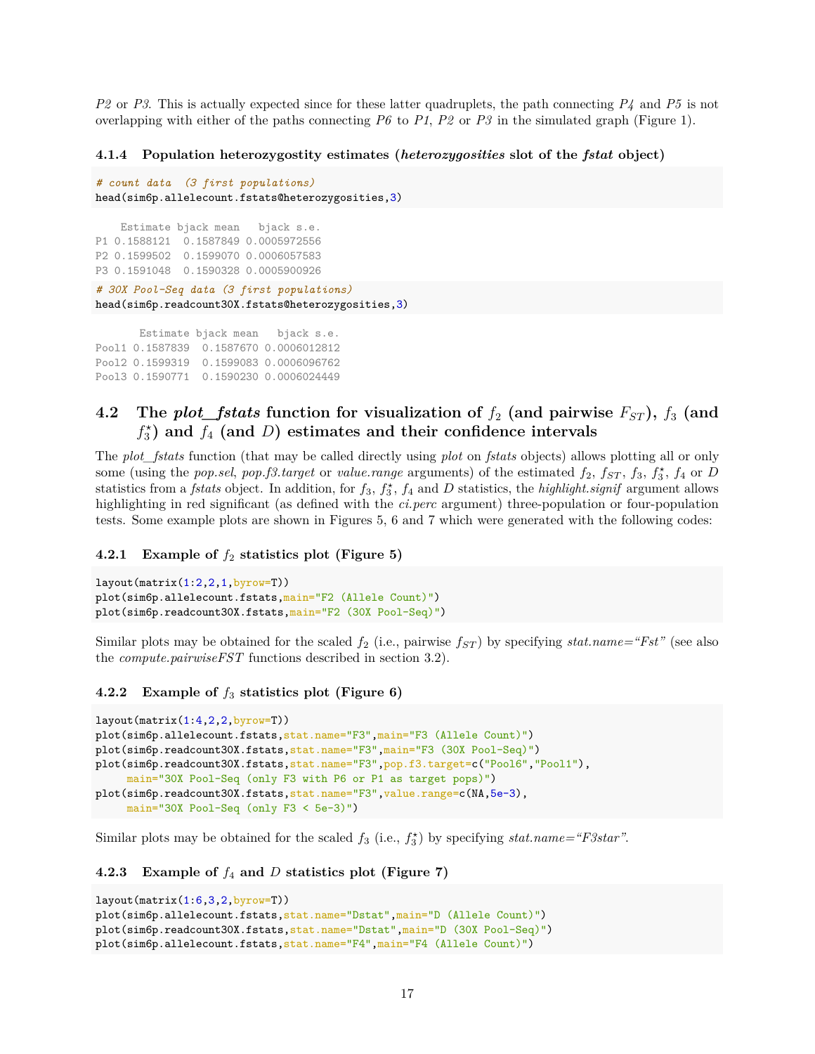*P2* or *P3*. This is actually expected since for these latter quadruplets, the path connecting *P4* and *P5* is not overlapping with either of the paths connecting *P6* to *P1*, *P2* or *P3* in the simulated graph (Figure 1).

#### 4.1.4 Population heterozygostity estimates (*heterozygosities* slot of the *fstat* object)

```
# count data  (3 first populations)
head(sim6p.allelecount.fstats@heterozygosities,3)
```

```
    Estimate bjack mean   bjack s.e.
P1 0.1588121  0.1587849 0.0005972556
P2 0.1599502  0.1599070 0.0006057583
P3 0.1591048  0.1590328 0.0005900926
```

```
# 30X Pool-Seq data (3 first populations)
head(sim6p.readcount30X.fstats@heterozygosities,3)
```

```
       Estimate bjack mean   bjack s.e.
Pool1 0.1587839  0.1587670 0.0006012812
Pool2 0.1599319  0.1599083 0.0006096762
Pool3 0.1590771  0.1590230 0.0006024449
```

### 4.2 The *plot_fstats* function for visualization of $f_2$ (and pairwise $F_{ST}$), $f_3$ (and $f_3^\star$) and $f_4$ (and $D$) estimates and their confidence intervals

The *plot_fstats* function (that may be called directly using *plot* on *fstats* objects) allows plotting all or only some (using the *pop.sel*, *pop.f3.target* or *value.range* arguments) of the estimated $f_2$, $f_{ST}$, $f_3$, $f_3^\star$, $f_4$ or $D$ statistics from a *fstats* object. In addition, for $f_3$, $f_3^\star$, $f_4$ and $D$ statistics, the *highlight.signif* argument allows highlighting in red significant (as defined with the *ci.perc* argument) three-population or four-population tests. Some example plots are shown in Figures 5, 6 and 7 which were generated with the following codes:

#### 4.2.1 Example of $f_2$ statistics plot (Figure 5)

```
layout(matrix(1:2,2,1,byrow=T))
plot(sim6p.allelecount.fstats,main="F2 (Allele Count)")
plot(sim6p.readcount30X.fstats,main="F2 (30X Pool-Seq)")
```

Similar plots may be obtained for the scaled $f_2$ (i.e., pairwise $f_{ST}$) by specifying *stat.name="Fst"* (see also the *compute.pairwiseFST* functions described in section 3.2).

#### 4.2.2 Example of $f_3$ statistics plot (Figure 6)

```
layout(matrix(1:4,2,2,byrow=T))
plot(sim6p.allelecount.fstats,stat.name="F3",main="F3 (Allele Count)")
plot(sim6p.readcount30X.fstats,stat.name="F3",main="F3 (30X Pool-Seq)")
plot(sim6p.readcount30X.fstats,stat.name="F3",pop.f3.target=c("Pool6","Pool1"),
     main="30X Pool-Seq (only F3 with P6 or P1 as target pops)")
plot(sim6p.readcount30X.fstats,stat.name="F3",value.range=c(NA,5e-3),
     main="30X Pool-Seq (only F3 < 5e-3)")
```

Similar plots may be obtained for the scaled $f_3$ (i.e., $f_3^\star$) by specifying *stat.name="F3star"*.

#### 4.2.3 Example of $f_4$ and $D$ statistics plot (Figure 7)

```
layout(matrix(1:6,3,2,byrow=T))
plot(sim6p.allelecount.fstats,stat.name="Dstat",main="D (Allele Count)")
plot(sim6p.readcount30X.fstats,stat.name="Dstat",main="D (30X Pool-Seq)")
plot(sim6p.allelecount.fstats,stat.name="F4",main="F4 (Allele Count)")
```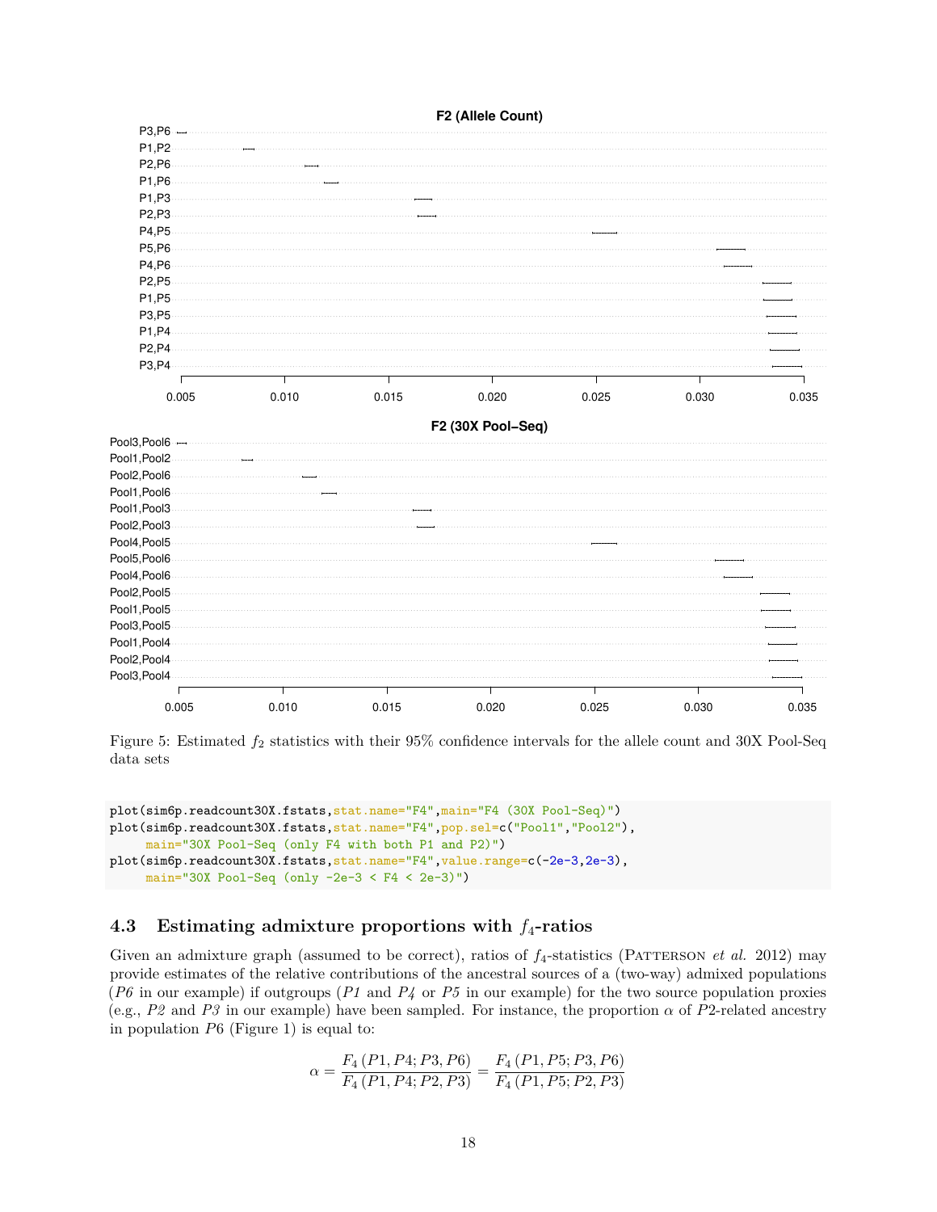Figure 5: Estimated $f_2$ statistics with their 95% confidence intervals for the allele count and 30X Pool-Seq data sets

```
plot(sim6p.readcount30X.fstats,stat.name="F4",main="F4 (30X Pool-Seq)")
plot(sim6p.readcount30X.fstats,stat.name="F4",pop.sel=c("Pool1","Pool2"),
     main="30X Pool-Seq (only F4 with both P1 and P2)")
plot(sim6p.readcount30X.fstats,stat.name="F4",value.range=c(-2e-3,2e-3),
     main="30X Pool-Seq (only -2e-3 < F4 < 2e-3)")
```

### 4.3 Estimating admixture proportions with $f_4$-ratios

Given an admixture graph (assumed to be correct), ratios of $f_4$-statistics (Patterson *et al.* 2012) may provide estimates of the relative contributions of the ancestral sources of a (two-way) admixed populations (*P6* in our example) if outgroups (*P1* and *P4* or *P5* in our example) for the two source population proxies (e.g., *P2* and *P3* in our example) have been sampled. For instance, the proportion $\alpha$ of $P2$-related ancestry in population $P6$ (Figure 1) is equal to:

$$\alpha = \frac{F_4\left(P1, P4; P3, P6\right)}{F_4\left(P1, P4; P2, P3\right)} = \frac{F_4\left(P1, P5; P3, P6\right)}{F_4\left(P1, P5; P2, P3\right)}$$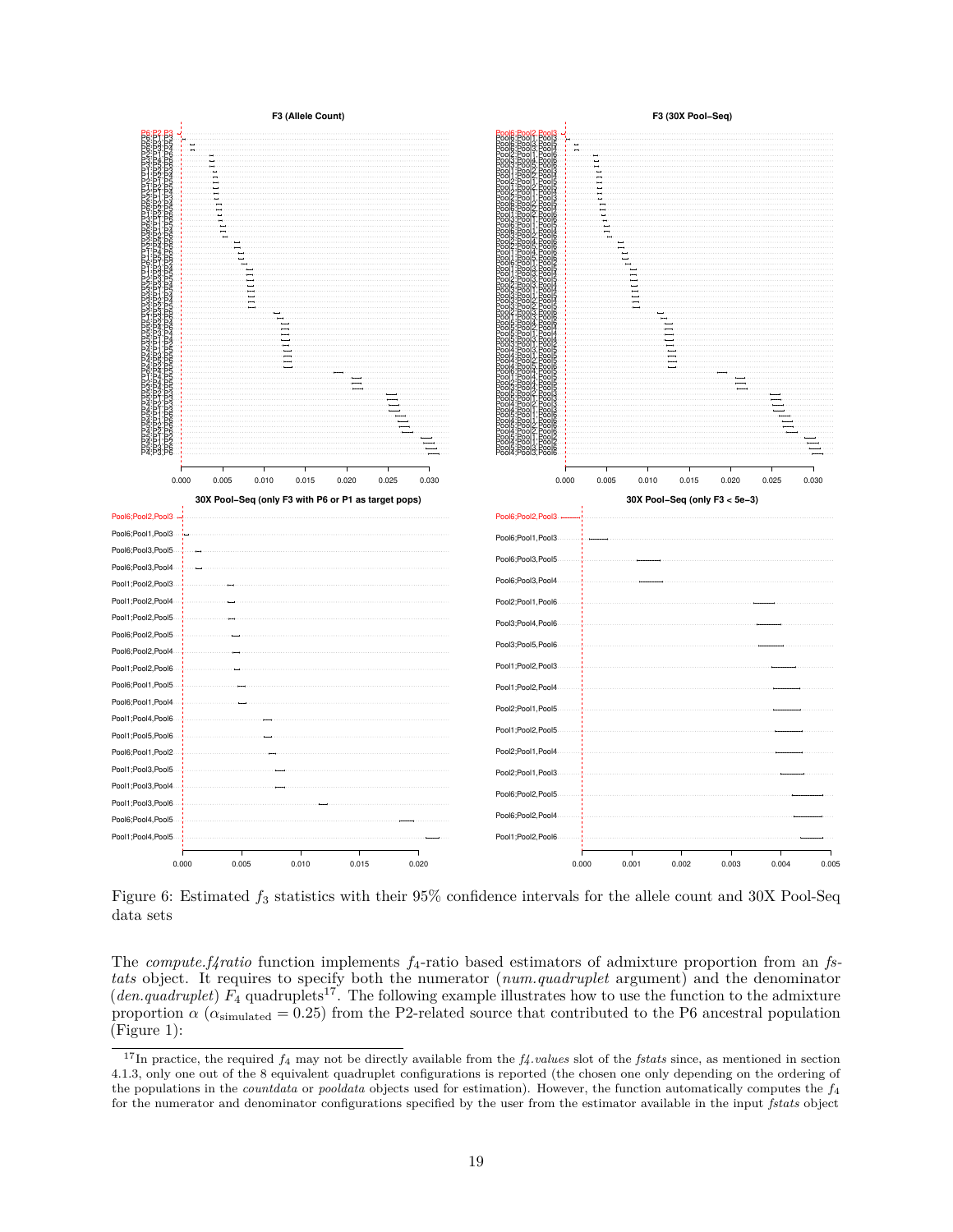Figure 6: Estimated $f_3$ statistics with their 95% confidence intervals for the allele count and 30X Pool-Seq data sets

The *compute.f4ratio* function implements $f_4$-ratio based estimators of admixture proportion from an *fstats* object. It requires to specify both the numerator (*num.quadruplet* argument) and the denominator (*den.quadruplet*) $F_4$ quadruplets[17]. The following example illustrates how to use the function to the admixture proportion $\alpha$ ($\alpha_{\text{simulated}} = 0.25$) from the P2-related source that contributed to the P6 ancestral population (Figure 1):

[17] In practice, the required $f_4$ may not be directly available from the *f4.values* slot of the *fstats* since, as mentioned in section 4.1.3, only one out of the 8 equivalent quadruplet configurations is reported (the chosen one only depending on the ordering of the populations in the *countdata* or *pooldata* objects used for estimation). However, the function automatically computes the $f_4$ for the numerator and denominator configurations specified by the user from the estimator available in the input *fstats* object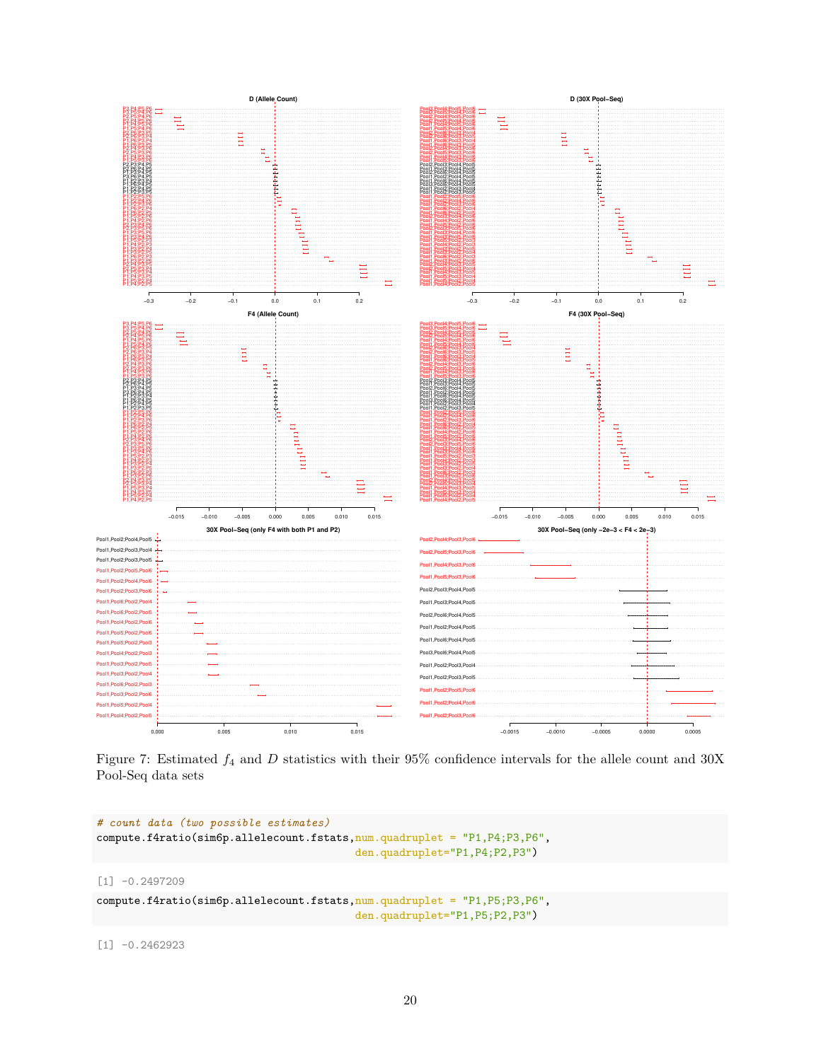Figure 7: Estimated $f_4$ and $D$ statistics with their 95% confidence intervals for the allele count and 30X Pool-Seq data sets

```r
# count data (two possible estimates)
compute.f4ratio(sim6p.allelecount.fstats,num.quadruplet = "P1,P4;P3,P6",
                                          den.quadruplet="P1,P4;P2,P3")
```

```
[1] -0.2497209
```

```r
compute.f4ratio(sim6p.allelecount.fstats,num.quadruplet = "P1,P5;P3,P6",
                                          den.quadruplet="P1,P5;P2,P3")
```

```
[1] -0.2462923
```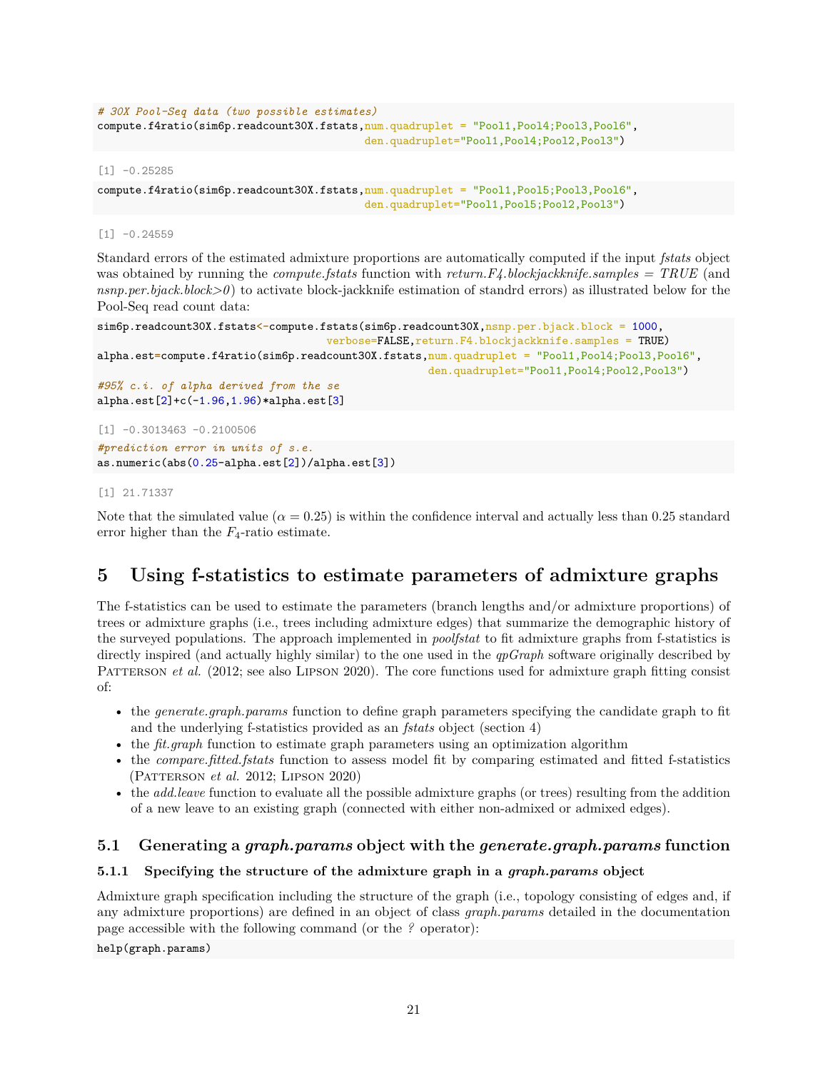```
# 30X Pool-Seq data (two possible estimates)
compute.f4ratio(sim6p.readcount30X.fstats,num.quadruplet = "Pool1,Pool4;Pool3,Pool6",
                                          den.quadruplet="Pool1,Pool4;Pool2,Pool3")
```

```
[1] -0.25285
```

```
compute.f4ratio(sim6p.readcount30X.fstats,num.quadruplet = "Pool1,Pool5;Pool3,Pool6",
                                          den.quadruplet="Pool1,Pool5;Pool2,Pool3")
```

```
[1] -0.24559
```

Standard errors of the estimated admixture proportions are automatically computed if the input *fstats* object was obtained by running the *compute.fstats* function with *return.F4.blockjackknife.samples = TRUE* (and *nsnp.per.bjack.block>0*) to activate block-jackknife estimation of standrd errors) as illustrated below for the Pool-Seq read count data:

```
sim6p.readcount30X.fstats<-compute.fstats(sim6p.readcount30X,nsnp.per.bjack.block = 1000,
                                  verbose=FALSE,return.F4.blockjackknife.samples = TRUE)
alpha.est=compute.f4ratio(sim6p.readcount30X.fstats,num.quadruplet = "Pool1,Pool4;Pool3,Pool6",
                                                    den.quadruplet="Pool1,Pool4;Pool2,Pool3")
#95% c.i. of alpha derived from the se
alpha.est[2]+c(-1.96,1.96)*alpha.est[3]
```

```
[1] -0.3013463 -0.2100506
```

```
#prediction error in units of s.e.
as.numeric(abs(0.25-alpha.est[2])/alpha.est[3])
```

```
[1] 21.71337
```

Note that the simulated value ($\alpha = 0.25$) is within the confidence interval and actually less than 0.25 standard error higher than the $F_4$-ratio estimate.

# 5 Using f-statistics to estimate parameters of admixture graphs

The f-statistics can be used to estimate the parameters (branch lengths and/or admixture proportions) of trees or admixture graphs (i.e., trees including admixture edges) that summarize the demographic history of the surveyed populations. The approach implemented in *poolfstat* to fit admixture graphs from f-statistics is directly inspired (and actually highly similar) to the one used in the *qpGraph* software originally described by Patterson *et al.* (2012; see also Lipson 2020). The core functions used for admixture graph fitting consist of:

- the *generate.graph.params* function to define graph parameters specifying the candidate graph to fit and the underlying f-statistics provided as an *fstats* object (section 4)
- the *fit.graph* function to estimate graph parameters using an optimization algorithm
- the *compare.fitted.fstats* function to assess model fit by comparing estimated and fitted f-statistics (Patterson *et al.* 2012; Lipson 2020)
- the *add.leave* function to evaluate all the possible admixture graphs (or trees) resulting from the addition of a new leave to an existing graph (connected with either non-admixed or admixed edges).

## 5.1 Generating a *graph.params* object with the *generate.graph.params* function

### 5.1.1 Specifying the structure of the admixture graph in a *graph.params* object

Admixture graph specification including the structure of the graph (i.e., topology consisting of edges and, if any admixture proportions) are defined in an object of class *graph.params* detailed in the documentation page accessible with the following command (or the *?* operator):

```
help(graph.params)
```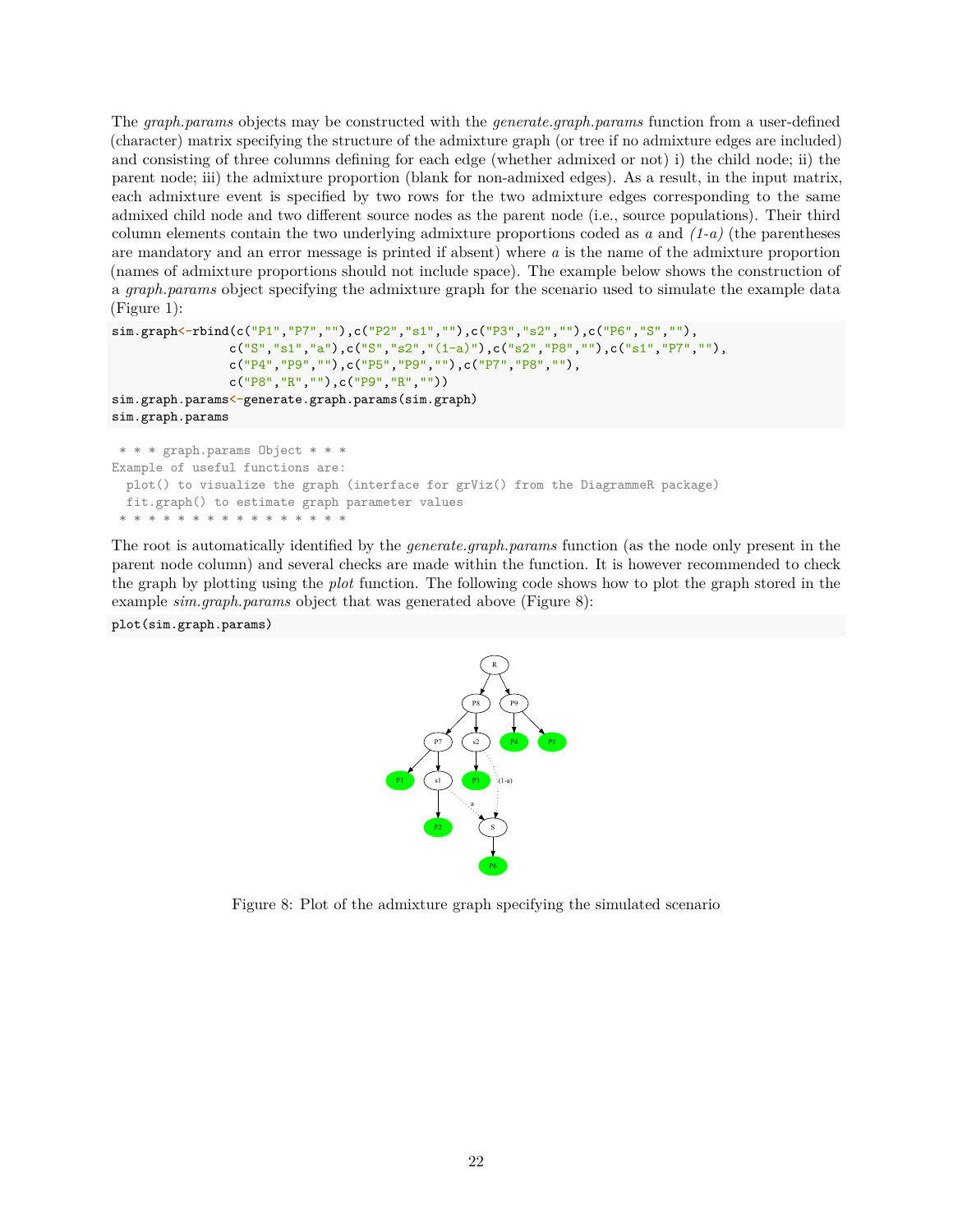The *graph.params* objects may be constructed with the *generate.graph.params* function from a user-defined (character) matrix specifying the structure of the admixture graph (or tree if no admixture edges are included) and consisting of three columns defining for each edge (whether admixed or not) i) the child node; ii) the parent node; iii) the admixture proportion (blank for non-admixed edges). As a result, in the input matrix, each admixture event is specified by two rows for the two admixture edges corresponding to the same admixed child node and two different source nodes as the parent node (i.e., source populations). Their third column elements contain the two underlying admixture proportions coded as *a* and *(1-a)* (the parentheses are mandatory and an error message is printed if absent) where *a* is the name of the admixture proportion (names of admixture proportions should not include space). The example below shows the construction of a *graph.params* object specifying the admixture graph for the scenario used to simulate the example data (Figure 1):

```
sim.graph<-rbind(c("P1","P7",""),c("P2","s1",""),c("P3","s2",""),c("P6","S",""),
                c("S","s1","a"),c("S","s2","(1-a)"),c("s2","P8",""),c("s1","P7",""),
                c("P4","P9",""),c("P5","P9",""),c("P7","P8",""),
                c("P8","R",""),c("P9","R",""))
sim.graph.params<-generate.graph.params(sim.graph)
sim.graph.params
```

```
 * * * graph.params Object * * *
Example of useful functions are:
  plot() to visualize the graph (interface for grViz() from the DiagrammeR package)
  fit.graph() to estimate graph parameter values
 * * * * * * * * * * * * * * * *
```

The root is automatically identified by the *generate.graph.params* function (as the node only present in the parent node column) and several checks are made within the function. It is however recommended to check the graph by plotting using the *plot* function. The following code shows how to plot the graph stored in the example *sim.graph.params* object that was generated above (Figure 8):

```
plot(sim.graph.params)
```

Figure 8: Plot of the admixture graph specifying the simulated scenario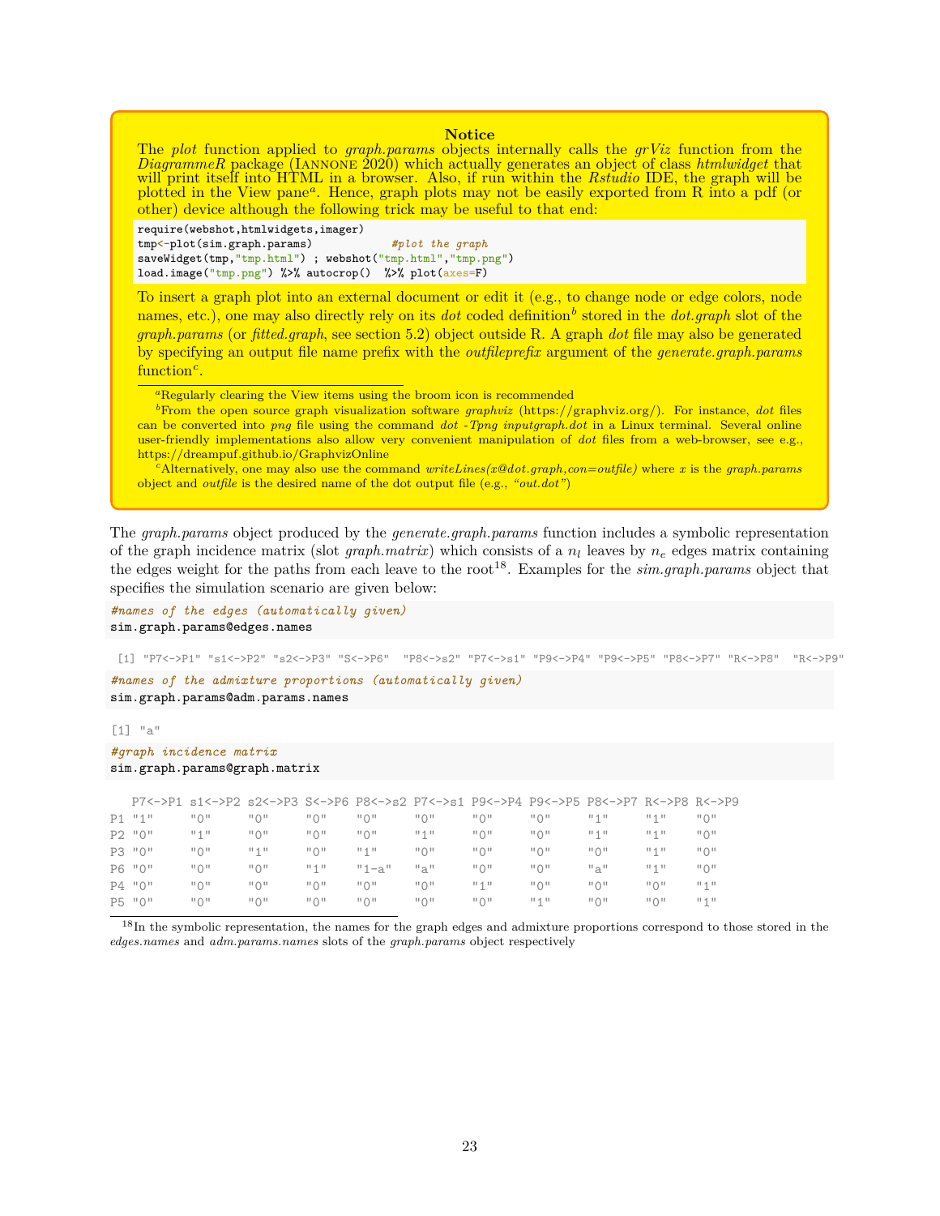> **Notice**
>
> The *plot* function applied to *graph.params* objects internally calls the *grViz* function from the *DiagrammeR* package (Iannone 2020) which actually generates an object of class *htmlwidget* that will print itself into HTML in a browser. Also, if run within the *Rstudio* IDE, the graph will be plotted in the View pane[a]. Hence, graph plots may not be easily exported from R into a pdf (or other) device although the following trick may be useful to that end:
>
> ```
> require(webshot,htmlwidgets,imager)
> tmp<-plot(sim.graph.params)            #plot the graph
> saveWidget(tmp,"tmp.html") ; webshot("tmp.html","tmp.png")
> load.image("tmp.png") %>% autocrop()  %>% plot(axes=F)
> ```
>
> To insert a graph plot into an external document or edit it (e.g., to change node or edge colors, node names, etc.), one may also directly rely on its *dot* coded definition[b] stored in the *dot.graph* slot of the *graph.params* (or *fitted.graph*, see section 5.2) object outside R. A graph *dot* file may also be generated by specifying an output file name prefix with the *outfileprefix* argument of the *generate.graph.params* function[c].
>
> [a] Regularly clearing the View items using the broom icon is recommended
>
> [b] From the open source graph visualization software *graphviz* (https://graphviz.org/). For instance, *dot* files can be converted into *png* file using the command *dot -Tpng inputgraph.dot* in a Linux terminal. Several online user-friendly implementations also allow very convenient manipulation of *dot* files from a web-browser, see e.g., https://dreampuf.github.io/GraphvizOnline
>
> [c] Alternatively, one may also use the command *writeLines(x@dot.graph,con=outfile)* where *x* is the *graph.params* object and *outfile* is the desired name of the dot output file (e.g., *"out.dot"*)

The *graph.params* object produced by the *generate.graph.params* function includes a symbolic representation of the graph incidence matrix (slot *graph.matrix*) which consists of a $n_l$ leaves by $n_e$ edges matrix containing the edges weight for the paths from each leave to the root[18]. Examples for the *sim.graph.params* object that specifies the simulation scenario are given below:

```
#names of the edges (automatically given)
sim.graph.params@edges.names
```

```
 [1] "P7<->P1" "s1<->P2" "s2<->P3" "S<->P6"  "P8<->s2" "P7<->s1" "P9<->P4" "P9<->P5" "P8<->P7" "R<->P8"  "R<->P9"
```

```
#names of the admixture proportions (automatically given)
sim.graph.params@adm.params.names
```

```
[1] "a"
```

```
#graph incidence matrix
sim.graph.params@graph.matrix
```

```
   P7<->P1 s1<->P2 s2<->P3 S<->P6 P8<->s2 P7<->s1 P9<->P4 P9<->P5 P8<->P7 R<->P8 R<->P9
P1 "1"     "0"     "0"     "0"    "0"     "0"     "0"     "0"     "1"     "1"    "0"
P2 "0"     "1"     "0"     "0"    "0"     "1"     "0"     "0"     "1"     "1"    "0"
P3 "0"     "0"     "1"     "0"    "1"     "0"     "0"     "0"     "0"     "1"    "0"
P6 "0"     "0"     "0"     "1"    "1-a"   "a"     "0"     "0"     "a"     "1"    "0"
P4 "0"     "0"     "0"     "0"    "0"     "0"     "1"     "0"     "0"     "0"    "1"
P5 "0"     "0"     "0"     "0"    "0"     "0"     "0"     "1"     "0"     "0"    "1"
```

[18] In the symbolic representation, the names for the graph edges and admixture proportions correspond to those stored in the *edges.names* and *adm.params.names* slots of the *graph.params* object respectively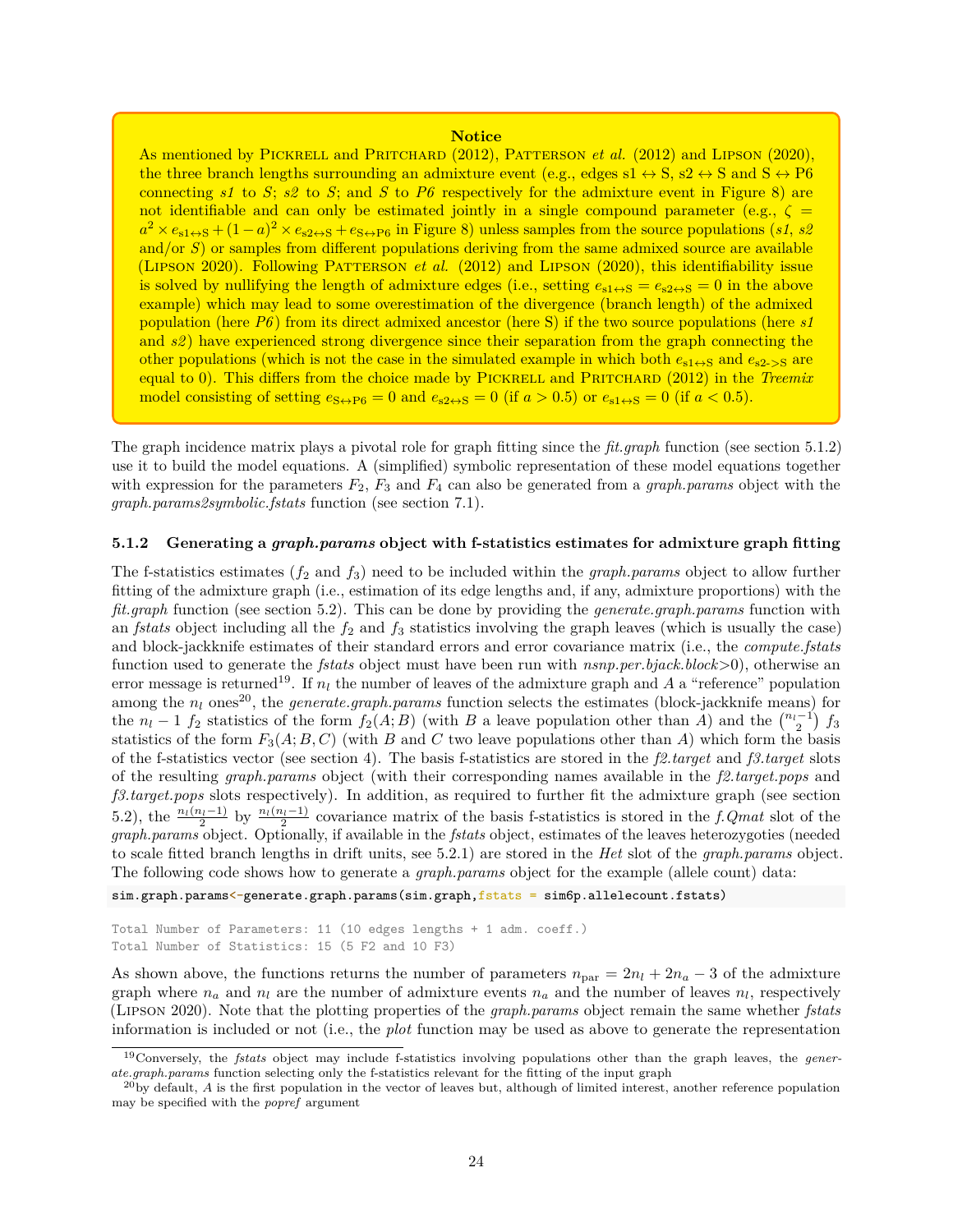**Notice**

As mentioned by Pickrell and Pritchard (2012), Patterson *et al.* (2012) and Lipson (2020), the three branch lengths surrounding an admixture event (e.g., edges s1 ↔ S, s2 ↔ S and S ↔ P6 connecting *s1* to *S*; *s2* to *S*; and *S* to *P6* respectively for the admixture event in Figure 8) are not identifiable and can only be estimated jointly in a single compound parameter (e.g., $\zeta = a^2 \times e_{\text{s1}\leftrightarrow\text{S}} + (1-a)^2 \times e_{\text{s2}\leftrightarrow\text{S}} + e_{\text{S}\leftrightarrow\text{P6}}$ in Figure 8) unless samples from the source populations (*s1*, *s2* and/or *S*) or samples from different populations deriving from the same admixed source are available (Lipson 2020). Following Patterson *et al.* (2012) and Lipson (2020), this identifiability issue is solved by nullifying the length of admixture edges (i.e., setting $e_{\text{s1}\leftrightarrow\text{S}} = e_{\text{s2}\leftrightarrow\text{S}} = 0$ in the above example) which may lead to some overestimation of the divergence (branch length) of the admixed population (here *P6*) from its direct admixed ancestor (here S) if the two source populations (here *s1* and *s2*) have experienced strong divergence since their separation from the graph connecting the other populations (which is not the case in the simulated example in which both $e_{\text{s1}\leftrightarrow\text{S}}$ and $e_{\text{s2->S}}$ are equal to 0). This differs from the choice made by Pickrell and Pritchard (2012) in the *Treemix* model consisting of setting $e_{\text{S}\leftrightarrow\text{P6}} = 0$ and $e_{\text{s2}\leftrightarrow\text{S}} = 0$ (if $a > 0.5$) or $e_{\text{s1}\leftrightarrow\text{S}} = 0$ (if $a < 0.5$).

The graph incidence matrix plays a pivotal role for graph fitting since the *fit.graph* function (see section 5.1.2) use it to build the model equations. A (simplified) symbolic representation of these model equations together with expression for the parameters $F_2$, $F_3$ and $F_4$ can also be generated from a *graph.params* object with the *graph.params2symbolic.fstats* function (see section 7.1).

### 5.1.2 Generating a *graph.params* object with f-statistics estimates for admixture graph fitting

The f-statistics estimates ($f_2$ and $f_3$) need to be included within the *graph.params* object to allow further fitting of the admixture graph (i.e., estimation of its edge lengths and, if any, admixture proportions) with the *fit.graph* function (see section 5.2). This can be done by providing the *generate.graph.params* function with an *fstats* object including all the $f_2$ and $f_3$ statistics involving the graph leaves (which is usually the case) and block-jackknife estimates of their standard errors and error covariance matrix (i.e., the *compute.fstats* function used to generate the *fstats* object must have been run with *nsnp.per.bjack.block*>0), otherwise an error message is returned[19]. If $n_l$ the number of leaves of the admixture graph and $A$ a "reference" population among the $n_l$ ones[20], the *generate.graph.params* function selects the estimates (block-jackknife means) for the $n_l - 1$ $f_2$ statistics of the form $f_2(A; B)$ (with $B$ a leave population other than $A$) and the $\binom{n_l-1}{2}$ $f_3$ statistics of the form $F_3(A; B, C)$ (with $B$ and $C$ two leave populations other than $A$) which form the basis of the f-statistics vector (see section 4). The basis f-statistics are stored in the *f2.target* and *f3.target* slots of the resulting *graph.params* object (with their corresponding names available in the *f2.target.pops* and *f3.target.pops* slots respectively). In addition, as required to further fit the admixture graph (see section 5.2), the $\frac{n_l(n_l-1)}{2}$ by $\frac{n_l(n_l-1)}{2}$ covariance matrix of the basis f-statistics is stored in the *f.Qmat* slot of the *graph.params* object. Optionally, if available in the *fstats* object, estimates of the leaves heterozygoties (needed to scale fitted branch lengths in drift units, see 5.2.1) are stored in the *Het* slot of the *graph.params* object. The following code shows how to generate a *graph.params* object for the example (allele count) data:

```
sim.graph.params<-generate.graph.params(sim.graph,fstats = sim6p.allelecount.fstats)
```

```
Total Number of Parameters: 11 (10 edges lengths + 1 adm. coeff.)
Total Number of Statistics: 15 (5 F2 and 10 F3)
```

As shown above, the functions returns the number of parameters $n_{\text{par}} = 2n_l + 2n_a - 3$ of the admixture graph where $n_a$ and $n_l$ are the number of admixture events $n_a$ and the number of leaves $n_l$, respectively (Lipson 2020). Note that the plotting properties of the *graph.params* object remain the same whether *fstats* information is included or not (i.e., the *plot* function may be used as above to generate the representation

[19] Conversely, the *fstats* object may include f-statistics involving populations other than the graph leaves, the *generate.graph.params* function selecting only the f-statistics relevant for the fitting of the input graph

[20] by default, $A$ is the first population in the vector of leaves but, although of limited interest, another reference population may be specified with the *popref* argument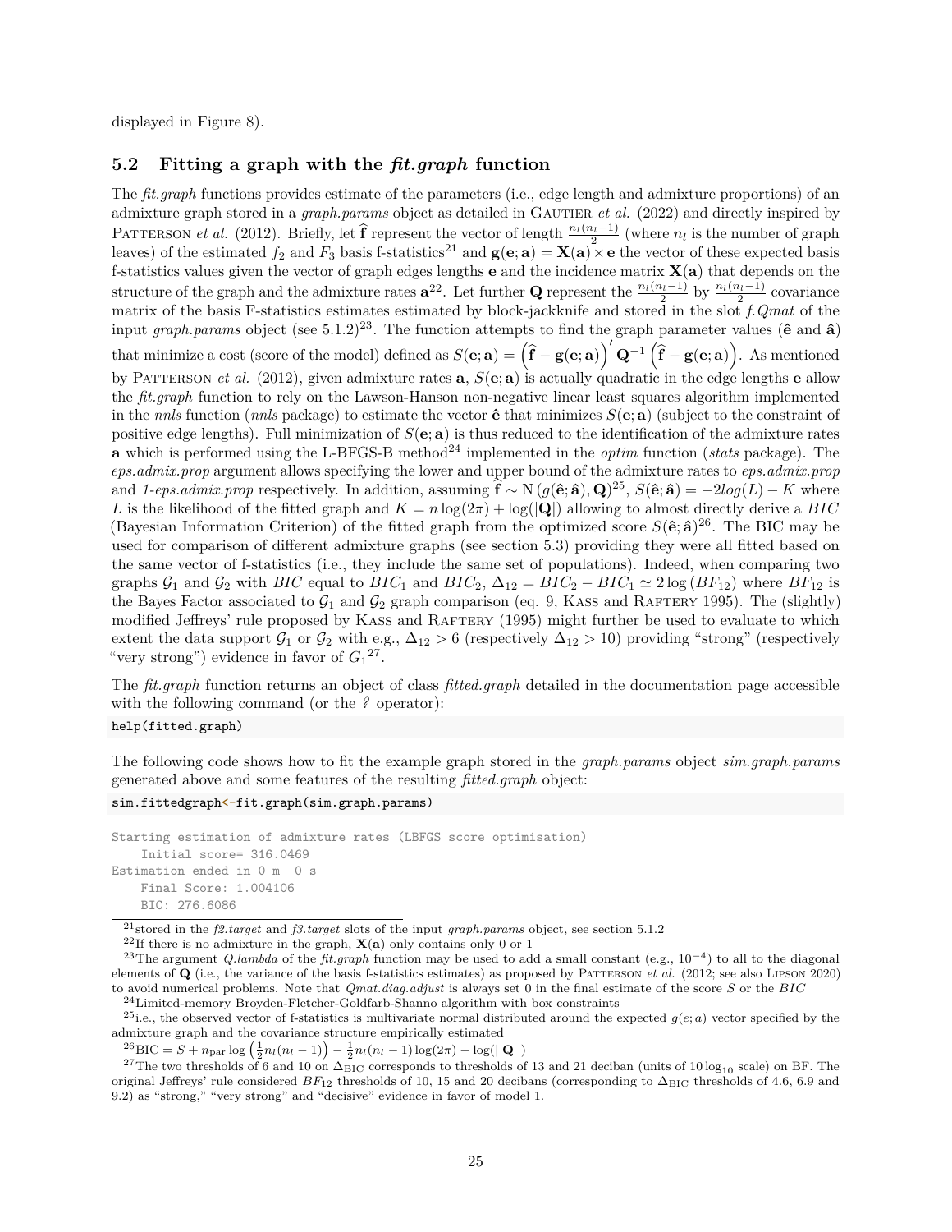displayed in Figure 8).

## 5.2 Fitting a graph with the *fit.graph* function

The *fit.graph* functions provides estimate of the parameters (i.e., edge length and admixture proportions) of an admixture graph stored in a *graph.params* object as detailed in Gautier *et al.* (2022) and directly inspired by Patterson *et al.* (2012). Briefly, let $\widehat{\mathbf{f}}$ represent the vector of length $\frac{n_l(n_l-1)}{2}$ (where $n_l$ is the number of graph leaves) of the estimated $f_2$ and $F_3$ basis f-statistics[21] and $\mathbf{g}(\mathbf{e};\mathbf{a}) = \mathbf{X}(\mathbf{a}) \times \mathbf{e}$ the vector of these expected basis f-statistics values given the vector of graph edges lengths $\mathbf{e}$ and the incidence matrix $\mathbf{X}(\mathbf{a})$ that depends on the structure of the graph and the admixture rates $\mathbf{a}$[22]. Let further $\mathbf{Q}$ represent the $\frac{n_l(n_l-1)}{2}$ by $\frac{n_l(n_l-1)}{2}$ covariance matrix of the basis F-statistics estimates estimated by block-jackknife and stored in the slot *f.Qmat* of the input *graph.params* object (see 5.1.2)[23]. The function attempts to find the graph parameter values ($\hat{\mathbf{e}}$ and $\hat{\mathbf{a}}$) that minimize a cost (score of the model) defined as $S(\mathbf{e};\mathbf{a}) = \left(\widehat{\mathbf{f}} - \mathbf{g}(\mathbf{e};\mathbf{a})\right)' \mathbf{Q}^{-1} \left(\widehat{\mathbf{f}} - \mathbf{g}(\mathbf{e};\mathbf{a})\right)$. As mentioned by Patterson *et al.* (2012), given admixture rates $\mathbf{a}$, $S(\mathbf{e};\mathbf{a})$ is actually quadratic in the edge lengths $\mathbf{e}$ allow the *fit.graph* function to rely on the Lawson-Hanson non-negative linear least squares algorithm implemented in the *nnls* function (*nnls* package) to estimate the vector $\hat{\mathbf{e}}$ that minimizes $S(\mathbf{e};\mathbf{a})$ (subject to the constraint of positive edge lengths). Full minimization of $S(\mathbf{e};\mathbf{a})$ is thus reduced to the identification of the admixture rates $\mathbf{a}$ which is performed using the L-BFGS-B method[24] implemented in the *optim* function (*stats* package). The *eps.admix.prop* argument allows specifying the lower and upper bound of the admixture rates to *eps.admix.prop* and *1-eps.admix.prop* respectively. In addition, assuming $\widehat{\mathbf{f}} \sim \mathrm{N}\left(g(\hat{\mathbf{e}};\hat{\mathbf{a}}), \mathbf{Q}\right)$[25], $S(\hat{\mathbf{e}};\hat{\mathbf{a}}) = -2log(L) - K$ where $L$ is the likelihood of the fitted graph and $K = n\log(2\pi) + \log(|\mathbf{Q}|)$ allowing to almost directly derive a $BIC$ (Bayesian Information Criterion) of the fitted graph from the optimized score $S(\hat{\mathbf{e}};\hat{\mathbf{a}})$[26]. The BIC may be used for comparison of different admixture graphs (see section 5.3) providing they were all fitted based on the same vector of f-statistics (i.e., they include the same set of populations). Indeed, when comparing two graphs $\mathcal{G}_1$ and $\mathcal{G}_2$ with $BIC$ equal to $BIC_1$ and $BIC_2$, $\Delta_{12} = BIC_2 - BIC_1 \simeq 2\log\left(BF_{12}\right)$ where $BF_{12}$ is the Bayes Factor associated to $\mathcal{G}_1$ and $\mathcal{G}_2$ graph comparison (eq. 9, Kass and Raftery 1995). The (slightly) modified Jeffreys' rule proposed by Kass and Raftery (1995) might further be used to evaluate to which extent the data support $\mathcal{G}_1$ or $\mathcal{G}_2$ with e.g., $\Delta_{12} > 6$ (respectively $\Delta_{12} > 10$) providing "strong" (respectively "very strong") evidence in favor of $G_1$[27].

The *fit.graph* function returns an object of class *fitted.graph* detailed in the documentation page accessible with the following command (or the *?* operator):

```
help(fitted.graph)
```

The following code shows how to fit the example graph stored in the *graph.params* object *sim.graph.params* generated above and some features of the resulting *fitted.graph* object:

```
sim.fittedgraph<-fit.graph(sim.graph.params)
```

```
Starting estimation of admixture rates (LBFGS score optimisation)
    Initial score= 316.0469
Estimation ended in 0 m  0 s
    Final Score: 1.004106
    BIC: 276.6086
```

[21] stored in the *f2.target* and *f3.target* slots of the input *graph.params* object, see section 5.1.2

[22] If there is no admixture in the graph, $\mathbf{X}(\mathbf{a})$ only contains only 0 or 1

[23] The argument *Q.lambda* of the *fit.graph* function may be used to add a small constant (e.g., $10^{-4}$) to all to the diagonal elements of $\mathbf{Q}$ (i.e., the variance of the basis f-statistics estimates) as proposed by Patterson *et al.* (2012; see also Lipson 2020) to avoid numerical problems. Note that *Qmat.diag.adjust* is always set 0 in the final estimate of the score $S$ or the $BIC$

[24] Limited-memory Broyden-Fletcher-Goldfarb-Shanno algorithm with box constraints

[25] i.e., the observed vector of f-statistics is multivariate normal distributed around the expected $g(e;a)$ vector specified by the admixture graph and the covariance structure empirically estimated

[26] $\mathrm{BIC} = S + n_{\mathrm{par}}\log\left(\frac{1}{2}n_l(n_l-1)\right) - \frac{1}{2}n_l(n_l-1)\log(2\pi) - \log(|\ \mathbf{Q}\ |)$

[27] The two thresholds of 6 and 10 on $\Delta_{\mathrm{BIC}}$ corresponds to thresholds of 13 and 21 deciban (units of $10\log_{10}$ scale) on BF. The original Jeffreys' rule considered $BF_{12}$ thresholds of 10, 15 and 20 decibans (corresponding to $\Delta_{\mathrm{BIC}}$ thresholds of 4.6, 6.9 and 9.2) as "strong," "very strong" and "decisive" evidence in favor of model 1.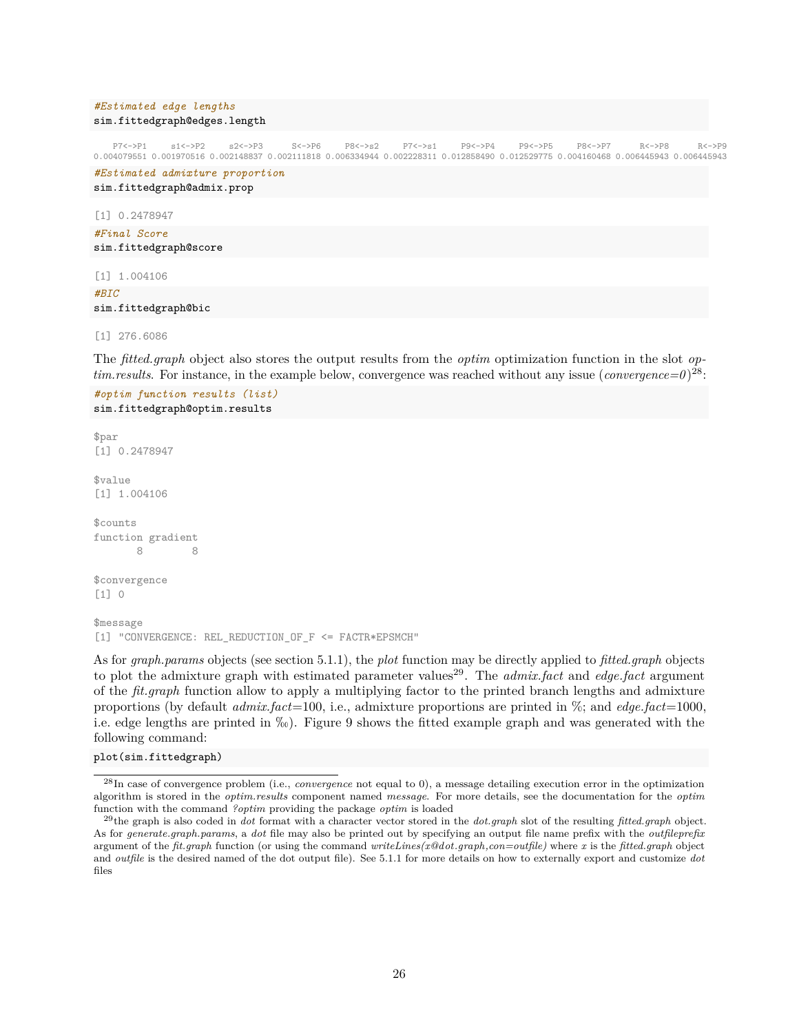```r
#Estimated edge lengths
sim.fittedgraph@edges.length
```

```
    P7<->P1     s1<->P2     s2<->P3      S<->P6     P8<->s2     P7<->s1     P9<->P4     P9<->P5     P8<->P7      R<->P8      R<->P9 
0.004079551 0.001970516 0.002148837 0.002111818 0.006334944 0.002228311 0.012858490 0.012529775 0.004160468 0.006445943 0.006445943 
```

```r
#Estimated admixture proportion
sim.fittedgraph@admix.prop
```

```
[1] 0.2478947
```

```r
#Final Score
sim.fittedgraph@score
```

```
[1] 1.004106
```

```r
#BIC
sim.fittedgraph@bic
```

```
[1] 276.6086
```

The *fitted.graph* object also stores the output results from the *optim* optimization function in the slot *optim.results*. For instance, in the example below, convergence was reached without any issue (*convergence=0*)[28]:

```r
#optim function results (list)
sim.fittedgraph@optim.results
```

```
$par
[1] 0.2478947

$value
[1] 1.004106

$counts
function gradient 
       8        8 

$convergence
[1] 0

$message
[1] "CONVERGENCE: REL_REDUCTION_OF_F <= FACTR*EPSMCH"
```

As for *graph.params* objects (see section 5.1.1), the *plot* function may be directly applied to *fitted.graph* objects to plot the admixture graph with estimated parameter values[29]. The *admix.fact* and *edge.fact* argument of the *fit.graph* function allow to apply a multiplying factor to the printed branch lengths and admixture proportions (by default *admix.fact*=100, i.e., admixture proportions are printed in %; and *edge.fact*=1000, i.e. edge lengths are printed in ‰). Figure 9 shows the fitted example graph and was generated with the following command:

```r
plot(sim.fittedgraph)
```

[28] In case of convergence problem (i.e., *convergence* not equal to 0), a message detailing execution error in the optimization algorithm is stored in the *optim.results* component named *message*. For more details, see the documentation for the *optim* function with the command *?optim* providing the package *optim* is loaded

[29] the graph is also coded in *dot* format with a character vector stored in the *dot.graph* slot of the resulting *fitted.graph* object. As for *generate.graph.params*, a *dot* file may also be printed out by specifying an output file name prefix with the *outfileprefix* argument of the *fit.graph* function (or using the command *writeLines(x@dot.graph,con=outfile)* where *x* is the *fitted.graph* object and *outfile* is the desired named of the dot output file). See 5.1.1 for more details on how to externally export and customize *dot* files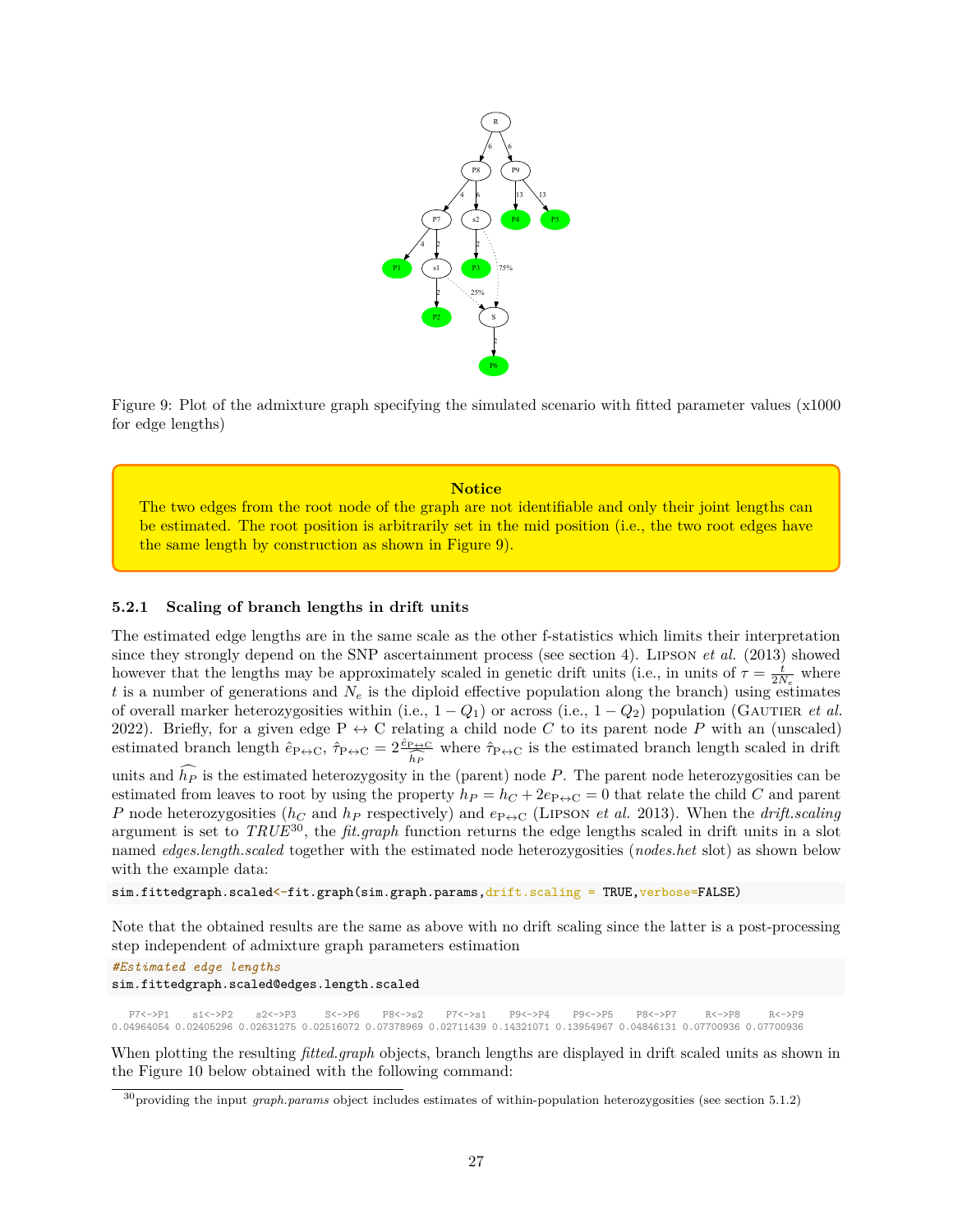Figure 9: Plot of the admixture graph specifying the simulated scenario with fitted parameter values (x1000 for edge lengths)

**Notice**

The two edges from the root node of the graph are not identifiable and only their joint lengths can be estimated. The root position is arbitrarily set in the mid position (i.e., the two root edges have the same length by construction as shown in Figure 9).

### 5.2.1 Scaling of branch lengths in drift units

The estimated edge lengths are in the same scale as the other f-statistics which limits their interpretation since they strongly depend on the SNP ascertainment process (see section 4). Lipson *et al.* (2013) showed however that the lengths may be approximately scaled in genetic drift units (i.e., in units of $\tau = \frac{t}{2N_e}$ where $t$ is a number of generations and $N_e$ is the diploid effective population along the branch) using estimates of overall marker heterozygosities within (i.e., $1 - Q_1$) or across (i.e., $1 - Q_2$) population (Gautier *et al.* 2022). Briefly, for a given edge P $\leftrightarrow$ C relating a child node $C$ to its parent node $P$ with an (unscaled) estimated branch length $\hat{e}_{\mathrm{P}\leftrightarrow\mathrm{C}}$, $\hat{\tau}_{\mathrm{P}\leftrightarrow\mathrm{C}} = 2\frac{\hat{e}_{\mathrm{P}\leftrightarrow\mathrm{C}}}{\widehat{h_P}}$ where $\hat{\tau}_{\mathrm{P}\leftrightarrow\mathrm{C}}$ is the estimated branch length scaled in drift units and $\widehat{h_P}$ is the estimated heterozygosity in the (parent) node $P$. The parent node heterozygosities can be estimated from leaves to root by using the property $h_P = h_C + 2e_{\mathrm{P}\leftrightarrow\mathrm{C}} = 0$ that relate the child $C$ and parent $P$ node heterozygosities ($h_C$ and $h_P$ respectively) and $e_{\mathrm{P}\leftrightarrow\mathrm{C}}$ (Lipson *et al.* 2013). When the *drift.scaling* argument is set to *TRUE*[30], the *fit.graph* function returns the edge lengths scaled in drift units in a slot named *edges.length.scaled* together with the estimated node heterozygosities (*nodes.het* slot) as shown below with the example data:

```
sim.fittedgraph.scaled<-fit.graph(sim.graph.params,drift.scaling = TRUE,verbose=FALSE)
```

Note that the obtained results are the same as above with no drift scaling since the latter is a post-processing step independent of admixture graph parameters estimation

```
#Estimated edge lengths
sim.fittedgraph.scaled@edges.length.scaled
```

```
    P7<->P1     s1<->P2     s2<->P3      S<->P6     P8<->s2     P7<->s1     P9<->P4     P9<->P5     P8<->P7      R<->P8      R<->P9
0.04964054 0.02405296 0.02631275 0.02516072 0.07378969 0.02711439 0.14321071 0.13954967 0.04846131 0.07700936 0.07700936
```

When plotting the resulting *fitted.graph* objects, branch lengths are displayed in drift scaled units as shown in the Figure 10 below obtained with the following command:

[30] providing the input *graph.params* object includes estimates of within-population heterozygosities (see section 5.1.2)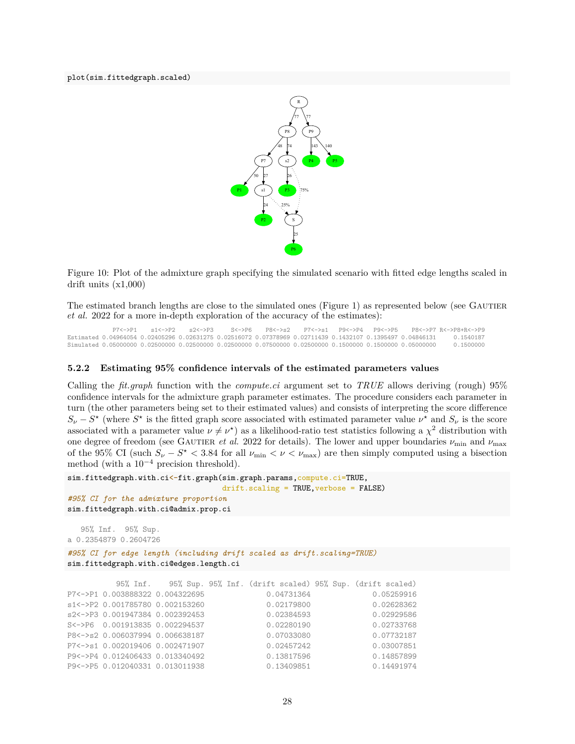```
plot(sim.fittedgraph.scaled)
```

Figure 10: Plot of the admixture graph specifying the simulated scenario with fitted edge lengths scaled in drift units (x1,000)

The estimated branch lengths are close to the simulated ones (Figure 1) as represented below (see Gautier *et al.* 2022 for a more in-depth exploration of the accuracy of the estimates):

```
            P7<->P1    s1<->P2    s2<->P3     S<->P6    P8<->s2    P7<->s1    P9<->P4   P9<->P5    P8<->P7 R<->P8+R<->P9
Estimated 0.04964054 0.02405296 0.02631275 0.02516072 0.07378969 0.02711439 0.1432107 0.1395497 0.04846131     0.1540187
Simulated 0.05000000 0.02500000 0.02500000 0.02500000 0.07500000 0.02500000 0.1500000 0.1500000 0.05000000     0.1500000
```

### 5.2.2 Estimating 95% confidence intervals of the estimated parameters values

Calling the *fit.graph* function with the *compute.ci* argument set to *TRUE* allows deriving (rough) 95% confidence intervals for the admixture graph parameter estimates. The procedure considers each parameter in turn (the other parameters being set to their estimated values) and consists of interpreting the score difference $S_\nu - S^\star$ (where $S^\star$ is the fitted graph score associated with estimated parameter value $\nu^\star$ and $S_\nu$ is the score associated with a parameter value $\nu \neq \nu^\star$) as a likelihood-ratio test statistics following a $\chi^2$ distribution with one degree of freedom (see Gautier *et al.* 2022 for details). The lower and upper boundaries $\nu_{\min}$ and $\nu_{\max}$ of the 95% CI (such $S_\nu - S^\star < 3.84$ for all $\nu_{\min} < \nu < \nu_{\max}$) are then simply computed using a bisection method (with a $10^{-4}$ precision threshold).

```
sim.fittedgraph.with.ci<-fit.graph(sim.graph.params,compute.ci=TRUE,
                                   drift.scaling = TRUE,verbose = FALSE)
#95% CI for the admixture proportion
sim.fittedgraph.with.ci@admix.prop.ci
```

```
   95% Inf.  95% Sup.
a 0.2354879 0.2604726
```

```
#95% CI for edge length (including drift scaled as drift.scaling=TRUE)
sim.fittedgraph.with.ci@edges.length.ci
```

```
           95% Inf.    95% Sup. 95% Inf. (drift scaled) 95% Sup. (drift scaled)
P7<->P1 0.003888322 0.004322695              0.04731364              0.05259916
s1<->P2 0.001785780 0.002153260              0.02179800              0.02628362
s2<->P3 0.001947384 0.002392453              0.02384593              0.02929586
S<->P6  0.001913835 0.002294537              0.02280190              0.02733768
P8<->s2 0.006037994 0.006638187              0.07033080              0.07732187
P7<->s1 0.002019406 0.002471907              0.02457242              0.03007851
P9<->P4 0.012406433 0.013340492              0.13817596              0.14857899
P9<->P5 0.012040331 0.013011938              0.13409851              0.14491974
```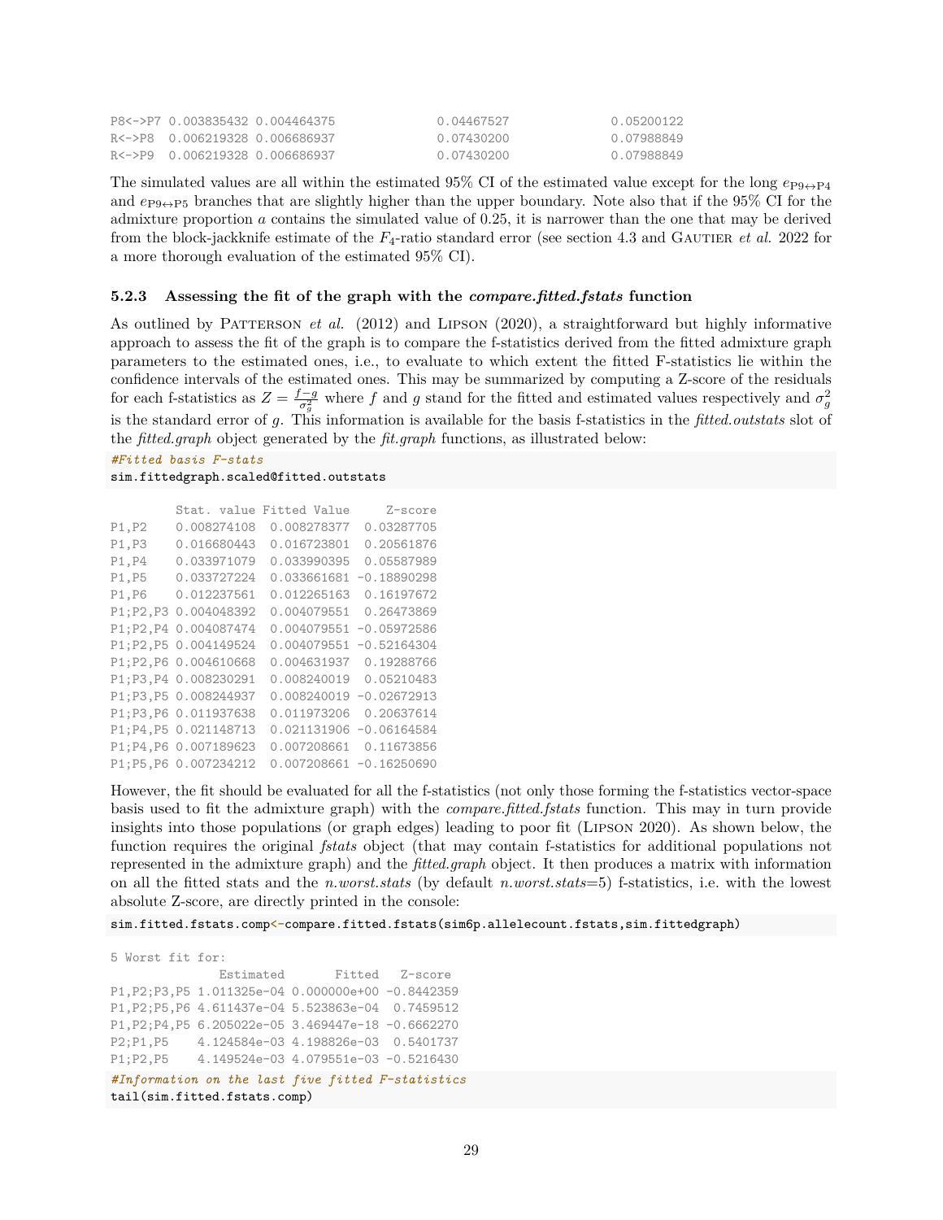```
P8<->P7 0.003835432 0.004464375              0.04467527            0.05200122
R<->P8  0.006219328 0.006686937              0.07430200            0.07988849
R<->P9  0.006219328 0.006686937              0.07430200            0.07988849
```

The simulated values are all within the estimated 95% CI of the estimated value except for the long $e_{P9\leftrightarrow P4}$ and $e_{P9\leftrightarrow P5}$ branches that are slightly higher than the upper boundary. Note also that if the 95% CI for the admixture proportion $a$ contains the simulated value of 0.25, it is narrower than the one that may be derived from the block-jackknife estimate of the $F_4$-ratio standard error (see section 4.3 and Gautier *et al.* 2022 for a more thorough evaluation of the estimated 95% CI).

### 5.2.3 Assessing the fit of the graph with the *compare.fitted.fstats* function

As outlined by Patterson *et al.* (2012) and Lipson (2020), a straightforward but highly informative approach to assess the fit of the graph is to compare the f-statistics derived from the fitted admixture graph parameters to the estimated ones, i.e., to evaluate to which extent the fitted F-statistics lie within the confidence intervals of the estimated ones. This may be summarized by computing a Z-score of the residuals for each f-statistics as $Z = \frac{f-g}{\sigma_g^2}$ where $f$ and $g$ stand for the fitted and estimated values respectively and $\sigma_g^2$ is the standard error of $g$. This information is available for the basis f-statistics in the *fitted.outstats* slot of the *fitted.graph* object generated by the *fit.graph* functions, as illustrated below:

```
#Fitted basis F-stats
sim.fittedgraph.scaled@fitted.outstats
```

```
         Stat. value Fitted Value     Z-score
P1,P2    0.008274108  0.008278377  0.03287705
P1,P3    0.016680443  0.016723801  0.20561876
P1,P4    0.033971079  0.033990395  0.05587989
P1,P5    0.033727224  0.033661681 -0.18890298
P1,P6    0.012237561  0.012265163  0.16197672
P1;P2,P3 0.004048392  0.004079551  0.26473869
P1;P2,P4 0.004087474  0.004079551 -0.05972586
P1;P2,P5 0.004149524  0.004079551 -0.52164304
P1;P2,P6 0.004610668  0.004631937  0.19288766
P1;P3,P4 0.008230291  0.008240019  0.05210483
P1;P3,P5 0.008244937  0.008240019 -0.02672913
P1;P3,P6 0.011937638  0.011973206  0.20637614
P1;P4,P5 0.021148713  0.021131906 -0.06164584
P1;P4,P6 0.007189623  0.007208661  0.11673856
P1;P5,P6 0.007234212  0.007208661 -0.16250690
```

However, the fit should be evaluated for all the f-statistics (not only those forming the f-statistics vector-space basis used to fit the admixture graph) with the *compare.fitted.fstats* function. This may in turn provide insights into those populations (or graph edges) leading to poor fit (Lipson 2020). As shown below, the function requires the original *fstats* object (that may contain f-statistics for additional populations not represented in the admixture graph) and the *fitted.graph* object. It then produces a matrix with information on all the fitted stats and the *n.worst.stats* (by default *n.worst.stats*=5) f-statistics, i.e. with the lowest absolute Z-score, are directly printed in the console:

```
sim.fitted.fstats.comp<-compare.fitted.fstats(sim6p.allelecount.fstats,sim.fittedgraph)
```

```
5 Worst fit for:
               Estimated       Fitted   Z-score
P1,P2;P3,P5 1.011325e-04 0.000000e+00 -0.8442359
P1,P2;P5,P6 4.611437e-04 5.523863e-04  0.7459512
P1,P2;P4,P5 6.205022e-05 3.469447e-18 -0.6662270
P2;P1,P5    4.124584e-03 4.198826e-03  0.5401737
P1;P2,P5    4.149524e-03 4.079551e-03 -0.5216430
```

```
#Information on the last five fitted F-statistics
tail(sim.fitted.fstats.comp)
```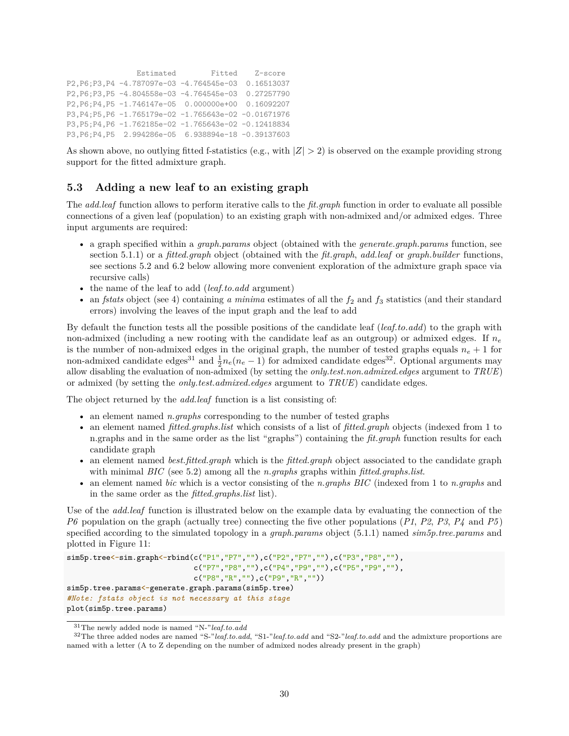```
              Estimated        Fitted    Z-score
P2,P6;P3,P4 -4.787097e-03 -4.764545e-03  0.16513037
P2,P6;P3,P5 -4.804558e-03 -4.764545e-03  0.27257790
P2,P6;P4,P5 -1.746147e-05  0.000000e+00  0.16092207
P3,P4;P5,P6 -1.765179e-02 -1.765643e-02 -0.01671976
P3,P5;P4,P6 -1.762185e-02 -1.765643e-02 -0.12418834
P3,P6;P4,P5  2.994286e-05  6.938894e-18 -0.39137603
```

As shown above, no outlying fitted f-statistics (e.g., with $|Z| > 2$) is observed on the example providing strong support for the fitted admixture graph.

### 5.3 Adding a new leaf to an existing graph

The *add.leaf* function allows to perform iterative calls to the *fit.graph* function in order to evaluate all possible connections of a given leaf (population) to an existing graph with non-admixed and/or admixed edges. Three input arguments are required:

- a graph specified within a *graph.params* object (obtained with the *generate.graph.params* function, see section 5.1.1) or a *fitted.graph* object (obtained with the *fit.graph*, *add.leaf* or *graph.builder* functions, see sections 5.2 and 6.2 below allowing more convenient exploration of the admixture graph space via recursive calls)
- the name of the leaf to add (*leaf.to.add* argument)
- an *fstats* object (see 4) containing *a minima* estimates of all the $f_2$ and $f_3$ statistics (and their standard errors) involving the leaves of the input graph and the leaf to add

By default the function tests all the possible positions of the candidate leaf (*leaf.to.add*) to the graph with non-admixed (including a new rooting with the candidate leaf as an outgroup) or admixed edges. If $n_e$ is the number of non-admixed edges in the original graph, the number of tested graphs equals $n_e + 1$ for non-admixed candidate edges[31] and $\frac{1}{2}n_e(n_e - 1)$ for admixed candidate edges[32]. Optional arguments may allow disabling the evaluation of non-admixed (by setting the *only.test.non.admixed.edges* argument to *TRUE*) or admixed (by setting the *only.test.admixed.edges* argument to *TRUE*) candidate edges.

The object returned by the *add.leaf* function is a list consisting of:

- an element named *n.graphs* corresponding to the number of tested graphs
- an element named *fitted.graphs.list* which consists of a list of *fitted.graph* objects (indexed from 1 to n.graphs and in the same order as the list "graphs") containing the *fit.graph* function results for each candidate graph
- an element named *best.fitted.graph* which is the *fitted.graph* object associated to the candidate graph with minimal *BIC* (see 5.2) among all the *n.graphs* graphs within *fitted.graphs.list*.
- an element named *bic* which is a vector consisting of the *n.graphs BIC* (indexed from 1 to *n.graphs* and in the same order as the *fitted.graphs.list* list).

Use of the *add.leaf* function is illustrated below on the example data by evaluating the connection of the *P6* population on the graph (actually tree) connecting the five other populations (*P1*, *P2*, *P3*, *P4* and *P5*) specified according to the simulated topology in a *graph.params* object (5.1.1) named *sim5p.tree.params* and plotted in Figure 11:

```
sim5p.tree<-sim.graph<-rbind(c("P1","P7",""),c("P2","P7",""),c("P3","P8",""),
                             c("P7","P8",""),c("P4","P9",""),c("P5","P9",""),
                             c("P8","R",""),c("P9","R",""))
sim5p.tree.params<-generate.graph.params(sim5p.tree)
#Note: fstats object is not necessary at this stage
plot(sim5p.tree.params)
```

[31] The newly added node is named "N-"*leaf.to.add*

[32] The three added nodes are named "S-"*leaf.to.add*, "S1-"*leaf.to.add* and "S2-"*leaf.to.add* and the admixture proportions are named with a letter (A to Z depending on the number of admixed nodes already present in the graph)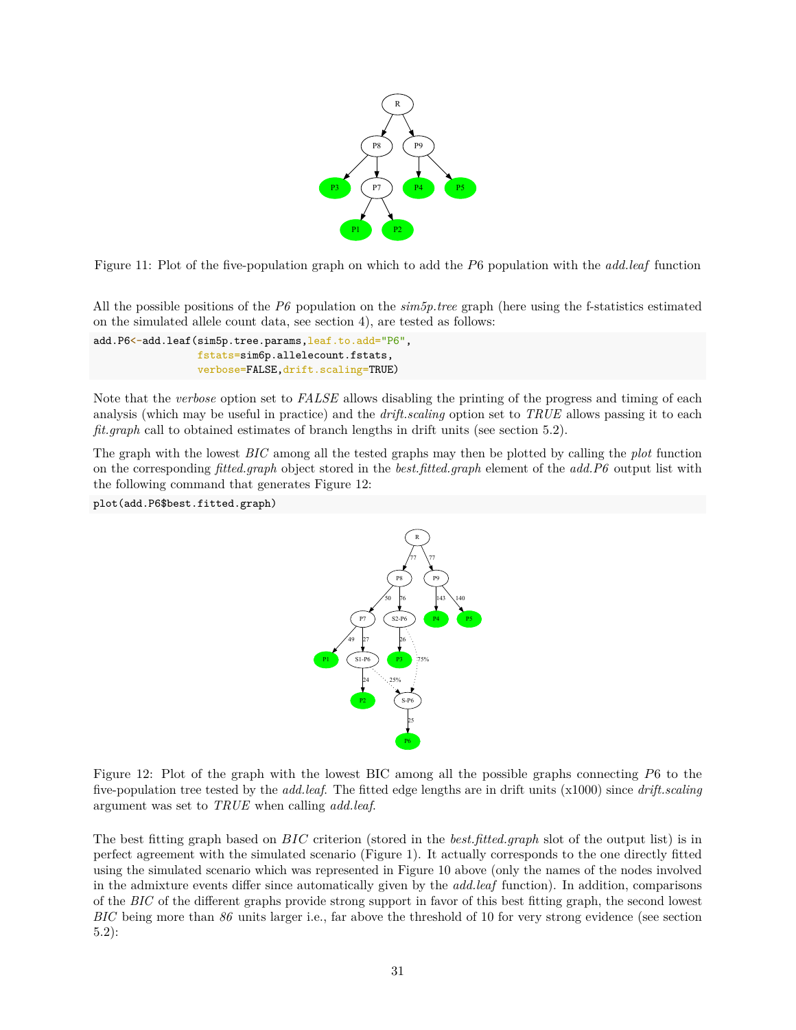Figure 11: Plot of the five-population graph on which to add the *P6* population with the *add.leaf* function

All the possible positions of the *P6* population on the *sim5p.tree* graph (here using the f-statistics estimated on the simulated allele count data, see section 4), are tested as follows:

```
add.P6<-add.leaf(sim5p.tree.params,leaf.to.add="P6",
                 fstats=sim6p.allelecount.fstats,
                 verbose=FALSE,drift.scaling=TRUE)
```

Note that the *verbose* option set to *FALSE* allows disabling the printing of the progress and timing of each analysis (which may be useful in practice) and the *drift.scaling* option set to *TRUE* allows passing it to each *fit.graph* call to obtained estimates of branch lengths in drift units (see section 5.2).

The graph with the lowest *BIC* among all the tested graphs may then be plotted by calling the *plot* function on the corresponding *fitted.graph* object stored in the *best.fitted.graph* element of the *add.P6* output list with the following command that generates Figure 12:

```
plot(add.P6$best.fitted.graph)
```

Figure 12: Plot of the graph with the lowest BIC among all the possible graphs connecting *P6* to the five-population tree tested by the *add.leaf*. The fitted edge lengths are in drift units (x1000) since *drift.scaling* argument was set to *TRUE* when calling *add.leaf*.

The best fitting graph based on *BIC* criterion (stored in the *best.fitted.graph* slot of the output list) is in perfect agreement with the simulated scenario (Figure 1). It actually corresponds to the one directly fitted using the simulated scenario which was represented in Figure 10 above (only the names of the nodes involved in the admixture events differ since automatically given by the *add.leaf* function). In addition, comparisons of the *BIC* of the different graphs provide strong support in favor of this best fitting graph, the second lowest *BIC* being more than *86* units larger i.e., far above the threshold of 10 for very strong evidence (see section 5.2):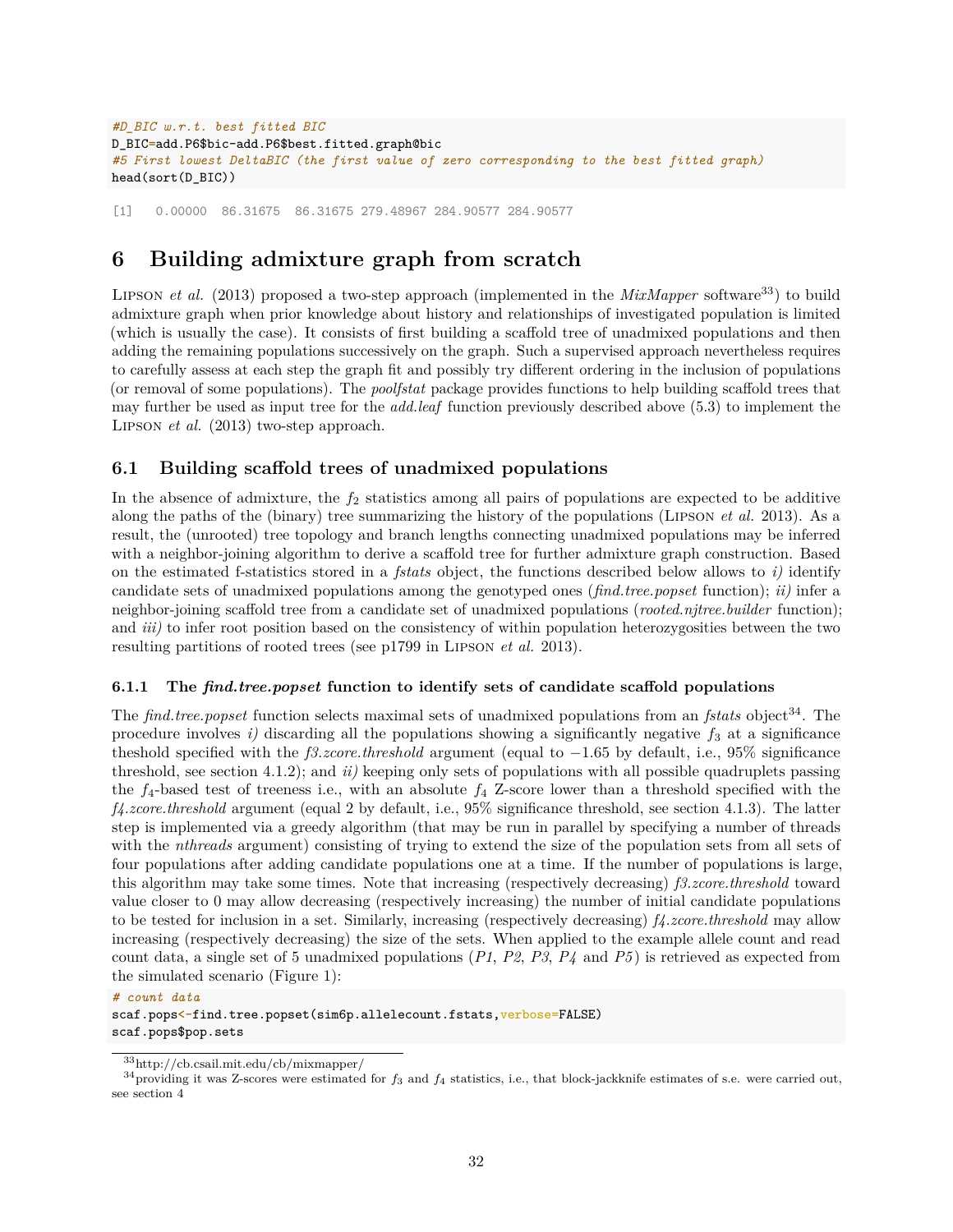```
#D_BIC w.r.t. best fitted BIC
D_BIC=add.P6$bic-add.P6$best.fitted.graph@bic
#5 First lowest DeltaBIC (the first value of zero corresponding to the best fitted graph)
head(sort(D_BIC))
```

```
[1]   0.00000  86.31675  86.31675 279.48967 284.90577 284.90577
```

# 6 Building admixture graph from scratch

Lipson *et al.* (2013) proposed a two-step approach (implemented in the *MixMapper* software[33]) to build admixture graph when prior knowledge about history and relationships of investigated population is limited (which is usually the case). It consists of first building a scaffold tree of unadmixed populations and then adding the remaining populations successively on the graph. Such a supervised approach nevertheless requires to carefully assess at each step the graph fit and possibly try different ordering in the inclusion of populations (or removal of some populations). The *poolfstat* package provides functions to help building scaffold trees that may further be used as input tree for the *add.leaf* function previously described above (5.3) to implement the Lipson *et al.* (2013) two-step approach.

## 6.1 Building scaffold trees of unadmixed populations

In the absence of admixture, the $f_2$ statistics among all pairs of populations are expected to be additive along the paths of the (binary) tree summarizing the history of the populations (Lipson *et al.* 2013). As a result, the (unrooted) tree topology and branch lengths connecting unadmixed populations may be inferred with a neighbor-joining algorithm to derive a scaffold tree for further admixture graph construction. Based on the estimated f-statistics stored in a *fstats* object, the functions described below allows to *i)* identify candidate sets of unadmixed populations among the genotyped ones (*find.tree.popset* function); *ii)* infer a neighbor-joining scaffold tree from a candidate set of unadmixed populations (*rooted.njtree.builder* function); and *iii)* to infer root position based on the consistency of within population heterozygosities between the two resulting partitions of rooted trees (see p1799 in Lipson *et al.* 2013).

### 6.1.1 The *find.tree.popset* function to identify sets of candidate scaffold populations

The *find.tree.popset* function selects maximal sets of unadmixed populations from an *fstats* object[34]. The procedure involves *i)* discarding all the populations showing a significantly negative $f_3$ at a significance theshold specified with the *f3.zcore.threshold* argument (equal to $-1.65$ by default, i.e., 95% significance threshold, see section 4.1.2); and *ii)* keeping only sets of populations with all possible quadruplets passing the $f_4$-based test of treeness i.e., with an absolute $f_4$ Z-score lower than a threshold specified with the *f4.zcore.threshold* argument (equal 2 by default, i.e., 95% significance threshold, see section 4.1.3). The latter step is implemented via a greedy algorithm (that may be run in parallel by specifying a number of threads with the *nthreads* argument) consisting of trying to extend the size of the population sets from all sets of four populations after adding candidate populations one at a time. If the number of populations is large, this algorithm may take some times. Note that increasing (respectively decreasing) *f3.zcore.threshold* toward value closer to 0 may allow decreasing (respectively increasing) the number of initial candidate populations to be tested for inclusion in a set. Similarly, increasing (respectively decreasing) *f4.zcore.threshold* may allow increasing (respectively decreasing) the size of the sets. When applied to the example allele count and read count data, a single set of 5 unadmixed populations (*P1*, *P2*, *P3*, *P4* and *P5*) is retrieved as expected from the simulated scenario (Figure 1):

```
# count data
scaf.pops<-find.tree.popset(sim6p.allelecount.fstats,verbose=FALSE)
scaf.pops$pop.sets
```

[33] http://cb.csail.mit.edu/cb/mixmapper/

[34] providing it was Z-scores were estimated for $f_3$ and $f_4$ statistics, i.e., that block-jackknife estimates of s.e. were carried out, see section 4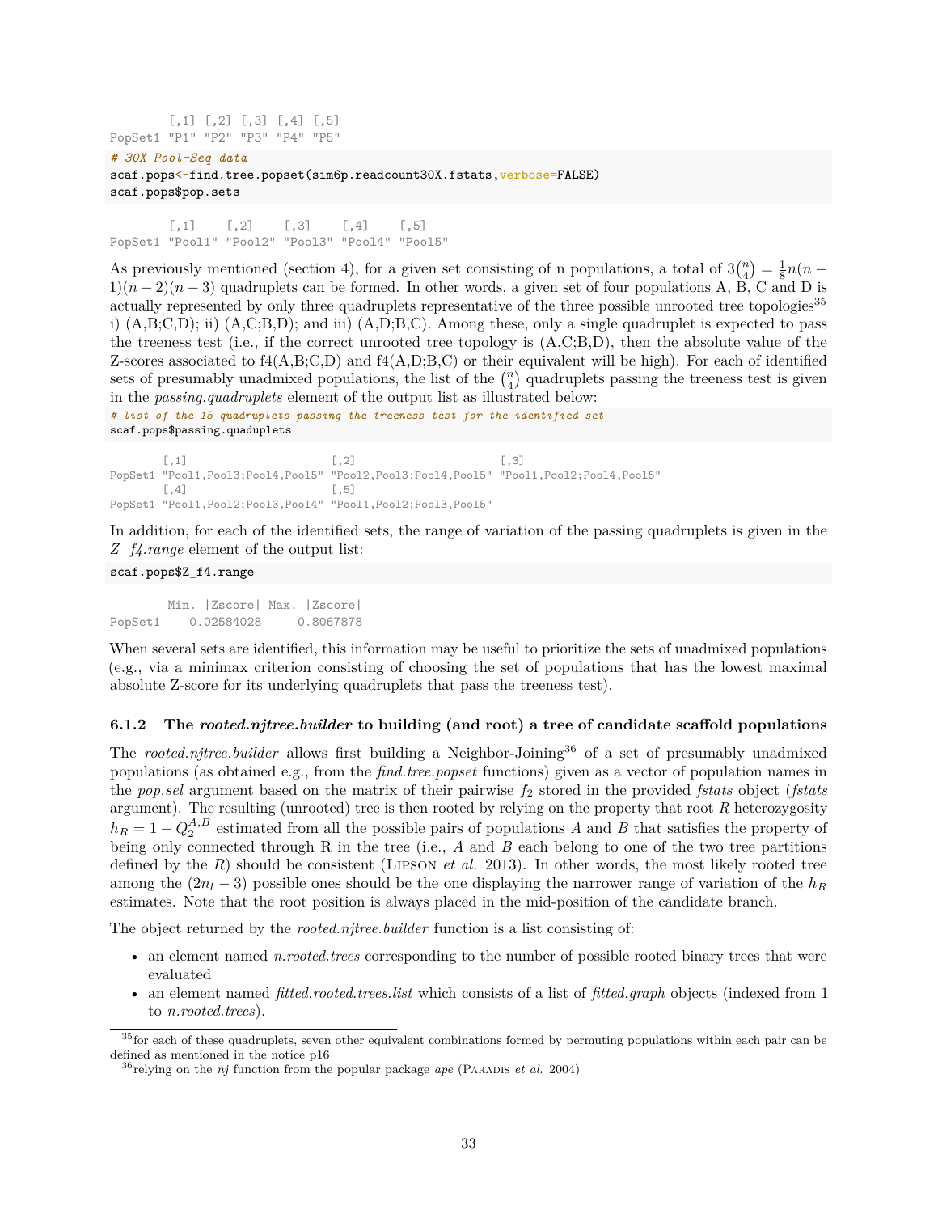```
        [,1] [,2] [,3] [,4] [,5]
PopSet1 "P1" "P2" "P3" "P4" "P5"
```

```
# 30X Pool-Seq data
scaf.pops<-find.tree.popset(sim6p.readcount30X.fstats,verbose=FALSE)
scaf.pops$pop.sets
```

```
        [,1]    [,2]    [,3]    [,4]    [,5]
PopSet1 "Pool1" "Pool2" "Pool3" "Pool4" "Pool5"
```

As previously mentioned (section 4), for a given set consisting of n populations, a total of $3\binom{n}{4} = \frac{1}{8}n(n-1)(n-2)(n-3)$ quadruplets can be formed. In other words, a given set of four populations A, B, C and D is actually represented by only three quadruplets representative of the three possible unrooted tree topologies[35] i) (A,B;C,D); ii) (A,C;B,D); and iii) (A,D;B,C). Among these, only a single quadruplet is expected to pass the treeness test (i.e., if the correct unrooted tree topology is (A,C;B,D), then the absolute value of the Z-scores associated to f4(A,B;C,D) and f4(A,D;B,C) or their equivalent will be high). For each of identified sets of presumably unadmixed populations, the list of the $\binom{n}{4}$ quadruplets passing the treeness test is given in the *passing.quadruplets* element of the output list as illustrated below:

```
# list of the 15 quadruplets passing the treeness test for the identified set
scaf.pops$passing.quaduplets
```

```
        [,1]                      [,2]                      [,3]
PopSet1 "Pool1,Pool3;Pool4,Pool5" "Pool2,Pool3;Pool4,Pool5" "Pool1,Pool2;Pool4,Pool5"
        [,4]                      [,5]
PopSet1 "Pool1,Pool2;Pool3,Pool4" "Pool1,Pool2;Pool3,Pool5"
```

In addition, for each of the identified sets, the range of variation of the passing quadruplets is given in the *Z_f4.range* element of the output list:

```
scaf.pops$Z_f4.range
```

```
        Min. |Zscore| Max. |Zscore|
PopSet1    0.02584028     0.8067878
```

When several sets are identified, this information may be useful to prioritize the sets of unadmixed populations (e.g., via a minimax criterion consisting of choosing the set of populations that has the lowest maximal absolute Z-score for its underlying quadruplets that pass the treeness test).

### 6.1.2 The *rooted.njtree.builder* to building (and root) a tree of candidate scaffold populations

The *rooted.njtree.builder* allows first building a Neighbor-Joining[36] of a set of presumably unadmixed populations (as obtained e.g., from the *find.tree.popset* functions) given as a vector of population names in the *pop.sel* argument based on the matrix of their pairwise $f_2$ stored in the provided *fstats* object (*fstats* argument). The resulting (unrooted) tree is then rooted by relying on the property that root $R$ heterozygosity $h_R = 1 - Q_2^{A,B}$ estimated from all the possible pairs of populations $A$ and $B$ that satisfies the property of being only connected through R in the tree (i.e., $A$ and $B$ each belong to one of the two tree partitions defined by the $R$) should be consistent (Lipson *et al.* 2013). In other words, the most likely rooted tree among the $(2n_l - 3)$ possible ones should be the one displaying the narrower range of variation of the $h_R$ estimates. Note that the root position is always placed in the mid-position of the candidate branch.

The object returned by the *rooted.njtree.builder* function is a list consisting of:

- an element named *n.rooted.trees* corresponding to the number of possible rooted binary trees that were evaluated
- an element named *fitted.rooted.trees.list* which consists of a list of *fitted.graph* objects (indexed from 1 to *n.rooted.trees*).

[35] for each of these quadruplets, seven other equivalent combinations formed by permuting populations within each pair can be defined as mentioned in the notice p16

[36] relying on the *nj* function from the popular package *ape* (Paradis *et al.* 2004)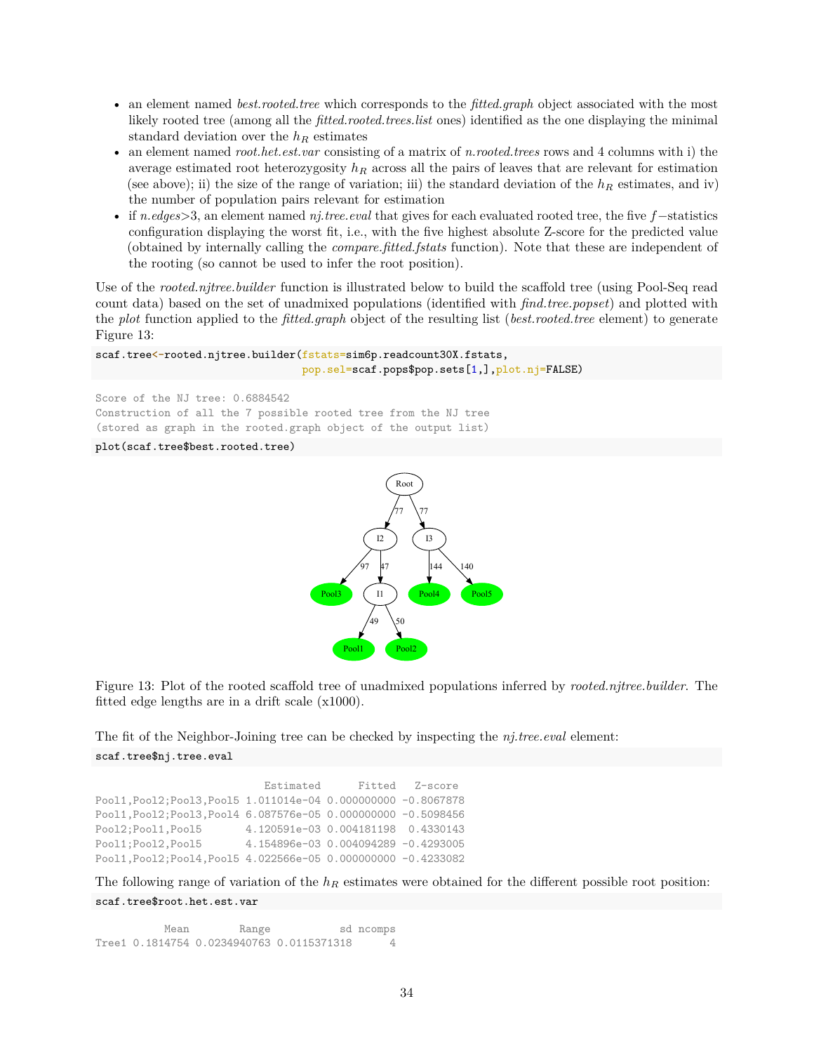- an element named *best.rooted.tree* which corresponds to the *fitted.graph* object associated with the most likely rooted tree (among all the *fitted.rooted.trees.list* ones) identified as the one displaying the minimal standard deviation over the $h_R$ estimates
- an element named *root.het.est.var* consisting of a matrix of *n.rooted.trees* rows and 4 columns with i) the average estimated root heterozygosity $h_R$ across all the pairs of leaves that are relevant for estimation (see above); ii) the size of the range of variation; iii) the standard deviation of the $h_R$ estimates, and iv) the number of population pairs relevant for estimation
- if *n.edges*>3, an element named *nj.tree.eval* that gives for each evaluated rooted tree, the five $f-$statistics configuration displaying the worst fit, i.e., with the five highest absolute Z-score for the predicted value (obtained by internally calling the *compare.fitted.fstats* function). Note that these are independent of the rooting (so cannot be used to infer the root position).

Use of the *rooted.njtree.builder* function is illustrated below to build the scaffold tree (using Pool-Seq read count data) based on the set of unadmixed populations (identified with *find.tree.popset*) and plotted with the *plot* function applied to the *fitted.graph* object of the resulting list (*best.rooted.tree* element) to generate Figure 13:

```
scaf.tree<-rooted.njtree.builder(fstats=sim6p.readcount30X.fstats,
                                 pop.sel=scaf.pops$pop.sets[1,],plot.nj=FALSE)
```

```
Score of the NJ tree: 0.6884542
Construction of all the 7 possible rooted tree from the NJ tree
(stored as graph in the rooted.graph object of the output list)
```

```
plot(scaf.tree$best.rooted.tree)
```

Figure 13: Plot of the rooted scaffold tree of unadmixed populations inferred by *rooted.njtree.builder*. The fitted edge lengths are in a drift scale (x1000).

The fit of the Neighbor-Joining tree can be checked by inspecting the *nj.tree.eval* element:

```
scaf.tree$nj.tree.eval
```

```
                            Estimated      Fitted    Z-score
Pool1,Pool2;Pool3,Pool5 1.011014e-04 0.000000000 -0.8067878
Pool1,Pool2;Pool3,Pool4 6.087576e-05 0.000000000 -0.5098456
Pool2;Pool1,Pool5       4.120591e-03 0.004181198  0.4330143
Pool1;Pool2,Pool5       4.154896e-03 0.004094289 -0.4293005
Pool1,Pool2;Pool4,Pool5 4.022566e-05 0.000000000 -0.4233082
```

The following range of variation of the $h_R$ estimates were obtained for the different possible root position:

```
scaf.tree$root.het.est.var
```

```
           Mean        Range           sd ncomps
Tree1 0.1814754 0.0234940763 0.0115371318      4
```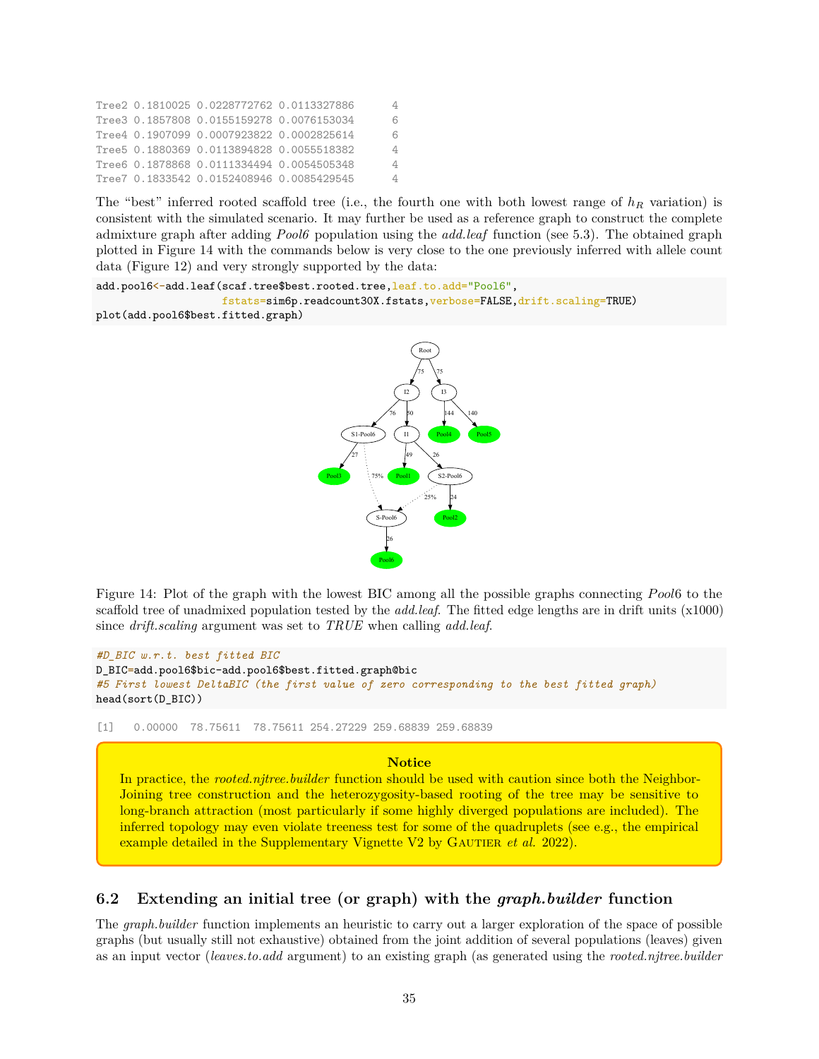```
Tree2 0.1810025 0.0228772762 0.0113327886      4
Tree3 0.1857808 0.0155159278 0.0076153034      6
Tree4 0.1907099 0.0007923822 0.0002825614      6
Tree5 0.1880369 0.0113894828 0.0055518382      4
Tree6 0.1878868 0.0111334494 0.0054505348      4
Tree7 0.1833542 0.0152408946 0.0085429545      4
```

The "best" inferred rooted scaffold tree (i.e., the fourth one with both lowest range of $h_R$ variation) is consistent with the simulated scenario. It may further be used as a reference graph to construct the complete admixture graph after adding *Pool6* population using the *add.leaf* function (see 5.3). The obtained graph plotted in Figure 14 with the commands below is very close to the one previously inferred with allele count data (Figure 12) and very strongly supported by the data:

```
add.pool6<-add.leaf(scaf.tree$best.rooted.tree,leaf.to.add="Pool6",
                    fstats=sim6p.readcount30X.fstats,verbose=FALSE,drift.scaling=TRUE)
plot(add.pool6$best.fitted.graph)
```

Figure 14: Plot of the graph with the lowest BIC among all the possible graphs connecting *Pool*6 to the scaffold tree of unadmixed population tested by the *add.leaf*. The fitted edge lengths are in drift units (x1000) since *drift.scaling* argument was set to *TRUE* when calling *add.leaf*.

```
#D_BIC w.r.t. best fitted BIC
D_BIC=add.pool6$bic-add.pool6$best.fitted.graph@bic
#5 First lowest DeltaBIC (the first value of zero corresponding to the best fitted graph)
head(sort(D_BIC))
```

```
[1]   0.00000  78.75611  78.75611 254.27229 259.68839 259.68839
```

**Notice**

In practice, the *rooted.njtree.builder* function should be used with caution since both the Neighbor-Joining tree construction and the heterozygosity-based rooting of the tree may be sensitive to long-branch attraction (most particularly if some highly diverged populations are included). The inferred topology may even violate treeness test for some of the quadruplets (see e.g., the empirical example detailed in the Supplementary Vignette V2 by Gautier *et al.* 2022).

## 6.2 Extending an initial tree (or graph) with the *graph.builder* function

The *graph.builder* function implements an heuristic to carry out a larger exploration of the space of possible graphs (but usually still not exhaustive) obtained from the joint addition of several populations (leaves) given as an input vector (*leaves.to.add* argument) to an existing graph (as generated using the *rooted.njtree.builder*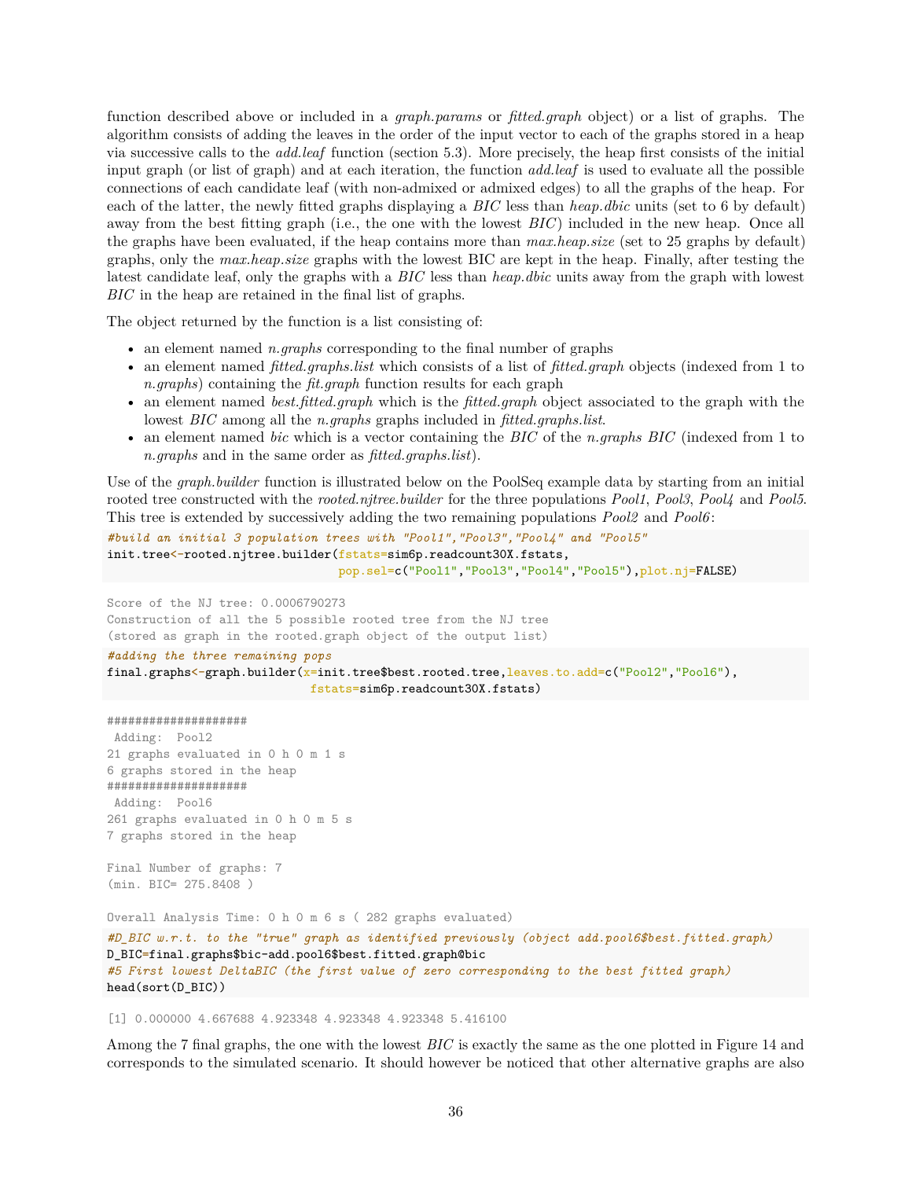function described above or included in a *graph.params* or *fitted.graph* object) or a list of graphs. The algorithm consists of adding the leaves in the order of the input vector to each of the graphs stored in a heap via successive calls to the *add.leaf* function (section 5.3). More precisely, the heap first consists of the initial input graph (or list of graph) and at each iteration, the function *add.leaf* is used to evaluate all the possible connections of each candidate leaf (with non-admixed or admixed edges) to all the graphs of the heap. For each of the latter, the newly fitted graphs displaying a *BIC* less than *heap.dbic* units (set to 6 by default) away from the best fitting graph (i.e., the one with the lowest *BIC*) included in the new heap. Once all the graphs have been evaluated, if the heap contains more than *max.heap.size* (set to 25 graphs by default) graphs, only the *max.heap.size* graphs with the lowest BIC are kept in the heap. Finally, after testing the latest candidate leaf, only the graphs with a *BIC* less than *heap.dbic* units away from the graph with lowest *BIC* in the heap are retained in the final list of graphs.

The object returned by the function is a list consisting of:

- an element named *n.graphs* corresponding to the final number of graphs
- an element named *fitted.graphs.list* which consists of a list of *fitted.graph* objects (indexed from 1 to *n.graphs*) containing the *fit.graph* function results for each graph
- an element named *best.fitted.graph* which is the *fitted.graph* object associated to the graph with the lowest *BIC* among all the *n.graphs* graphs included in *fitted.graphs.list*.
- an element named *bic* which is a vector containing the *BIC* of the *n.graphs BIC* (indexed from 1 to *n.graphs* and in the same order as *fitted.graphs.list*).

Use of the *graph.builder* function is illustrated below on the PoolSeq example data by starting from an initial rooted tree constructed with the *rooted.njtree.builder* for the three populations *Pool1*, *Pool3*, *Pool4* and *Pool5*. This tree is extended by successively adding the two remaining populations *Pool2* and *Pool6*:

```
#build an initial 3 population trees with "Pool1","Pool3","Pool4" and "Pool5"
init.tree<-rooted.njtree.builder(fstats=sim6p.readcount30X.fstats,
                                 pop.sel=c("Pool1","Pool3","Pool4","Pool5"),plot.nj=FALSE)
```

```
Score of the NJ tree: 0.0006790273
Construction of all the 5 possible rooted tree from the NJ tree
(stored as graph in the rooted.graph object of the output list)
```

```
#adding the three remaining pops
final.graphs<-graph.builder(x=init.tree$best.rooted.tree,leaves.to.add=c("Pool2","Pool6"),
                            fstats=sim6p.readcount30X.fstats)
```

```
####################
 Adding:  Pool2
21 graphs evaluated in 0 h 0 m 1 s
6 graphs stored in the heap
####################
 Adding:  Pool6
261 graphs evaluated in 0 h 0 m 5 s
7 graphs stored in the heap

Final Number of graphs: 7
(min. BIC= 275.8408 )

Overall Analysis Time: 0 h 0 m 6 s ( 282 graphs evaluated)
```

```
#D_BIC w.r.t. to the "true" graph as identified previously (object add.pool6$best.fitted.graph)
D_BIC=final.graphs$bic-add.pool6$best.fitted.graph@bic
#5 First lowest DeltaBIC (the first value of zero corresponding to the best fitted graph)
head(sort(D_BIC))
```

```
[1] 0.000000 4.667688 4.923348 4.923348 4.923348 5.416100
```

Among the 7 final graphs, the one with the lowest *BIC* is exactly the same as the one plotted in Figure 14 and corresponds to the simulated scenario. It should however be noticed that other alternative graphs are also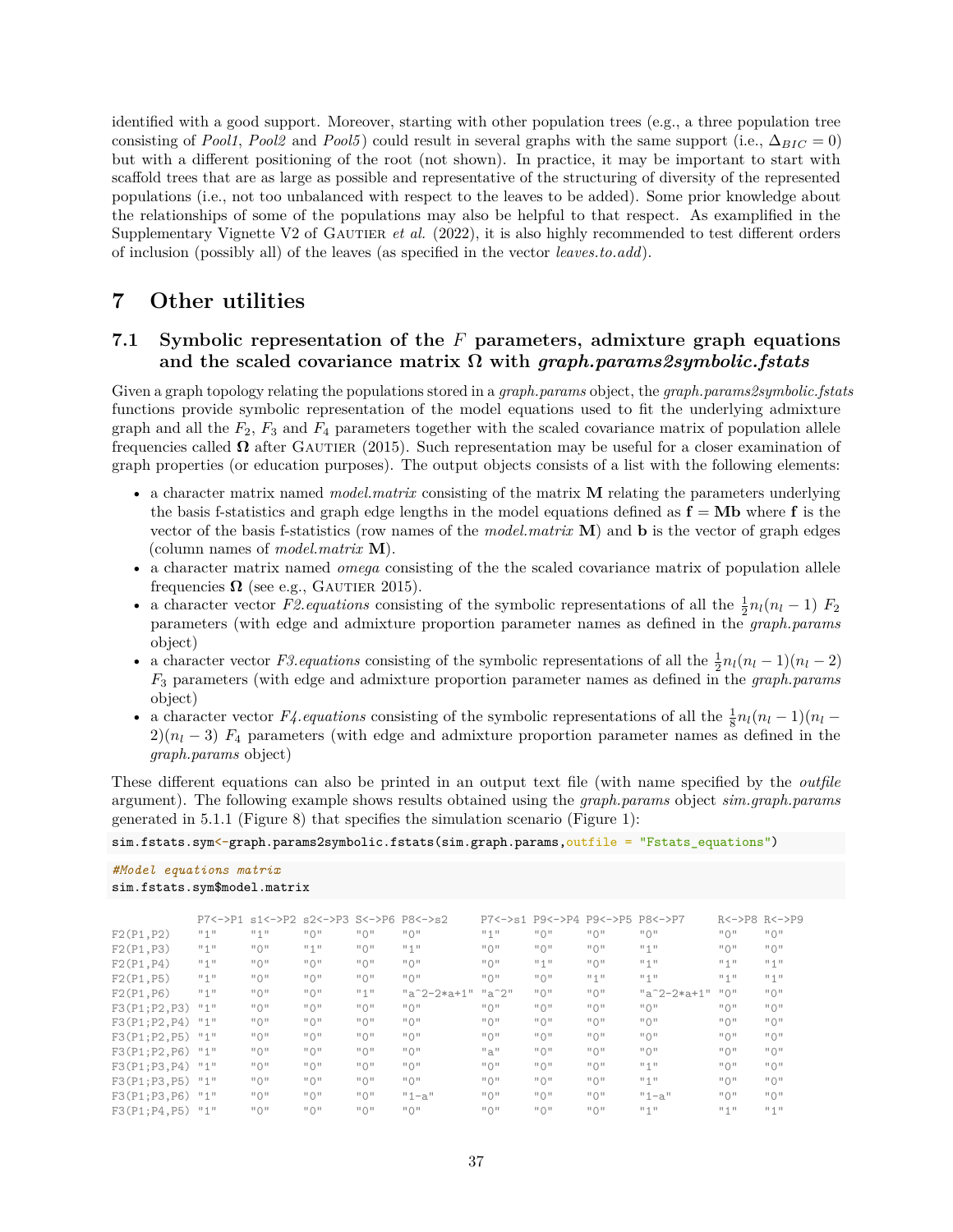identified with a good support. Moreover, starting with other population trees (e.g., a three population tree consisting of *Pool1*, *Pool2* and *Pool5*) could result in several graphs with the same support (i.e., $\Delta_{BIC} = 0$) but with a different positioning of the root (not shown). In practice, it may be important to start with scaffold trees that are as large as possible and representative of the structuring of diversity of the represented populations (i.e., not too unbalanced with respect to the leaves to be added). Some prior knowledge about the relationships of some of the populations may also be helpful to that respect. As examplified in the Supplementary Vignette V2 of Gautier *et al.* (2022), it is also highly recommended to test different orders of inclusion (possibly all) of the leaves (as specified in the vector *leaves.to.add*).

# 7 Other utilities

## 7.1 Symbolic representation of the $F$ parameters, admixture graph equations and the scaled covariance matrix $\mathbf{\Omega}$ with *graph.params2symbolic.fstats*

Given a graph topology relating the populations stored in a *graph.params* object, the *graph.params2symbolic.fstats* functions provide symbolic representation of the model equations used to fit the underlying admixture graph and all the $F_2$, $F_3$ and $F_4$ parameters together with the scaled covariance matrix of population allele frequencies called $\mathbf{\Omega}$ after Gautier (2015). Such representation may be useful for a closer examination of graph properties (or education purposes). The output objects consists of a list with the following elements:

- a character matrix named *model.matrix* consisting of the matrix $\mathbf{M}$ relating the parameters underlying the basis f-statistics and graph edge lengths in the model equations defined as $\mathbf{f} = \mathbf{M}\mathbf{b}$ where $\mathbf{f}$ is the vector of the basis f-statistics (row names of the *model.matrix* $\mathbf{M}$) and $\mathbf{b}$ is the vector of graph edges (column names of *model.matrix* $\mathbf{M}$).
- a character matrix named *omega* consisting of the the scaled covariance matrix of population allele frequencies $\mathbf{\Omega}$ (see e.g., Gautier 2015).
- a character vector *F2.equations* consisting of the symbolic representations of all the $\frac{1}{2}n_l(n_l-1)$ $F_2$ parameters (with edge and admixture proportion parameter names as defined in the *graph.params* object)
- a character vector *F3.equations* consisting of the symbolic representations of all the $\frac{1}{2}n_l(n_l-1)(n_l-2)$ $F_3$ parameters (with edge and admixture proportion parameter names as defined in the *graph.params* object)
- a character vector *F4.equations* consisting of the symbolic representations of all the $\frac{1}{8}n_l(n_l-1)(n_l-2)(n_l-3)$ $F_4$ parameters (with edge and admixture proportion parameter names as defined in the *graph.params* object)

These different equations can also be printed in an output text file (with name specified by the *outfile* argument). The following example shows results obtained using the *graph.params* object *sim.graph.params* generated in 5.1.1 (Figure 8) that specifies the simulation scenario (Figure 1):

```
sim.fstats.sym<-graph.params2symbolic.fstats(sim.graph.params,outfile = "Fstats_equations")
```

```
#Model equations matrix
sim.fstats.sym$model.matrix
```

```
             P7<->P1 s1<->P2 s2<->P3 S<->P6 P8<->s2     P7<->s1 P9<->P4 P9<->P5 P8<->P7     R<->P8 R<->P9
F2(P1,P2)    "1"     "1"     "0"     "0"    "0"         "1"     "0"     "0"     "0"         "0"    "0"
F2(P1,P3)    "1"     "0"     "1"     "0"    "1"         "0"     "0"     "0"     "1"         "0"    "0"
F2(P1,P4)    "1"     "0"     "0"     "0"    "0"         "0"     "1"     "0"     "1"         "1"    "1"
F2(P1,P5)    "1"     "0"     "0"     "0"    "0"         "0"     "0"     "1"     "1"         "1"    "1"
F2(P1,P6)    "1"     "0"     "0"     "1"    "a^2-2*a+1" "a^2"   "0"     "0"     "a^2-2*a+1" "0"    "0"
F3(P1;P2,P3) "1"     "0"     "0"     "0"    "0"         "0"     "0"     "0"     "0"         "0"    "0"
F3(P1;P2,P4) "1"     "0"     "0"     "0"    "0"         "0"     "0"     "0"     "0"         "0"    "0"
F3(P1;P2,P5) "1"     "0"     "0"     "0"    "0"         "0"     "0"     "0"     "0"         "0"    "0"
F3(P1;P2,P6) "1"     "0"     "0"     "0"    "0"         "a"     "0"     "0"     "0"         "0"    "0"
F3(P1;P3,P4) "1"     "0"     "0"     "0"    "0"         "0"     "0"     "0"     "1"         "0"    "0"
F3(P1;P3,P5) "1"     "0"     "0"     "0"    "0"         "0"     "0"     "0"     "1"         "0"    "0"
F3(P1;P3,P6) "1"     "0"     "0"     "0"    "1-a"       "0"     "0"     "0"     "1-a"       "0"    "0"
F3(P1;P4,P5) "1"     "0"     "0"     "0"    "0"         "0"     "0"     "0"     "1"         "1"    "1"
```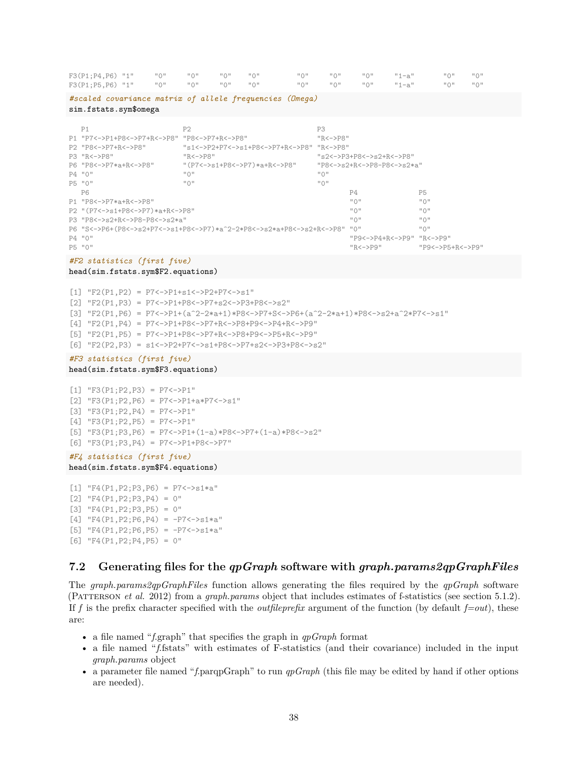```
F3(P1;P4,P6) "1"     "0"     "0"     "0"     "0"        "0"     "0"     "0"     "1-a"       "0"     "0"
F3(P1;P5,P6) "1"     "0"     "0"     "0"     "0"        "0"     "0"     "0"     "1-a"       "0"     "0"
```

```
#scaled covariance matrix of allele frequencies (Omega)
sim.fstats.sym$omega
```

```
   P1                       P2                                P3
P1 "P7<->P1+P8<->P7+R<->P8" "P8<->P7+R<->P8"                  "R<->P8"
P2 "P8<->P7+R<->P8"         "s1<->P2+P7<->s1+P8<->P7+R<->P8" "R<->P8"
P3 "R<->P8"                 "R<->P8"                          "s2<->P3+P8<->s2+R<->P8"
P6 "P8<->P7*a+R<->P8"       "(P7<->s1+P8<->P7)*a+R<->P8"     "P8<->s2+R<->P8-P8<->s2*a"
P4 "0"                      "0"                               "0"
P5 "0"                      "0"                               "0"
   P6                                                                         P4                P5
P1 "P8<->P7*a+R<->P8"                                                          "0"               "0"
P2 "(P7<->s1+P8<->P7)*a+R<->P8"                                                "0"               "0"
P3 "P8<->s2+R<->P8-P8<->s2*a"                                                  "0"               "0"
P6 "S<->P6+(P8<->s2+P7<->s1+P8<->P7)*a^2-2*P8<->s2*a+P8<->s2+R<->P8" "0"               "0"
P4 "0"                                                                         "P9<->P4+R<->P9" "R<->P9"
P5 "0"                                                                         "R<->P9"          "P9<->P5+R<->P9"
```

```
#F2 statistics (first five)
head(sim.fstats.sym$F2.equations)
```

```
[1] "F2(P1,P2) = P7<->P1+s1<->P2+P7<->s1"
[2] "F2(P1,P3) = P7<->P1+P8<->P7+s2<->P3+P8<->s2"
[3] "F2(P1,P6) = P7<->P1+(a^2-2*a+1)*P8<->P7+S<->P6+(a^2-2*a+1)*P8<->s2+a^2*P7<->s1"
[4] "F2(P1,P4) = P7<->P1+P8<->P7+R<->P8+P9<->P4+R<->P9"
[5] "F2(P1,P5) = P7<->P1+P8<->P7+R<->P8+P9<->P5+R<->P9"
[6] "F2(P2,P3) = s1<->P2+P7<->s1+P8<->P7+s2<->P3+P8<->s2"
```

```
#F3 statistics (first five)
head(sim.fstats.sym$F3.equations)
```

```
[1] "F3(P1;P2,P3) = P7<->P1"
[2] "F3(P1;P2,P6) = P7<->P1+a*P7<->s1"
[3] "F3(P1;P2,P4) = P7<->P1"
[4] "F3(P1;P2,P5) = P7<->P1"
[5] "F3(P1;P3,P6) = P7<->P1+(1-a)*P8<->P7+(1-a)*P8<->s2"
[6] "F3(P1;P3,P4) = P7<->P1+P8<->P7"
```

```
#F4 statistics (first five)
head(sim.fstats.sym$F4.equations)
```

```
[1] "F4(P1,P2;P3,P6) = P7<->s1*a"
[2] "F4(P1,P2;P3,P4) = 0"
[3] "F4(P1,P2;P3,P5) = 0"
[4] "F4(P1,P2;P6,P4) = -P7<->s1*a"
[5] "F4(P1,P2;P6,P5) = -P7<->s1*a"
[6] "F4(P1,P2;P4,P5) = 0"
```

## 7.2 Generating files for the *qpGraph* software with *graph.params2qpGraphFiles*

The *graph.params2qpGraphFiles* function allows generating the files required by the *qpGraph* software (Patterson *et al.* 2012) from a *graph.params* object that includes estimates of f-statistics (see section 5.1.2). If *f* is the prefix character specified with the *outfileprefix* argument of the function (by default *f=out*), these are:

- a file named "*f*.graph" that specifies the graph in *qpGraph* format
- a file named "*f*.fstats" with estimates of F-statistics (and their covariance) included in the input *graph.params* object
- a parameter file named "*f*.parqpGraph" to run *qpGraph* (this file may be edited by hand if other options are needed).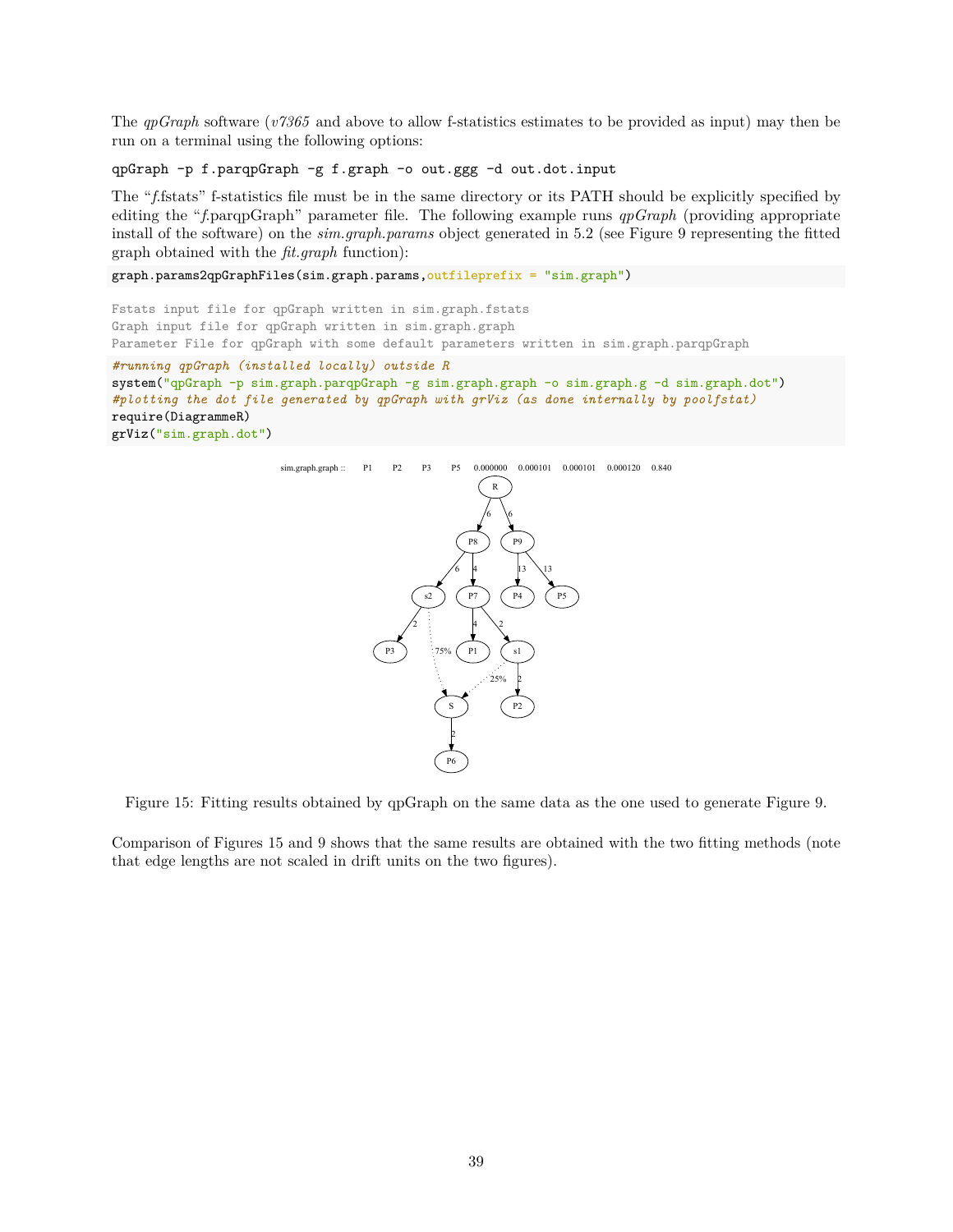The *qpGraph* software (*v7365* and above to allow f-statistics estimates to be provided as input) may then be run on a terminal using the following options:

```
qpGraph -p f.parqpGraph -g f.graph -o out.ggg -d out.dot.input
```

The "*f*.fstats" f-statistics file must be in the same directory or its PATH should be explicitly specified by editing the "*f*.parqpGraph" parameter file. The following example runs *qpGraph* (providing appropriate install of the software) on the *sim.graph.params* object generated in 5.2 (see Figure 9 representing the fitted graph obtained with the *fit.graph* function):

```
graph.params2qpGraphFiles(sim.graph.params,outfileprefix = "sim.graph")
```

```
Fstats input file for qpGraph written in sim.graph.fstats
Graph input file for qpGraph written in sim.graph.graph
Parameter File for qpGraph with some default parameters written in sim.graph.parqpGraph
```

```
#running qpGraph (installed locally) outside R
system("qpGraph -p sim.graph.parqpGraph -g sim.graph.graph -o sim.graph.g -d sim.graph.dot")
#plotting the dot file generated by qpGraph with grViz (as done internally by poolfstat)
require(DiagrammeR)
grViz("sim.graph.dot")
```

Figure 15: Fitting results obtained by qpGraph on the same data as the one used to generate Figure 9.

Comparison of Figures 15 and 9 shows that the same results are obtained with the two fitting methods (note that edge lengths are not scaled in drift units on the two figures).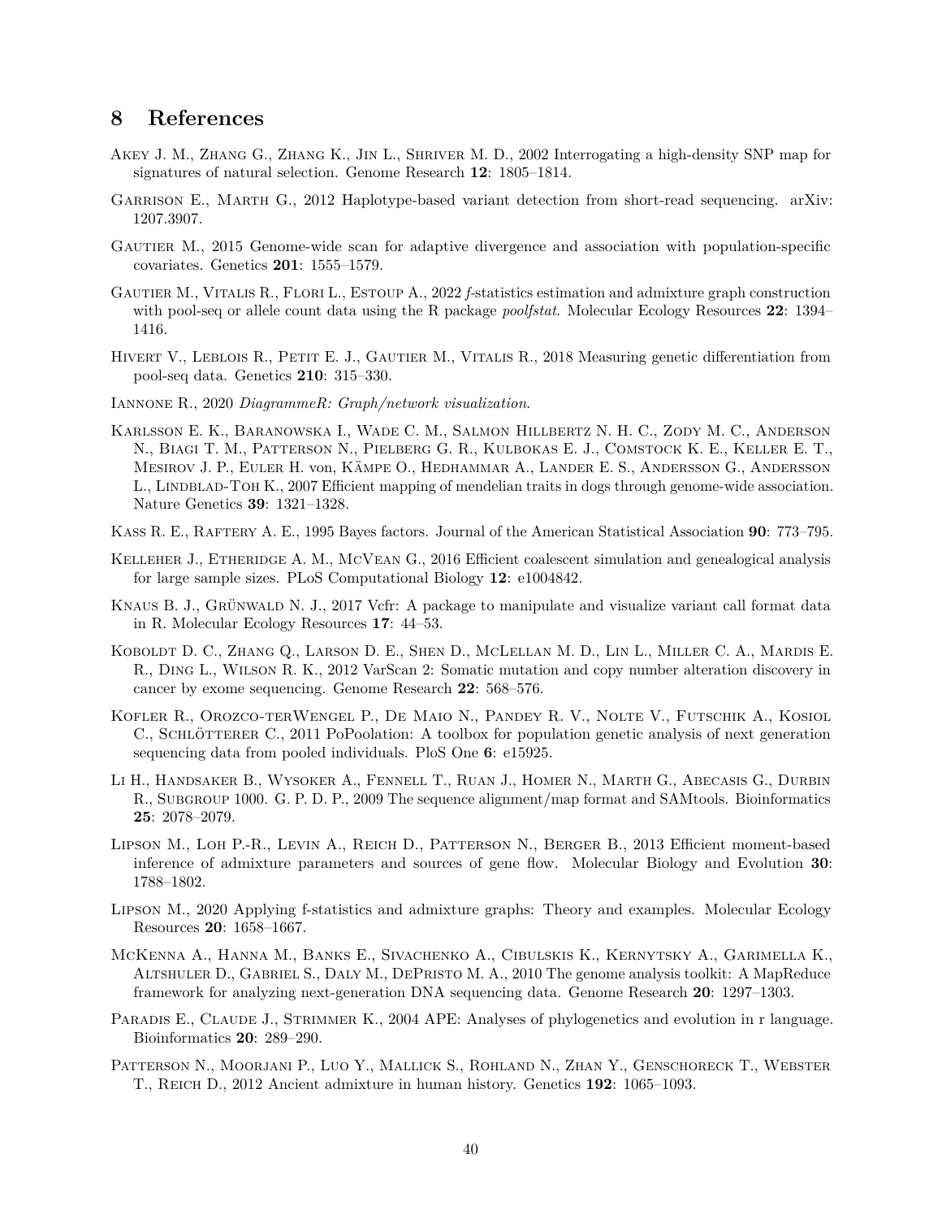## 8 References

Akey J. M., Zhang G., Zhang K., Jin L., Shriver M. D., 2002 Interrogating a high-density SNP map for signatures of natural selection. Genome Research **12**: 1805–1814.

Garrison E., Marth G., 2012 Haplotype-based variant detection from short-read sequencing. arXiv: 1207.3907.

Gautier M., 2015 Genome-wide scan for adaptive divergence and association with population-specific covariates. Genetics **201**: 1555–1579.

Gautier M., Vitalis R., Flori L., Estoup A., 2022 *f*-statistics estimation and admixture graph construction with pool-seq or allele count data using the R package *poolfstat*. Molecular Ecology Resources **22**: 1394–1416.

Hivert V., Leblois R., Petit E. J., Gautier M., Vitalis R., 2018 Measuring genetic differentiation from pool-seq data. Genetics **210**: 315–330.

Iannone R., 2020 *DiagrammeR: Graph/network visualization*.

Karlsson E. K., Baranowska I., Wade C. M., Salmon Hillbertz N. H. C., Zody M. C., Anderson N., Biagi T. M., Patterson N., Pielberg G. R., Kulbokas E. J., Comstock K. E., Keller E. T., Mesirov J. P., Euler H. von, Kämpe O., Hedhammar A., Lander E. S., Andersson G., Andersson L., Lindblad-Toh K., 2007 Efficient mapping of mendelian traits in dogs through genome-wide association. Nature Genetics **39**: 1321–1328.

Kass R. E., Raftery A. E., 1995 Bayes factors. Journal of the American Statistical Association **90**: 773–795.

Kelleher J., Etheridge A. M., McVean G., 2016 Efficient coalescent simulation and genealogical analysis for large sample sizes. PLoS Computational Biology **12**: e1004842.

Knaus B. J., Grünwald N. J., 2017 Vcfr: A package to manipulate and visualize variant call format data in R. Molecular Ecology Resources **17**: 44–53.

Koboldt D. C., Zhang Q., Larson D. E., Shen D., McLellan M. D., Lin L., Miller C. A., Mardis E. R., Ding L., Wilson R. K., 2012 VarScan 2: Somatic mutation and copy number alteration discovery in cancer by exome sequencing. Genome Research **22**: 568–576.

Kofler R., Orozco-terWengel P., De Maio N., Pandey R. V., Nolte V., Futschik A., Kosiol C., Schlötterer C., 2011 PoPoolation: A toolbox for population genetic analysis of next generation sequencing data from pooled individuals. PloS One **6**: e15925.

Li H., Handsaker B., Wysoker A., Fennell T., Ruan J., Homer N., Marth G., Abecasis G., Durbin R., Subgroup 1000. G. P. D. P., 2009 The sequence alignment/map format and SAMtools. Bioinformatics **25**: 2078–2079.

Lipson M., Loh P.-R., Levin A., Reich D., Patterson N., Berger B., 2013 Efficient moment-based inference of admixture parameters and sources of gene flow. Molecular Biology and Evolution **30**: 1788–1802.

Lipson M., 2020 Applying f-statistics and admixture graphs: Theory and examples. Molecular Ecology Resources **20**: 1658–1667.

McKenna A., Hanna M., Banks E., Sivachenko A., Cibulskis K., Kernytsky A., Garimella K., Altshuler D., Gabriel S., Daly M., DePristo M. A., 2010 The genome analysis toolkit: A MapReduce framework for analyzing next-generation DNA sequencing data. Genome Research **20**: 1297–1303.

Paradis E., Claude J., Strimmer K., 2004 APE: Analyses of phylogenetics and evolution in r language. Bioinformatics **20**: 289–290.

Patterson N., Moorjani P., Luo Y., Mallick S., Rohland N., Zhan Y., Genschoreck T., Webster T., Reich D., 2012 Ancient admixture in human history. Genetics **192**: 1065–1093.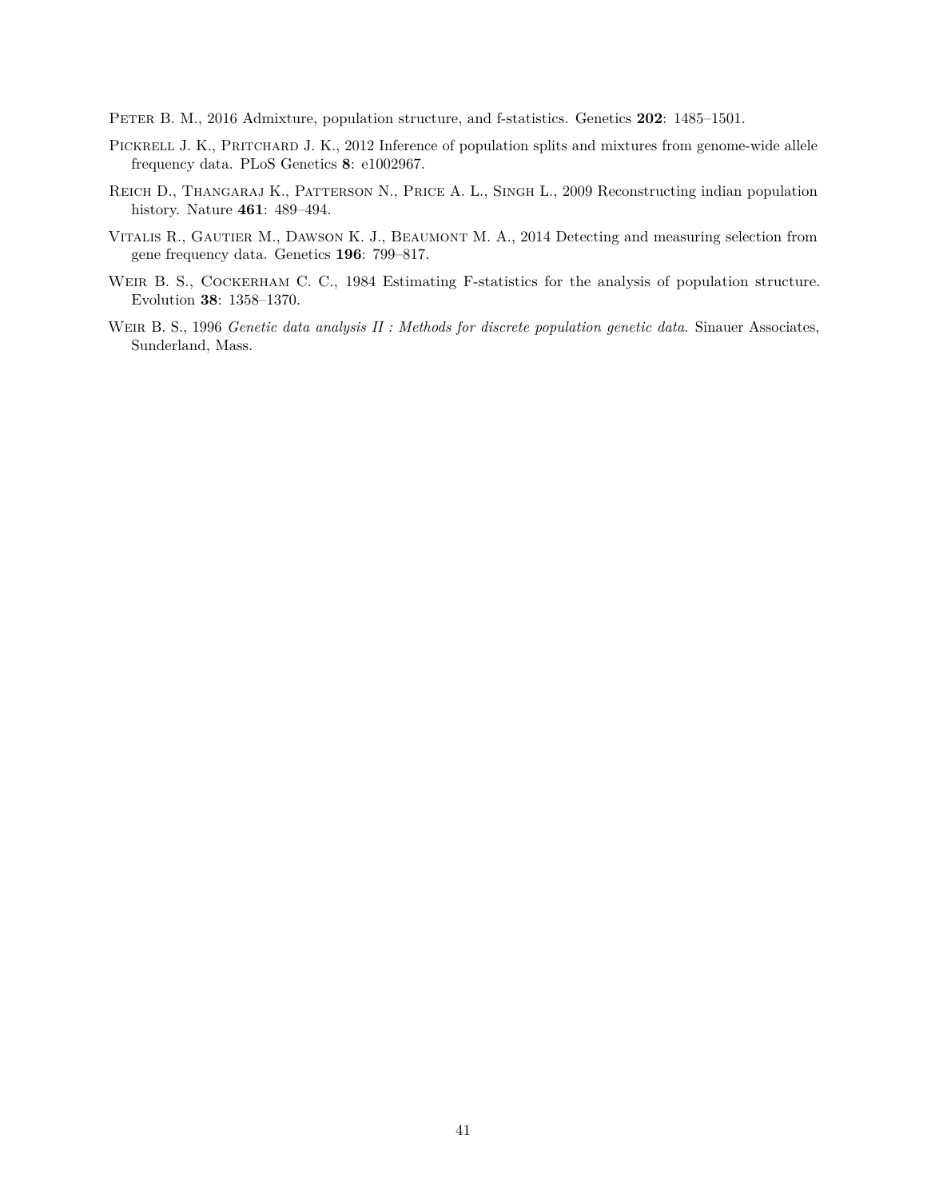Peter B. M., 2016 Admixture, population structure, and f-statistics. Genetics **202**: 1485–1501.

Pickrell J. K., Pritchard J. K., 2012 Inference of population splits and mixtures from genome-wide allele frequency data. PLoS Genetics **8**: e1002967.

Reich D., Thangaraj K., Patterson N., Price A. L., Singh L., 2009 Reconstructing indian population history. Nature **461**: 489–494.

Vitalis R., Gautier M., Dawson K. J., Beaumont M. A., 2014 Detecting and measuring selection from gene frequency data. Genetics **196**: 799–817.

Weir B. S., Cockerham C. C., 1984 Estimating F-statistics for the analysis of population structure. Evolution **38**: 1358–1370.

Weir B. S., 1996 *Genetic data analysis II : Methods for discrete population genetic data*. Sinauer Associates, Sunderland, Mass.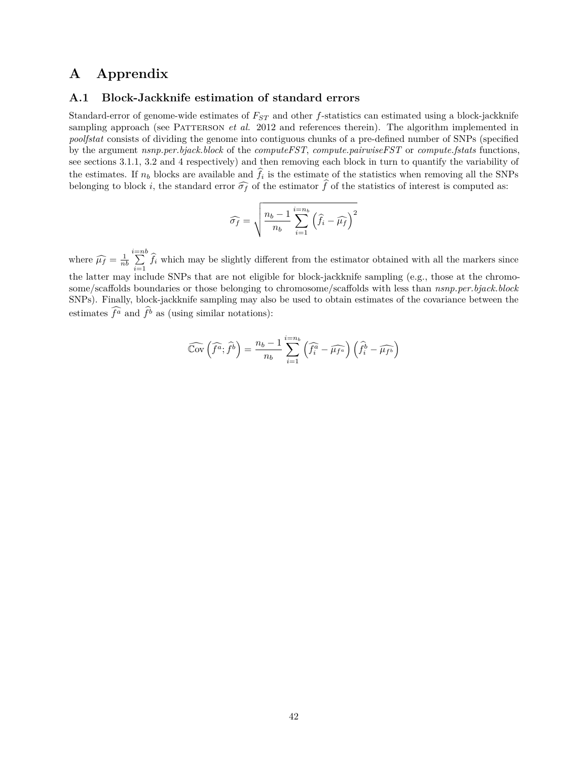# A Apprendix

## A.1 Block-Jackknife estimation of standard errors

Standard-error of genome-wide estimates of $F_{ST}$ and other $f$-statistics can estimated using a block-jackknife sampling approach (see Patterson *et al.* 2012 and references therein). The algorithm implemented in *poolfstat* consists of dividing the genome into contiguous chunks of a pre-defined number of SNPs (specified by the argument *nsnp.per.bjack.block* of the *computeFST*, *compute.pairwiseFST* or *compute.fstats* functions, see sections 3.1.1, 3.2 and 4 respectively) and then removing each block in turn to quantify the variability of the estimates. If $n_b$ blocks are available and $\widehat{f}_i$ is the estimate of the statistics when removing all the SNPs belonging to block $i$, the standard error $\widehat{\sigma_f}$ of the estimator $\widehat{f}$ of the statistics of interest is computed as:

$$\widehat{\sigma_f} = \sqrt{\frac{n_b - 1}{n_b} \sum_{i=1}^{i=n_b} \left( \widehat{f}_i - \widehat{\mu_f} \right)^2}$$

where $\widehat{\mu_f} = \frac{1}{nb} \sum_{i=1}^{i=nb} \widehat{f}_i$ which may be slightly different from the estimator obtained with all the markers since the latter may include SNPs that are not eligible for block-jackknife sampling (e.g., those at the chromosome/scaffolds boundaries or those belonging to chromosome/scaffolds with less than *nsnp.per.bjack.block* SNPs). Finally, block-jackknife sampling may also be used to obtain estimates of the covariance between the estimates $\widehat{f^a}$ and $\widehat{f^b}$ as (using similar notations):

$$\widehat{\mathbb{C}\mathrm{ov}} \left( \widehat{f^a}; \widehat{f^b} \right) = \frac{n_b - 1}{n_b} \sum_{i=1}^{i=n_b} \left( \widehat{f_i^a} - \widehat{\mu_{f^a}} \right) \left( \widehat{f_i^b} - \widehat{\mu_{f^b}} \right)$$